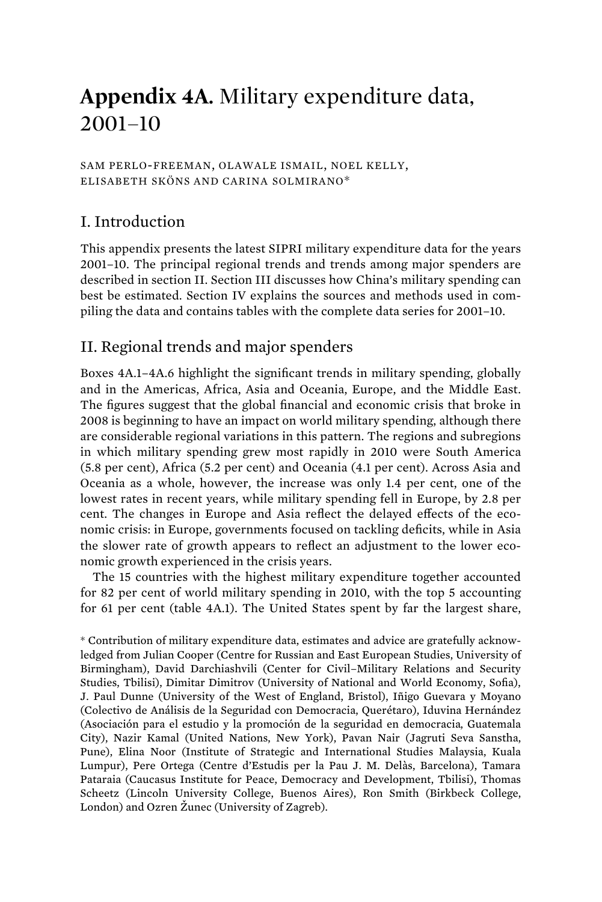# **Appendix 4A.** Military expenditure data, 2001–10

SAM PERLO-FREEMAN, OLAWALE ISMAIL, NOEL KELLY, ELISABETH SKÖNS AND CARINA SOLMIRANO*

## I. Introduction

This appendix presents the latest SIPRI military expenditure data for the years 2001–10. The principal regional trends and trends among major spenders are described in section II. Section III discusses how China's military spending can best be estimated. Section IV explains the sources and methods used in compiling the data and contains tables with the complete data series for 2001–10.

## II. Regional trends and major spenders

Boxes 4A.1–4A.6 highlight the significant trends in military spending, globally and in the Americas, Africa, Asia and Oceania, Europe, and the Middle East. The figures suggest that the global financial and economic crisis that broke in 2008 is beginning to have an impact on world military spending, although there are considerable regional variations in this pattern. The regions and subregions in which military spending grew most rapidly in 2010 were South America (5.8 per cent), Africa (5.2 per cent) and Oceania (4.1 per cent). Across Asia and Oceania as a whole, however, the increase was only 1.4 per cent, one of the lowest rates in recent years, while military spending fell in Europe, by 2.8 per cent. The changes in Europe and Asia reflect the delayed effects of the economic crisis: in Europe, governments focused on tackling deficits, while in Asia the slower rate of growth appears to reflect an adjustment to the lower economic growth experienced in the crisis years.

The 15 countries with the highest military expenditure together accounted for 82 per cent of world military spending in 2010, with the top 5 accounting for 61 per cent (table 4A.1). The United States spent by far the largest share,

* Contribution of military expenditure data, estimates and advice are gratefully acknowledged from Julian Cooper (Centre for Russian and East European Studies, University of Birmingham), David Darchiashvili (Center for Civil–Military Relations and Security Studies, Tbilisi), Dimitar Dimitrov (University of National and World Economy, Sofia), J. Paul Dunne (University of the West of England, Bristol), Iñigo Guevara y Moyano (Colectivo de Análisis de la Seguridad con Democracia, Querétaro), Iduvina Hernández (Asociación para el estudio y la promoción de la seguridad en democracia, Guatemala City), Nazir Kamal (United Nations, New York), Pavan Nair (Jagruti Seva Sanstha, Pune), Elina Noor (Institute of Strategic and International Studies Malaysia, Kuala Lumpur), Pere Ortega (Centre d'Estudis per la Pau J. M. Delàs, Barcelona), Tamara Pataraia (Caucasus Institute for Peace, Democracy and Development, Tbilisi), Thomas Scheetz (Lincoln University College, Buenos Aires), Ron Smith (Birkbeck College, London) and Ozren Žunec (University of Zagreb).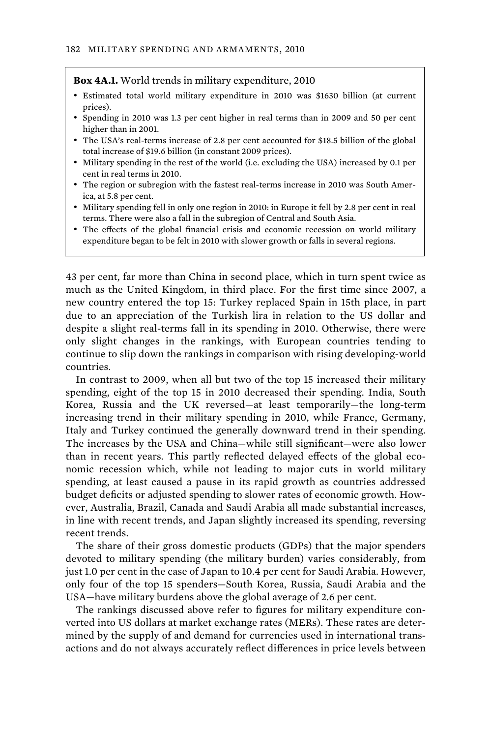**Box 4A.1.** World trends in military expenditure, 2010

- Estimated total world military expenditure in 2010 was $1630 billion (at current prices).
- Spending in 2010 was 1.3 per cent higher in real terms than in 2009 and 50 per cent higher than in 2001.
- The USA's real-terms increase of 2.8 per cent accounted for $18.5 billion of the global total increase of $19.6 billion (in constant 2009 prices).
- Military spending in the rest of the world (i.e. excluding the USA) increased by 0.1 per cent in real terms in 2010.
- The region or subregion with the fastest real-terms increase in 2010 was South America, at 5.8 per cent.
- Military spending fell in only one region in 2010: in Europe it fell by 2.8 per cent in real terms. There were also a fall in the subregion of Central and South Asia.
- The effects of the global financial crisis and economic recession on world military expenditure began to be felt in 2010 with slower growth or falls in several regions.

43 per cent, far more than China in second place, which in turn spent twice as much as the United Kingdom, in third place. For the first time since 2007, a new country entered the top 15: Turkey replaced Spain in 15th place, in part due to an appreciation of the Turkish lira in relation to the US dollar and despite a slight real-terms fall in its spending in 2010. Otherwise, there were only slight changes in the rankings, with European countries tending to continue to slip down the rankings in comparison with rising developing-world countries.

In contrast to 2009, when all but two of the top 15 increased their military spending, eight of the top 15 in 2010 decreased their spending. India, South Korea, Russia and the UK reversed—at least temporarily—the long-term increasing trend in their military spending in 2010, while France, Germany, Italy and Turkey continued the generally downward trend in their spending. The increases by the USA and China—while still significant—were also lower than in recent years. This partly reflected delayed effects of the global economic recession which, while not leading to major cuts in world military spending, at least caused a pause in its rapid growth as countries addressed budget deficits or adjusted spending to slower rates of economic growth. However, Australia, Brazil, Canada and Saudi Arabia all made substantial increases, in line with recent trends, and Japan slightly increased its spending, reversing recent trends.

The share of their gross domestic products (GDPs) that the major spenders devoted to military spending (the military burden) varies considerably, from just 1.0 per cent in the case of Japan to 10.4 per cent for Saudi Arabia. However, only four of the top 15 spenders—South Korea, Russia, Saudi Arabia and the USA—have military burdens above the global average of 2.6 per cent.

The rankings discussed above refer to figures for military expenditure converted into US dollars at market exchange rates (MERs). These rates are determined by the supply of and demand for currencies used in international transactions and do not always accurately reflect differences in price levels between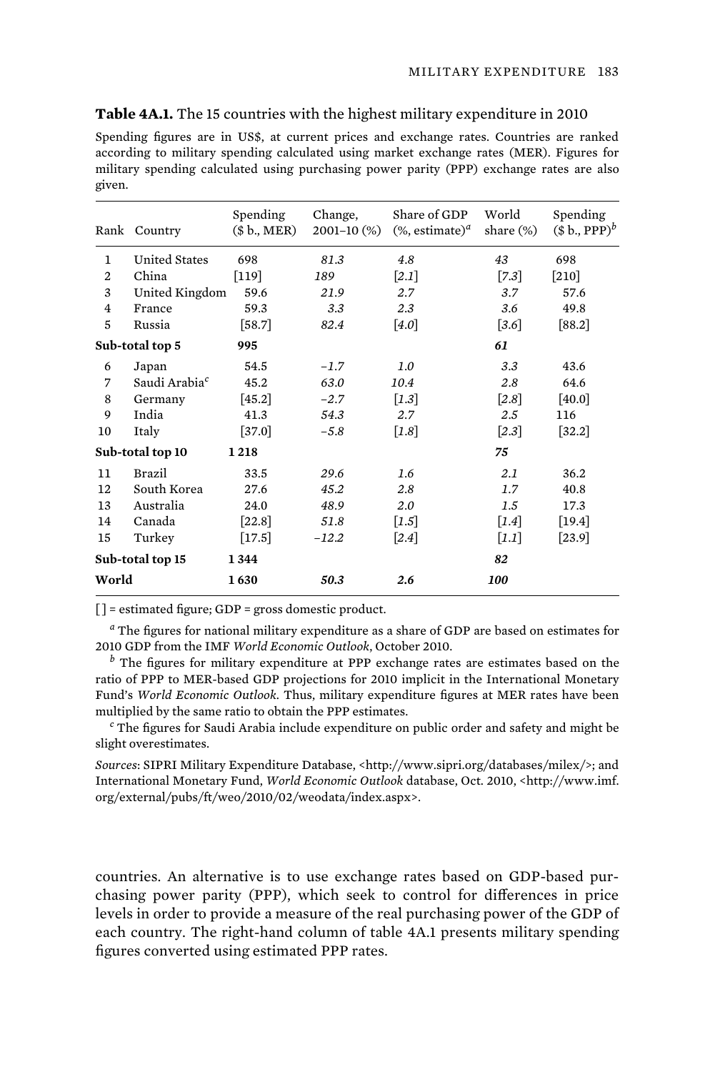**Table 4A.1.** The 15 countries with the highest military expenditure in 2010

Spending figures are in US$, at current prices and exchange rates. Countries are ranked according to military spending calculated using market exchange rates (MER). Figures for military spending calculated using purchasing power parity (PPP) exchange rates are also given.

| Rank | Country | Spending ($ b., MER) | Change, 2001–10 (%) | Share of GDP (%, estimate)[a] | World share (%) | Spending ($ b., PPP)[b] |
|---|---|---|---|---|---|---|
| 1 | United States | 698 | *81.3* | *4.8* | *43* | 698 |
| 2 | China | [119] | *189* | [*2.1*] | [*7.3*] | [210] |
| 3 | United Kingdom | 59.6 | *21.9* | *2.7* | *3.7* | 57.6 |
| 4 | France | 59.3 | *3.3* | *2.3* | *3.6* | 49.8 |
| 5 | Russia | [58.7] | *82.4* | [*4.0*] | [*3.6*] | [88.2] |
| **Sub-total top 5** | | **995** | | | ***61*** | |
| 6 | Japan | 54.5 | *−1.7* | *1.0* | *3.3* | 43.6 |
| 7 | Saudi Arabia[c] | 45.2 | *63.0* | *10.4* | *2.8* | 64.6 |
| 8 | Germany | [45.2] | *−2.7* | [*1.3*] | [*2.8*] | [40.0] |
| 9 | India | 41.3 | *54.3* | *2.7* | *2.5* | 116 |
| 10 | Italy | [37.0] | *−5.8* | [*1.8*] | [*2.3*] | [32.2] |
| **Sub-total top 10** | | **1 218** | | | ***75*** | |
| 11 | Brazil | 33.5 | *29.6* | *1.6* | *2.1* | 36.2 |
| 12 | South Korea | 27.6 | *45.2* | *2.8* | *1.7* | 40.8 |
| 13 | Australia | 24.0 | *48.9* | *2.0* | *1.5* | 17.3 |
| 14 | Canada | [22.8] | *51.8* | [*1.5*] | [*1.4*] | [19.4] |
| 15 | Turkey | [17.5] | *−12.2* | [*2.4*] | [*1.1*] | [23.9] |
| **Sub-total top 15** | | **1 344** | | | ***82*** | |
| **World** | | **1 630** | ***50.3*** | ***2.6*** | ***100*** | |

[ ] = estimated figure; GDP = gross domestic product.

[a] The figures for national military expenditure as a share of GDP are based on estimates for 2010 GDP from the IMF *World Economic Outlook*, October 2010.

[b] The figures for military expenditure at PPP exchange rates are estimates based on the ratio of PPP to MER-based GDP projections for 2010 implicit in the International Monetary Fund's *World Economic Outlook*. Thus, military expenditure figures at MER rates have been multiplied by the same ratio to obtain the PPP estimates.

[c] The figures for Saudi Arabia include expenditure on public order and safety and might be slight overestimates.

*Sources*: SIPRI Military Expenditure Database, <http://www.sipri.org/databases/milex/>; and International Monetary Fund, *World Economic Outlook* database, Oct. 2010, <http://www.imf.org/external/pubs/ft/weo/2010/02/weodata/index.aspx>.

countries. An alternative is to use exchange rates based on GDP-based purchasing power parity (PPP), which seek to control for differences in price levels in order to provide a measure of the real purchasing power of the GDP of each country. The right-hand column of table 4A.1 presents military spending figures converted using estimated PPP rates.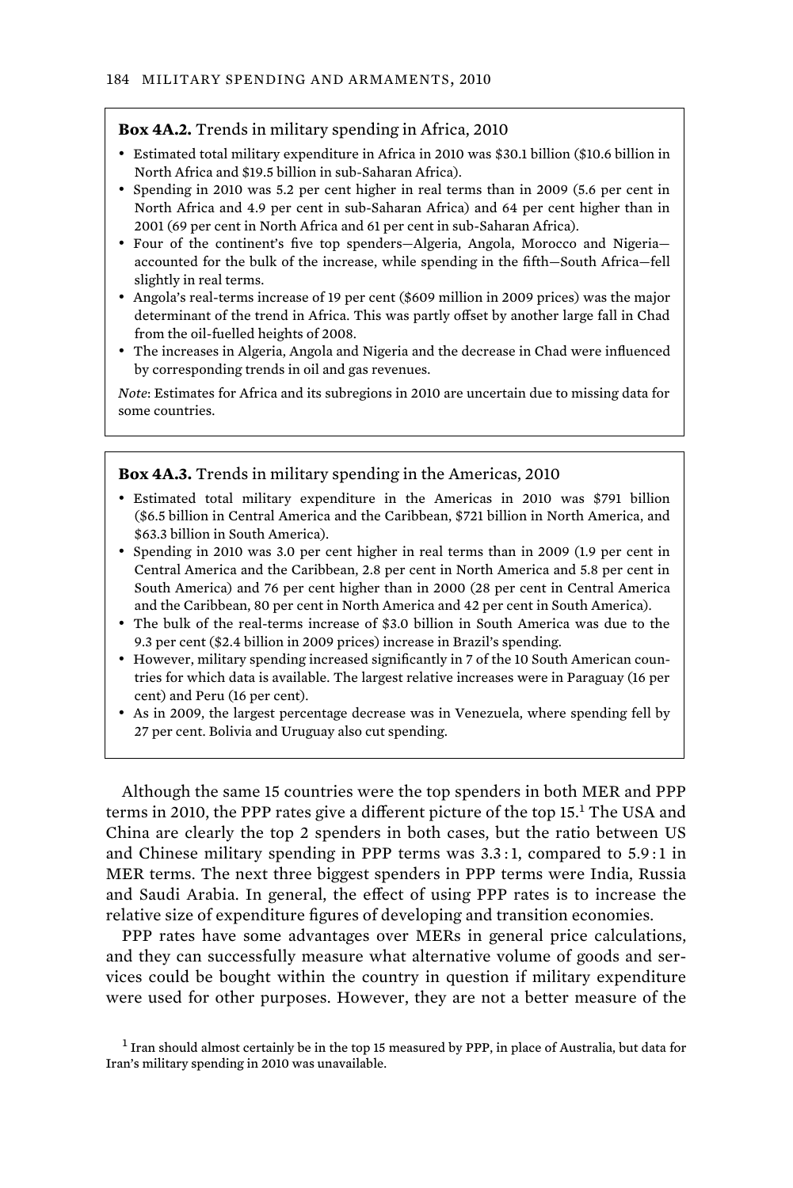**Box 4A.2.** Trends in military spending in Africa, 2010

- Estimated total military expenditure in Africa in 2010 was $30.1 billion ($10.6 billion in North Africa and $19.5 billion in sub-Saharan Africa).
- Spending in 2010 was 5.2 per cent higher in real terms than in 2009 (5.6 per cent in North Africa and 4.9 per cent in sub-Saharan Africa) and 64 per cent higher than in 2001 (69 per cent in North Africa and 61 per cent in sub-Saharan Africa).
- Four of the continent's five top spenders—Algeria, Angola, Morocco and Nigeria—accounted for the bulk of the increase, while spending in the fifth—South Africa—fell slightly in real terms.
- Angola's real-terms increase of 19 per cent ($609 million in 2009 prices) was the major determinant of the trend in Africa. This was partly offset by another large fall in Chad from the oil-fuelled heights of 2008.
- The increases in Algeria, Angola and Nigeria and the decrease in Chad were influenced by corresponding trends in oil and gas revenues.

*Note*: Estimates for Africa and its subregions in 2010 are uncertain due to missing data for some countries.

**Box 4A.3.** Trends in military spending in the Americas, 2010

- Estimated total military expenditure in the Americas in 2010 was $791 billion ($6.5 billion in Central America and the Caribbean, $721 billion in North America, and $63.3 billion in South America).
- Spending in 2010 was 3.0 per cent higher in real terms than in 2009 (1.9 per cent in Central America and the Caribbean, 2.8 per cent in North America and 5.8 per cent in South America) and 76 per cent higher than in 2000 (28 per cent in Central America and the Caribbean, 80 per cent in North America and 42 per cent in South America).
- The bulk of the real-terms increase of $3.0 billion in South America was due to the 9.3 per cent ($2.4 billion in 2009 prices) increase in Brazil's spending.
- However, military spending increased significantly in 7 of the 10 South American countries for which data is available. The largest relative increases were in Paraguay (16 per cent) and Peru (16 per cent).
- As in 2009, the largest percentage decrease was in Venezuela, where spending fell by 27 per cent. Bolivia and Uruguay also cut spending.

Although the same 15 countries were the top spenders in both MER and PPP terms in 2010, the PPP rates give a different picture of the top 15.[1] The USA and China are clearly the top 2 spenders in both cases, but the ratio between US and Chinese military spending in PPP terms was 3.3 : 1, compared to 5.9 : 1 in MER terms. The next three biggest spenders in PPP terms were India, Russia and Saudi Arabia. In general, the effect of using PPP rates is to increase the relative size of expenditure figures of developing and transition economies.

PPP rates have some advantages over MERs in general price calculations, and they can successfully measure what alternative volume of goods and services could be bought within the country in question if military expenditure were used for other purposes. However, they are not a better measure of the

[1] Iran should almost certainly be in the top 15 measured by PPP, in place of Australia, but data for Iran's military spending in 2010 was unavailable.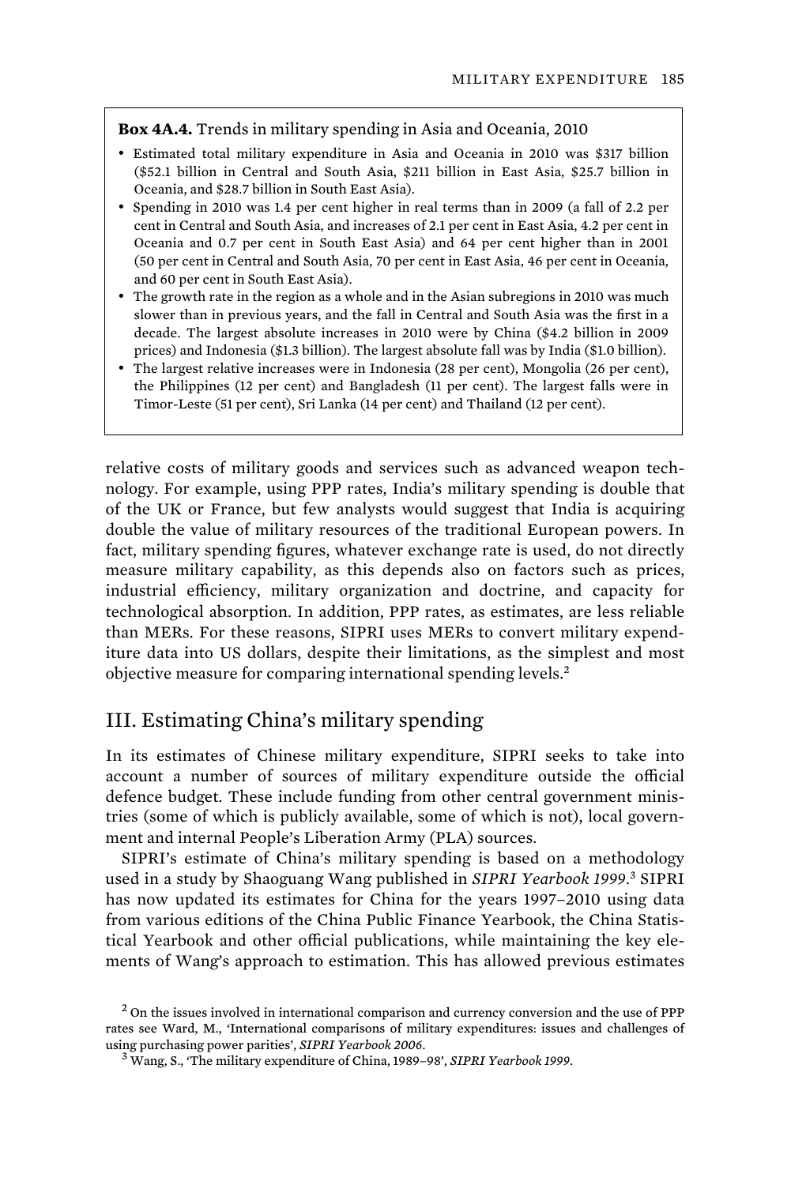**Box 4A.4.** Trends in military spending in Asia and Oceania, 2010

- Estimated total military expenditure in Asia and Oceania in 2010 was $317 billion ($52.1 billion in Central and South Asia, $211 billion in East Asia, $25.7 billion in Oceania, and $28.7 billion in South East Asia).
- Spending in 2010 was 1.4 per cent higher in real terms than in 2009 (a fall of 2.2 per cent in Central and South Asia, and increases of 2.1 per cent in East Asia, 4.2 per cent in Oceania and 0.7 per cent in South East Asia) and 64 per cent higher than in 2001 (50 per cent in Central and South Asia, 70 per cent in East Asia, 46 per cent in Oceania, and 60 per cent in South East Asia).
- The growth rate in the region as a whole and in the Asian subregions in 2010 was much slower than in previous years, and the fall in Central and South Asia was the first in a decade. The largest absolute increases in 2010 were by China ($4.2 billion in 2009 prices) and Indonesia ($1.3 billion). The largest absolute fall was by India ($1.0 billion).
- The largest relative increases were in Indonesia (28 per cent), Mongolia (26 per cent), the Philippines (12 per cent) and Bangladesh (11 per cent). The largest falls were in Timor-Leste (51 per cent), Sri Lanka (14 per cent) and Thailand (12 per cent).

relative costs of military goods and services such as advanced weapon technology. For example, using PPP rates, India's military spending is double that of the UK or France, but few analysts would suggest that India is acquiring double the value of military resources of the traditional European powers. In fact, military spending figures, whatever exchange rate is used, do not directly measure military capability, as this depends also on factors such as prices, industrial efficiency, military organization and doctrine, and capacity for technological absorption. In addition, PPP rates, as estimates, are less reliable than MERs. For these reasons, SIPRI uses MERs to convert military expenditure data into US dollars, despite their limitations, as the simplest and most objective measure for comparing international spending levels.[2]

## III. Estimating China's military spending

In its estimates of Chinese military expenditure, SIPRI seeks to take into account a number of sources of military expenditure outside the official defence budget. These include funding from other central government ministries (some of which is publicly available, some of which is not), local government and internal People's Liberation Army (PLA) sources.

SIPRI's estimate of China's military spending is based on a methodology used in a study by Shaoguang Wang published in *SIPRI Yearbook 1999*.[3] SIPRI has now updated its estimates for China for the years 1997–2010 using data from various editions of the China Public Finance Yearbook, the China Statistical Yearbook and other official publications, while maintaining the key elements of Wang's approach to estimation. This has allowed previous estimates

[2] On the issues involved in international comparison and currency conversion and the use of PPP rates see Ward, M., 'International comparisons of military expenditures: issues and challenges of using purchasing power parities', *SIPRI Yearbook 2006*.

[3] Wang, S., 'The military expenditure of China, 1989–98', *SIPRI Yearbook 1999*.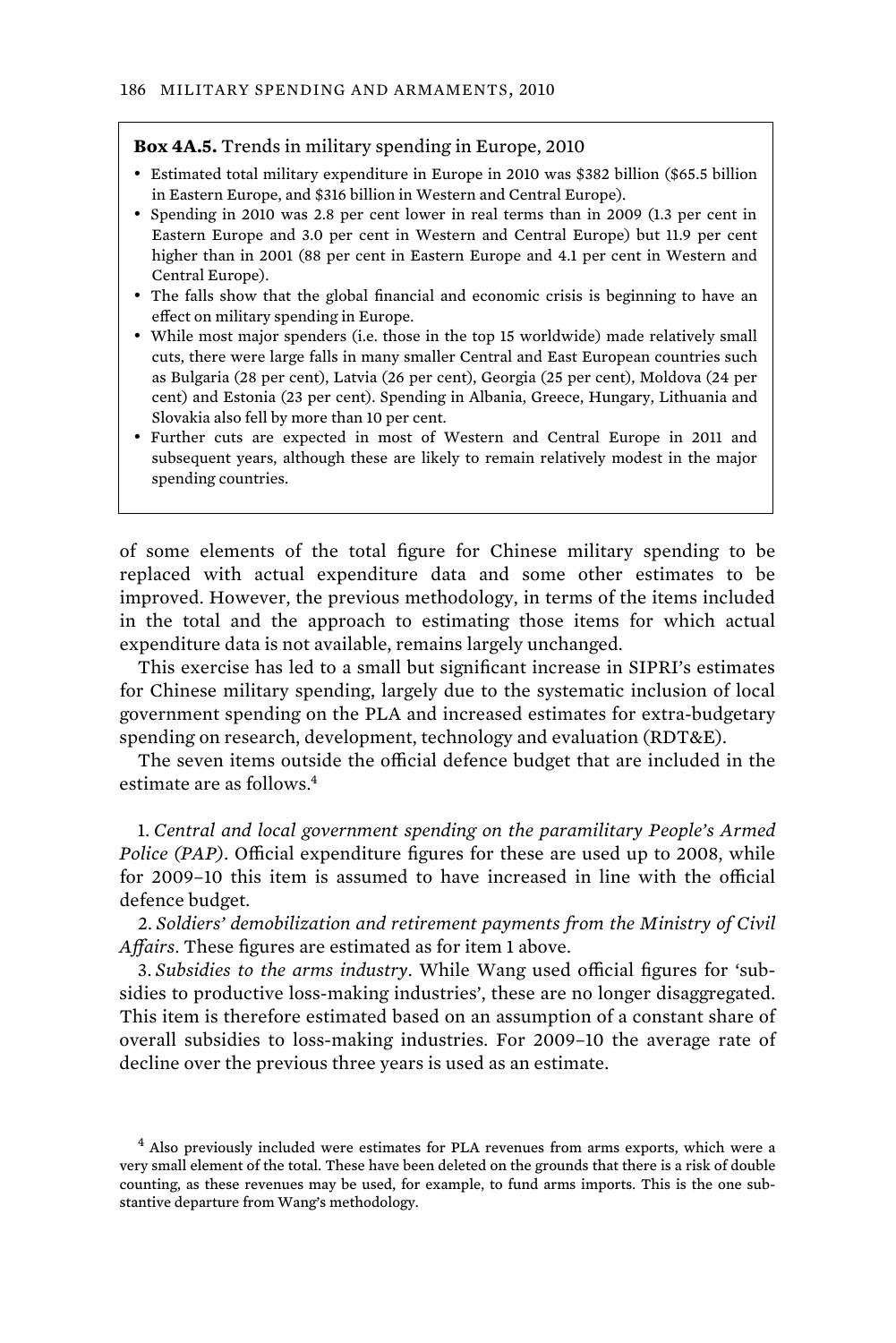**Box 4A.5.** Trends in military spending in Europe, 2010

- Estimated total military expenditure in Europe in 2010 was $382 billion ($65.5 billion in Eastern Europe, and $316 billion in Western and Central Europe).
- Spending in 2010 was 2.8 per cent lower in real terms than in 2009 (1.3 per cent in Eastern Europe and 3.0 per cent in Western and Central Europe) but 11.9 per cent higher than in 2001 (88 per cent in Eastern Europe and 4.1 per cent in Western and Central Europe).
- The falls show that the global financial and economic crisis is beginning to have an effect on military spending in Europe.
- While most major spenders (i.e. those in the top 15 worldwide) made relatively small cuts, there were large falls in many smaller Central and East European countries such as Bulgaria (28 per cent), Latvia (26 per cent), Georgia (25 per cent), Moldova (24 per cent) and Estonia (23 per cent). Spending in Albania, Greece, Hungary, Lithuania and Slovakia also fell by more than 10 per cent.
- Further cuts are expected in most of Western and Central Europe in 2011 and subsequent years, although these are likely to remain relatively modest in the major spending countries.

of some elements of the total figure for Chinese military spending to be replaced with actual expenditure data and some other estimates to be improved. However, the previous methodology, in terms of the items included in the total and the approach to estimating those items for which actual expenditure data is not available, remains largely unchanged.

This exercise has led to a small but significant increase in SIPRI's estimates for Chinese military spending, largely due to the systematic inclusion of local government spending on the PLA and increased estimates for extra-budgetary spending on research, development, technology and evaluation (RDT&E).

The seven items outside the official defence budget that are included in the estimate are as follows.[4]

1. *Central and local government spending on the paramilitary People's Armed Police (PAP)*. Official expenditure figures for these are used up to 2008, while for 2009–10 this item is assumed to have increased in line with the official defence budget.

2. *Soldiers' demobilization and retirement payments from the Ministry of Civil Affairs*. These figures are estimated as for item 1 above.

3. *Subsidies to the arms industry*. While Wang used official figures for 'subsidies to productive loss-making industries', these are no longer disaggregated. This item is therefore estimated based on an assumption of a constant share of overall subsidies to loss-making industries. For 2009–10 the average rate of decline over the previous three years is used as an estimate.

[4] Also previously included were estimates for PLA revenues from arms exports, which were a very small element of the total. These have been deleted on the grounds that there is a risk of double counting, as these revenues may be used, for example, to fund arms imports. This is the one substantive departure from Wang's methodology.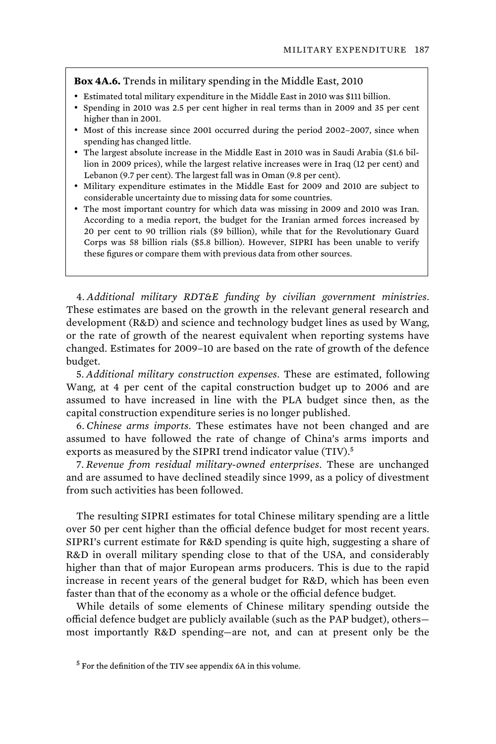**Box 4A.6.** Trends in military spending in the Middle East, 2010

- Estimated total military expenditure in the Middle East in 2010 was $111 billion.
- Spending in 2010 was 2.5 per cent higher in real terms than in 2009 and 35 per cent higher than in 2001.
- Most of this increase since 2001 occurred during the period 2002–2007, since when spending has changed little.
- The largest absolute increase in the Middle East in 2010 was in Saudi Arabia ($1.6 billion in 2009 prices), while the largest relative increases were in Iraq (12 per cent) and Lebanon (9.7 per cent). The largest fall was in Oman (9.8 per cent).
- Military expenditure estimates in the Middle East for 2009 and 2010 are subject to considerable uncertainty due to missing data for some countries.
- The most important country for which data was missing in 2009 and 2010 was Iran. According to a media report, the budget for the Iranian armed forces increased by 20 per cent to 90 trillion rials ($9 billion), while that for the Revolutionary Guard Corps was 58 billion rials ($5.8 billion). However, SIPRI has been unable to verify these figures or compare them with previous data from other sources.

4. *Additional military RDT&E funding by civilian government ministries*. These estimates are based on the growth in the relevant general research and development (R&D) and science and technology budget lines as used by Wang, or the rate of growth of the nearest equivalent when reporting systems have changed. Estimates for 2009–10 are based on the rate of growth of the defence budget.

5. *Additional military construction expenses*. These are estimated, following Wang, at 4 per cent of the capital construction budget up to 2006 and are assumed to have increased in line with the PLA budget since then, as the capital construction expenditure series is no longer published.

6. *Chinese arms imports*. These estimates have not been changed and are assumed to have followed the rate of change of China's arms imports and exports as measured by the SIPRI trend indicator value (TIV).[5]

7. *Revenue from residual military-owned enterprises*. These are unchanged and are assumed to have declined steadily since 1999, as a policy of divestment from such activities has been followed.

The resulting SIPRI estimates for total Chinese military spending are a little over 50 per cent higher than the official defence budget for most recent years. SIPRI's current estimate for R&D spending is quite high, suggesting a share of R&D in overall military spending close to that of the USA, and considerably higher than that of major European arms producers. This is due to the rapid increase in recent years of the general budget for R&D, which has been even faster than that of the economy as a whole or the official defence budget.

While details of some elements of Chinese military spending outside the official defence budget are publicly available (such as the PAP budget), others—most importantly R&D spending—are not, and can at present only be the

[5] For the definition of the TIV see appendix 6A in this volume.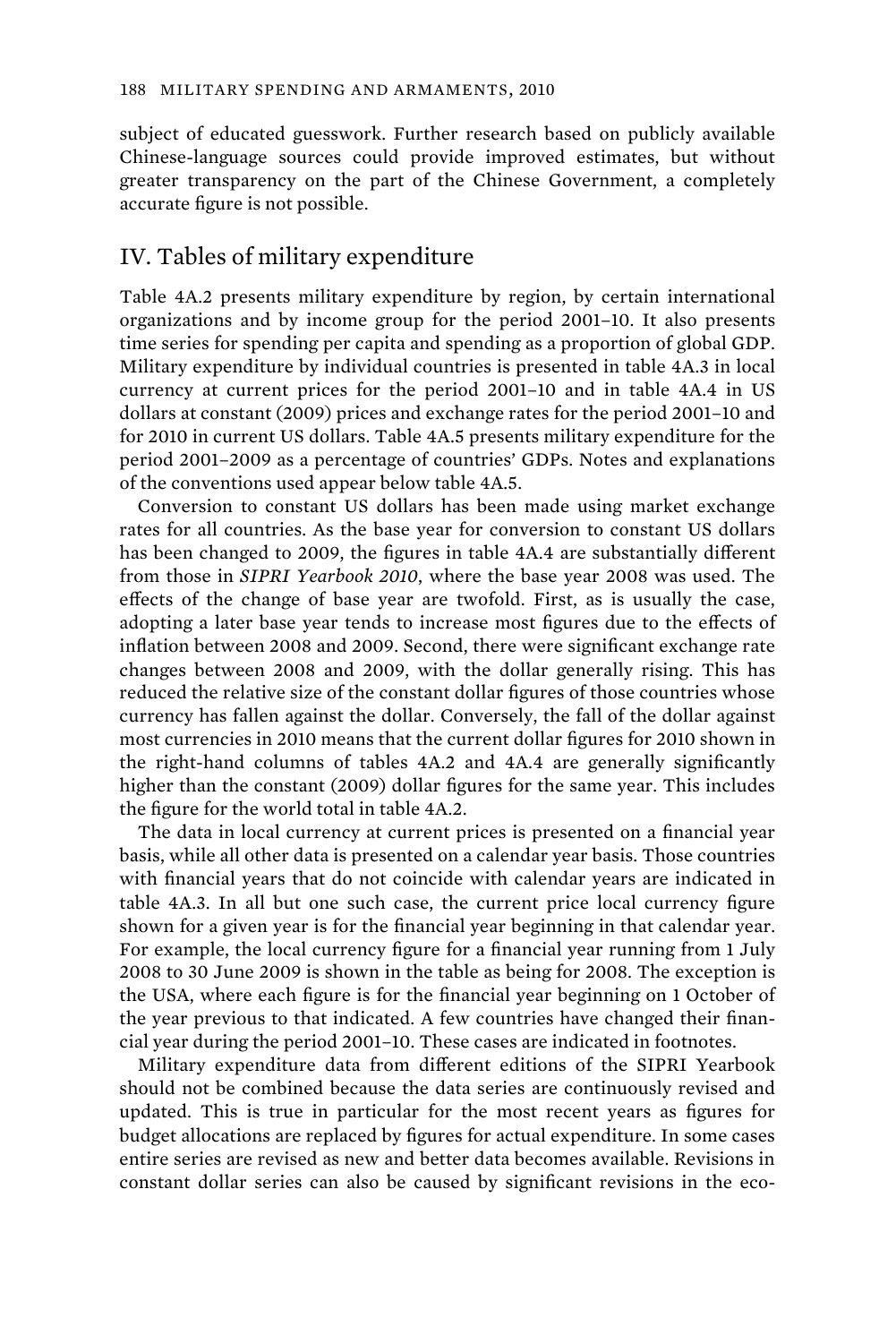subject of educated guesswork. Further research based on publicly available Chinese-language sources could provide improved estimates, but without greater transparency on the part of the Chinese Government, a completely accurate figure is not possible.

## IV. Tables of military expenditure

Table 4A.2 presents military expenditure by region, by certain international organizations and by income group for the period 2001–10. It also presents time series for spending per capita and spending as a proportion of global GDP. Military expenditure by individual countries is presented in table 4A.3 in local currency at current prices for the period 2001–10 and in table 4A.4 in US dollars at constant (2009) prices and exchange rates for the period 2001–10 and for 2010 in current US dollars. Table 4A.5 presents military expenditure for the period 2001–2009 as a percentage of countries' GDPs. Notes and explanations of the conventions used appear below table 4A.5.

Conversion to constant US dollars has been made using market exchange rates for all countries. As the base year for conversion to constant US dollars has been changed to 2009, the figures in table 4A.4 are substantially different from those in *SIPRI Yearbook 2010*, where the base year 2008 was used. The effects of the change of base year are twofold. First, as is usually the case, adopting a later base year tends to increase most figures due to the effects of inflation between 2008 and 2009. Second, there were significant exchange rate changes between 2008 and 2009, with the dollar generally rising. This has reduced the relative size of the constant dollar figures of those countries whose currency has fallen against the dollar. Conversely, the fall of the dollar against most currencies in 2010 means that the current dollar figures for 2010 shown in the right-hand columns of tables 4A.2 and 4A.4 are generally significantly higher than the constant (2009) dollar figures for the same year. This includes the figure for the world total in table 4A.2.

The data in local currency at current prices is presented on a financial year basis, while all other data is presented on a calendar year basis. Those countries with financial years that do not coincide with calendar years are indicated in table 4A.3. In all but one such case, the current price local currency figure shown for a given year is for the financial year beginning in that calendar year. For example, the local currency figure for a financial year running from 1 July 2008 to 30 June 2009 is shown in the table as being for 2008. The exception is the USA, where each figure is for the financial year beginning on 1 October of the year previous to that indicated. A few countries have changed their financial year during the period 2001–10. These cases are indicated in footnotes.

Military expenditure data from different editions of the SIPRI Yearbook should not be combined because the data series are continuously revised and updated. This is true in particular for the most recent years as figures for budget allocations are replaced by figures for actual expenditure. In some cases entire series are revised as new and better data becomes available. Revisions in constant dollar series can also be caused by significant revisions in the eco-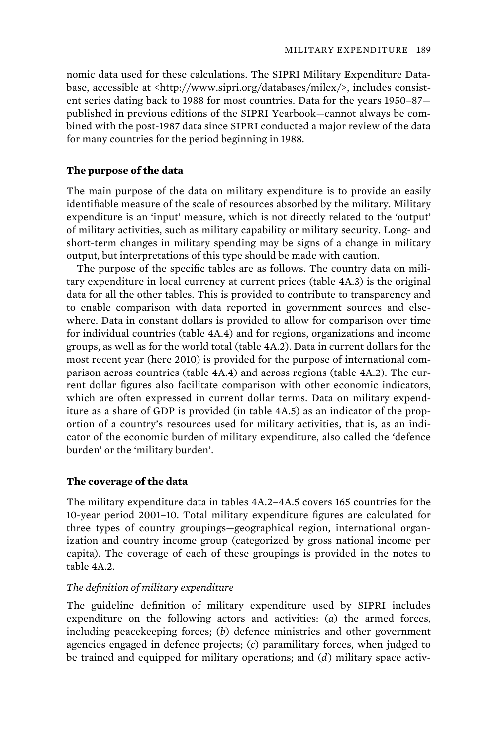nomic data used for these calculations. The SIPRI Military Expenditure Database, accessible at <http://www.sipri.org/databases/milex/>, includes consistent series dating back to 1988 for most countries. Data for the years 1950–87—published in previous editions of the SIPRI Yearbook—cannot always be combined with the post-1987 data since SIPRI conducted a major review of the data for many countries for the period beginning in 1988.

### The purpose of the data

The main purpose of the data on military expenditure is to provide an easily identifiable measure of the scale of resources absorbed by the military. Military expenditure is an 'input' measure, which is not directly related to the 'output' of military activities, such as military capability or military security. Long- and short-term changes in military spending may be signs of a change in military output, but interpretations of this type should be made with caution.

The purpose of the specific tables are as follows. The country data on military expenditure in local currency at current prices (table 4A.3) is the original data for all the other tables. This is provided to contribute to transparency and to enable comparison with data reported in government sources and elsewhere. Data in constant dollars is provided to allow for comparison over time for individual countries (table 4A.4) and for regions, organizations and income groups, as well as for the world total (table 4A.2). Data in current dollars for the most recent year (here 2010) is provided for the purpose of international comparison across countries (table 4A.4) and across regions (table 4A.2). The current dollar figures also facilitate comparison with other economic indicators, which are often expressed in current dollar terms. Data on military expenditure as a share of GDP is provided (in table 4A.5) as an indicator of the proportion of a country's resources used for military activities, that is, as an indicator of the economic burden of military expenditure, also called the 'defence burden' or the 'military burden'.

### The coverage of the data

The military expenditure data in tables 4A.2–4A.5 covers 165 countries for the 10-year period 2001–10. Total military expenditure figures are calculated for three types of country groupings—geographical region, international organization and country income group (categorized by gross national income per capita). The coverage of each of these groupings is provided in the notes to table 4A.2.

#### *The definition of military expenditure*

The guideline definition of military expenditure used by SIPRI includes expenditure on the following actors and activities: (*a*) the armed forces, including peacekeeping forces; (*b*) defence ministries and other government agencies engaged in defence projects; (*c*) paramilitary forces, when judged to be trained and equipped for military operations; and (*d*) military space activ-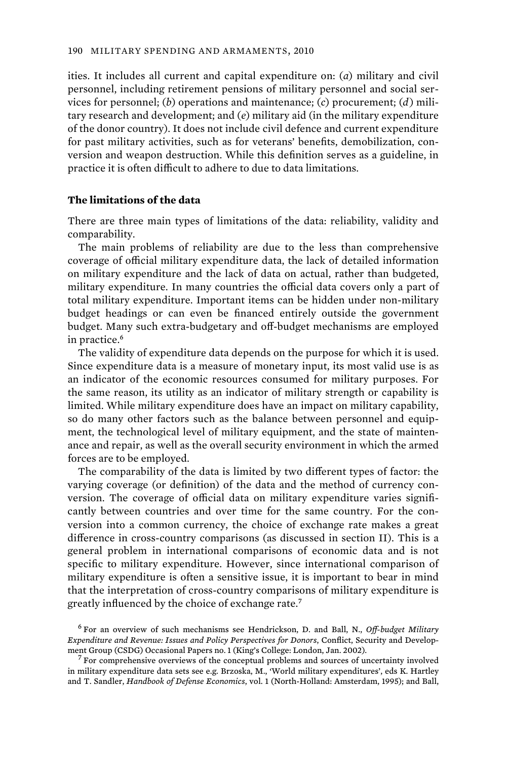ities. It includes all current and capital expenditure on: (*a*) military and civil personnel, including retirement pensions of military personnel and social services for personnel; (*b*) operations and maintenance; (*c*) procurement; (*d*) military research and development; and (*e*) military aid (in the military expenditure of the donor country). It does not include civil defence and current expenditure for past military activities, such as for veterans' benefits, demobilization, conversion and weapon destruction. While this definition serves as a guideline, in practice it is often difficult to adhere to due to data limitations.

### The limitations of the data

There are three main types of limitations of the data: reliability, validity and comparability.

The main problems of reliability are due to the less than comprehensive coverage of official military expenditure data, the lack of detailed information on military expenditure and the lack of data on actual, rather than budgeted, military expenditure. In many countries the official data covers only a part of total military expenditure. Important items can be hidden under non-military budget headings or can even be financed entirely outside the government budget. Many such extra-budgetary and off-budget mechanisms are employed in practice.[6]

The validity of expenditure data depends on the purpose for which it is used. Since expenditure data is a measure of monetary input, its most valid use is as an indicator of the economic resources consumed for military purposes. For the same reason, its utility as an indicator of military strength or capability is limited. While military expenditure does have an impact on military capability, so do many other factors such as the balance between personnel and equipment, the technological level of military equipment, and the state of maintenance and repair, as well as the overall security environment in which the armed forces are to be employed.

The comparability of the data is limited by two different types of factor: the varying coverage (or definition) of the data and the method of currency conversion. The coverage of official data on military expenditure varies significantly between countries and over time for the same country. For the conversion into a common currency, the choice of exchange rate makes a great difference in cross-country comparisons (as discussed in section II). This is a general problem in international comparisons of economic data and is not specific to military expenditure. However, since international comparison of military expenditure is often a sensitive issue, it is important to bear in mind that the interpretation of cross-country comparisons of military expenditure is greatly influenced by the choice of exchange rate.[7]

[6] For an overview of such mechanisms see Hendrickson, D. and Ball, N., *Off-budget Military Expenditure and Revenue: Issues and Policy Perspectives for Donors*, Conflict, Security and Development Group (CSDG) Occasional Papers no. 1 (King's College: London, Jan. 2002).

[7] For comprehensive overviews of the conceptual problems and sources of uncertainty involved in military expenditure data sets see e.g. Brzoska, M., 'World military expenditures', eds K. Hartley and T. Sandler, *Handbook of Defense Economics*, vol. 1 (North-Holland: Amsterdam, 1995); and Ball,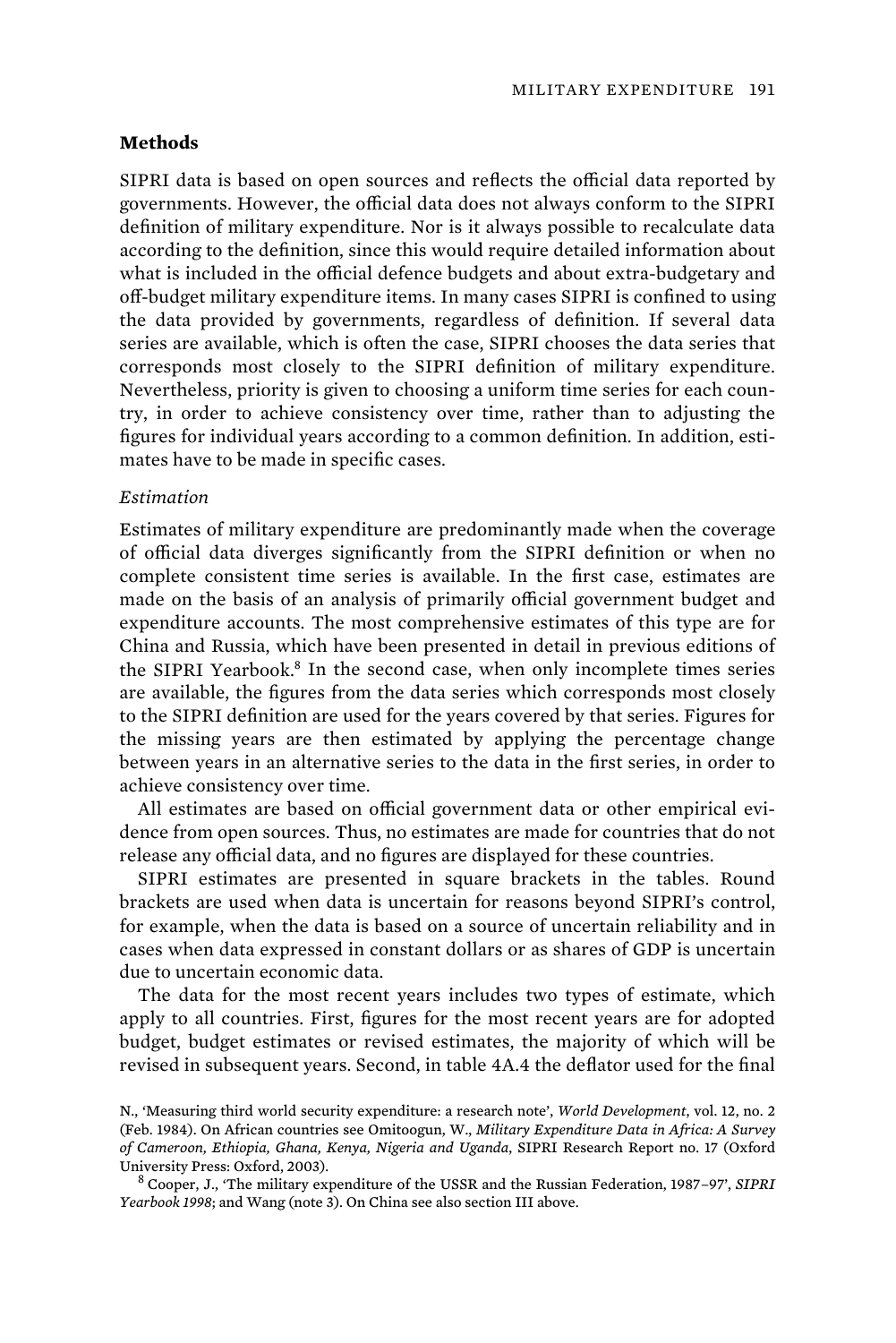### Methods

SIPRI data is based on open sources and reflects the official data reported by governments. However, the official data does not always conform to the SIPRI definition of military expenditure. Nor is it always possible to recalculate data according to the definition, since this would require detailed information about what is included in the official defence budgets and about extra-budgetary and off-budget military expenditure items. In many cases SIPRI is confined to using the data provided by governments, regardless of definition. If several data series are available, which is often the case, SIPRI chooses the data series that corresponds most closely to the SIPRI definition of military expenditure. Nevertheless, priority is given to choosing a uniform time series for each country, in order to achieve consistency over time, rather than to adjusting the figures for individual years according to a common definition. In addition, estimates have to be made in specific cases.

*Estimation*

Estimates of military expenditure are predominantly made when the coverage of official data diverges significantly from the SIPRI definition or when no complete consistent time series is available. In the first case, estimates are made on the basis of an analysis of primarily official government budget and expenditure accounts. The most comprehensive estimates of this type are for China and Russia, which have been presented in detail in previous editions of the SIPRI Yearbook.[8] In the second case, when only incomplete times series are available, the figures from the data series which corresponds most closely to the SIPRI definition are used for the years covered by that series. Figures for the missing years are then estimated by applying the percentage change between years in an alternative series to the data in the first series, in order to achieve consistency over time.

All estimates are based on official government data or other empirical evidence from open sources. Thus, no estimates are made for countries that do not release any official data, and no figures are displayed for these countries.

SIPRI estimates are presented in square brackets in the tables. Round brackets are used when data is uncertain for reasons beyond SIPRI's control, for example, when the data is based on a source of uncertain reliability and in cases when data expressed in constant dollars or as shares of GDP is uncertain due to uncertain economic data.

The data for the most recent years includes two types of estimate, which apply to all countries. First, figures for the most recent years are for adopted budget, budget estimates or revised estimates, the majority of which will be revised in subsequent years. Second, in table 4A.4 the deflator used for the final

N., 'Measuring third world security expenditure: a research note', *World Development*, vol. 12, no. 2 (Feb. 1984). On African countries see Omitoogun, W., *Military Expenditure Data in Africa: A Survey of Cameroon, Ethiopia, Ghana, Kenya, Nigeria and Uganda*, SIPRI Research Report no. 17 (Oxford University Press: Oxford, 2003).

[8] Cooper, J., 'The military expenditure of the USSR and the Russian Federation, 1987–97', *SIPRI Yearbook 1998*; and Wang (note 3). On China see also section III above.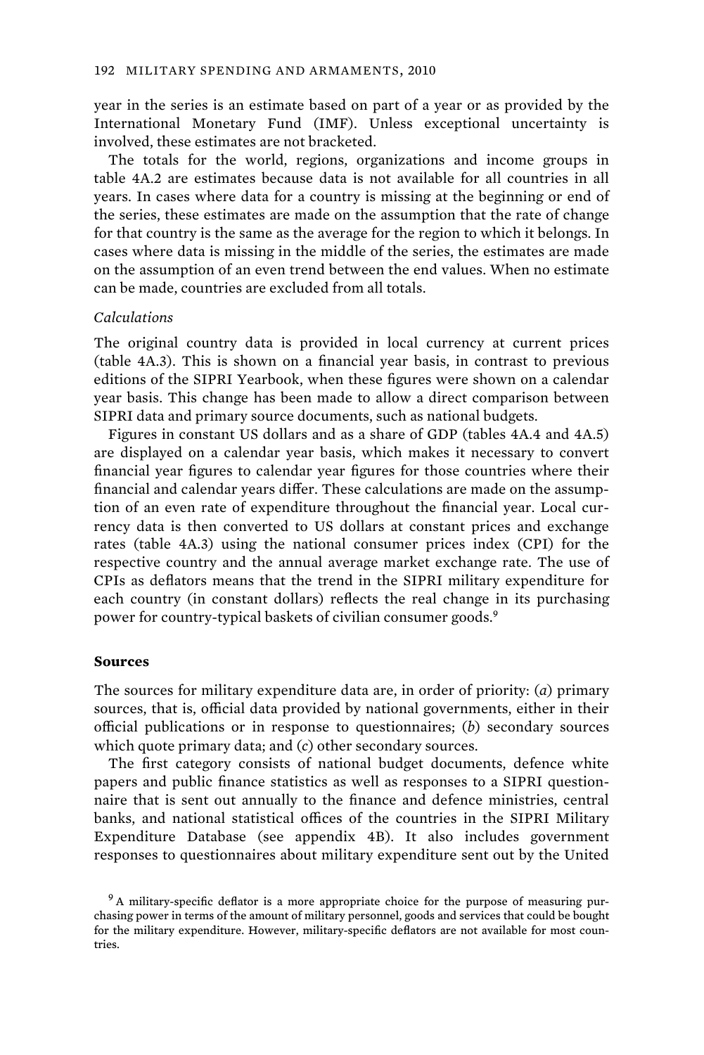year in the series is an estimate based on part of a year or as provided by the International Monetary Fund (IMF). Unless exceptional uncertainty is involved, these estimates are not bracketed.

The totals for the world, regions, organizations and income groups in table 4A.2 are estimates because data is not available for all countries in all years. In cases where data for a country is missing at the beginning or end of the series, these estimates are made on the assumption that the rate of change for that country is the same as the average for the region to which it belongs. In cases where data is missing in the middle of the series, the estimates are made on the assumption of an even trend between the end values. When no estimate can be made, countries are excluded from all totals.

*Calculations*

The original country data is provided in local currency at current prices (table 4A.3). This is shown on a financial year basis, in contrast to previous editions of the SIPRI Yearbook, when these figures were shown on a calendar year basis. This change has been made to allow a direct comparison between SIPRI data and primary source documents, such as national budgets.

Figures in constant US dollars and as a share of GDP (tables 4A.4 and 4A.5) are displayed on a calendar year basis, which makes it necessary to convert financial year figures to calendar year figures for those countries where their financial and calendar years differ. These calculations are made on the assumption of an even rate of expenditure throughout the financial year. Local currency data is then converted to US dollars at constant prices and exchange rates (table 4A.3) using the national consumer prices index (CPI) for the respective country and the annual average market exchange rate. The use of CPIs as deflators means that the trend in the SIPRI military expenditure for each country (in constant dollars) reflects the real change in its purchasing power for country-typical baskets of civilian consumer goods.[9]

## Sources

The sources for military expenditure data are, in order of priority: (*a*) primary sources, that is, official data provided by national governments, either in their official publications or in response to questionnaires; (*b*) secondary sources which quote primary data; and (*c*) other secondary sources.

The first category consists of national budget documents, defence white papers and public finance statistics as well as responses to a SIPRI questionnaire that is sent out annually to the finance and defence ministries, central banks, and national statistical offices of the countries in the SIPRI Military Expenditure Database (see appendix 4B). It also includes government responses to questionnaires about military expenditure sent out by the United

[9] A military-specific deflator is a more appropriate choice for the purpose of measuring purchasing power in terms of the amount of military personnel, goods and services that could be bought for the military expenditure. However, military-specific deflators are not available for most countries.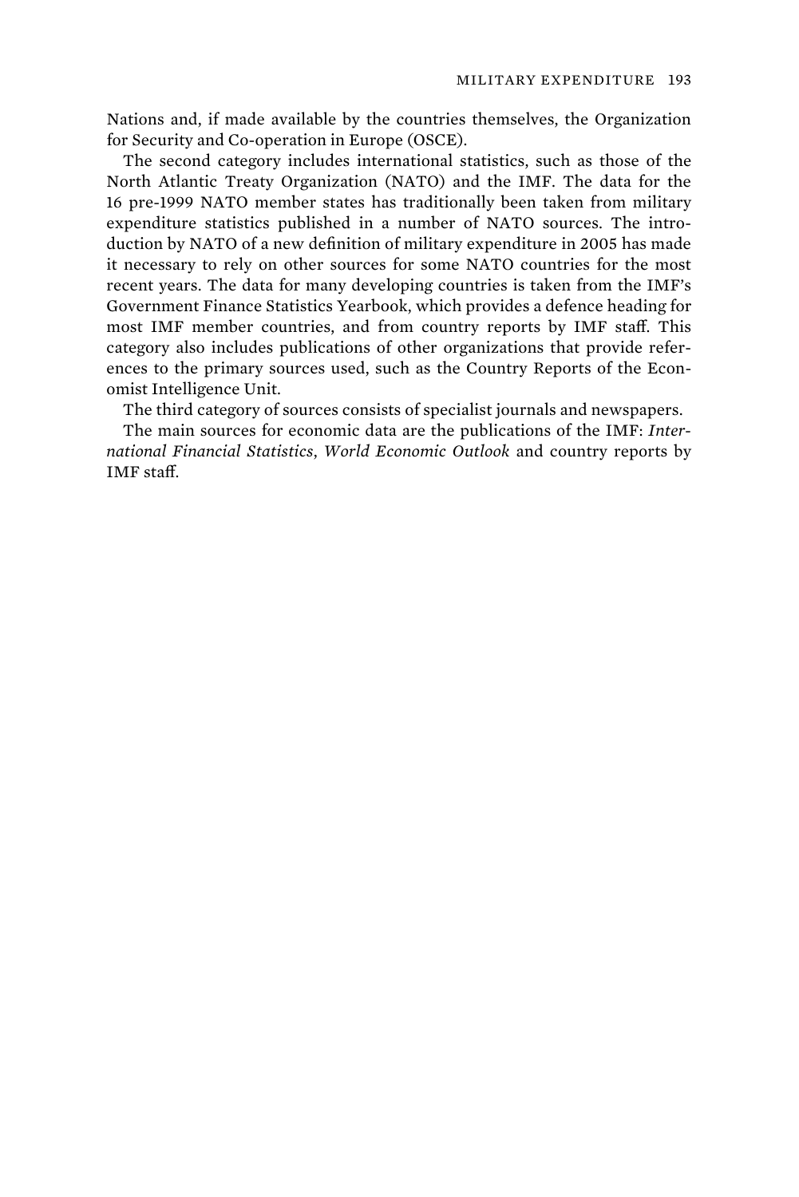Nations and, if made available by the countries themselves, the Organization for Security and Co-operation in Europe (OSCE).

The second category includes international statistics, such as those of the North Atlantic Treaty Organization (NATO) and the IMF. The data for the 16 pre-1999 NATO member states has traditionally been taken from military expenditure statistics published in a number of NATO sources. The introduction by NATO of a new definition of military expenditure in 2005 has made it necessary to rely on other sources for some NATO countries for the most recent years. The data for many developing countries is taken from the IMF's Government Finance Statistics Yearbook, which provides a defence heading for most IMF member countries, and from country reports by IMF staff. This category also includes publications of other organizations that provide references to the primary sources used, such as the Country Reports of the Economist Intelligence Unit.

The third category of sources consists of specialist journals and newspapers.

The main sources for economic data are the publications of the IMF: *International Financial Statistics*, *World Economic Outlook* and country reports by IMF staff.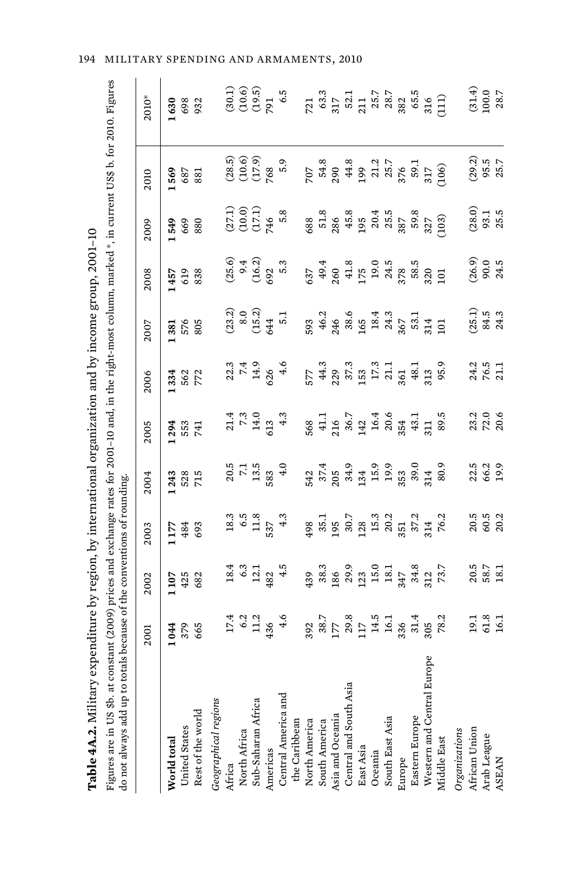**Table 4A.2.** Military expenditure by region, by international organization and by income group, 2001–10

Figures are in US $b. at constant (2009) prices and exchange rates for 2001–10 and, in the right-most column, marked *, in current US$ b. for 2010. Figures do not always add up to totals because of the conventions of rounding.

| | 2001 | 2002 | 2003 | 2004 | 2005 | 2006 | 2007 | 2008 | 2009 | 2010 | 2010* |
|---|---|---|---|---|---|---|---|---|---|---|---|
| **World total** | **1 044** | **1 107** | **1 177** | **1 243** | **1 294** | **1 334** | **1 381** | **1 457** | **1 549** | **1 569** | **1 630** |
| United States | 379 | 425 | 484 | 528 | 553 | 562 | 576 | 619 | 669 | 687 | 698 |
| Rest of the world | 665 | 682 | 693 | 715 | 741 | 772 | 805 | 838 | 880 | 881 | 932 |
| *Geographical regions* | | | | | | | | | | | |
| Africa | 17.4 | 18.4 | 18.3 | 20.5 | 21.4 | 22.3 | (23.2) | (25.6) | (27.1) | (28.5) | (30.1) |
| North Africa | 6.2 | 6.3 | 6.5 | 7.1 | 7.3 | 7.4 | 8.0 | 9.4 | (10.0) | (10.6) | (10.6) |
| Sub-Saharan Africa | 11.2 | 12.1 | 11.8 | 13.5 | 14.0 | 14.9 | (15.2) | (16.2) | (17.1) | (17.9) | (19.5) |
| Americas | 436 | 482 | 537 | 583 | 613 | 626 | 644 | 692 | 746 | 768 | 791 |
| Central America and the Caribbean | 4.6 | 4.5 | 4.3 | 4.0 | 4.3 | 4.6 | 5.1 | 5.3 | 5.8 | 5.9 | 6.5 |
| North America | 392 | 439 | 498 | 542 | 568 | 577 | 593 | 637 | 688 | 707 | 721 |
| South America | 38.7 | 38.3 | 35.1 | 37.4 | 41.1 | 44.3 | 46.2 | 49.4 | 51.8 | 54.8 | 63.3 |
| Asia and Oceania | 177 | 186 | 195 | 205 | 216 | 229 | 246 | 260 | 286 | 290 | 317 |
| Central and South Asia | 29.8 | 29.9 | 30.7 | 34.9 | 36.7 | 37.3 | 38.6 | 41.8 | 45.8 | 44.8 | 52.1 |
| East Asia | 117 | 123 | 128 | 134 | 142 | 153 | 165 | 175 | 195 | 199 | 211 |
| Oceania | 14.5 | 15.0 | 15.3 | 15.9 | 16.4 | 17.3 | 18.4 | 19.0 | 20.4 | 21.2 | 25.7 |
| South East Asia | 16.1 | 18.1 | 20.2 | 19.9 | 20.6 | 21.1 | 24.3 | 24.5 | 25.5 | 25.7 | 28.7 |
| Europe | 336 | 347 | 351 | 353 | 354 | 361 | 367 | 378 | 387 | 376 | 382 |
| Eastern Europe | 31.4 | 34.8 | 37.2 | 39.0 | 43.1 | 48.1 | 53.1 | 58.5 | 59.8 | 59.1 | 65.5 |
| Western and Central Europe | 305 | 312 | 314 | 314 | 311 | 313 | 314 | 320 | 327 | 317 | 316 |
| Middle East | 78.2 | 73.7 | 76.2 | 80.9 | 89.5 | 95.9 | 101 | 101 | (103) | (106) | (111) |
| *Organizations* | | | | | | | | | | | |
| African Union | 19.1 | 20.5 | 20.5 | 22.5 | 23.2 | 24.2 | (25.1) | (26.9) | (28.0) | (29.2) | (31.4) |
| Arab League | 61.8 | 58.7 | 60.5 | 66.2 | 72.0 | 76.5 | 84.5 | 90.0 | 93.1 | 95.5 | 100.0 |
| ASEAN | 16.1 | 18.1 | 20.2 | 19.9 | 20.6 | 21.1 | 24.3 | 24.5 | 25.5 | 25.7 | 28.7 |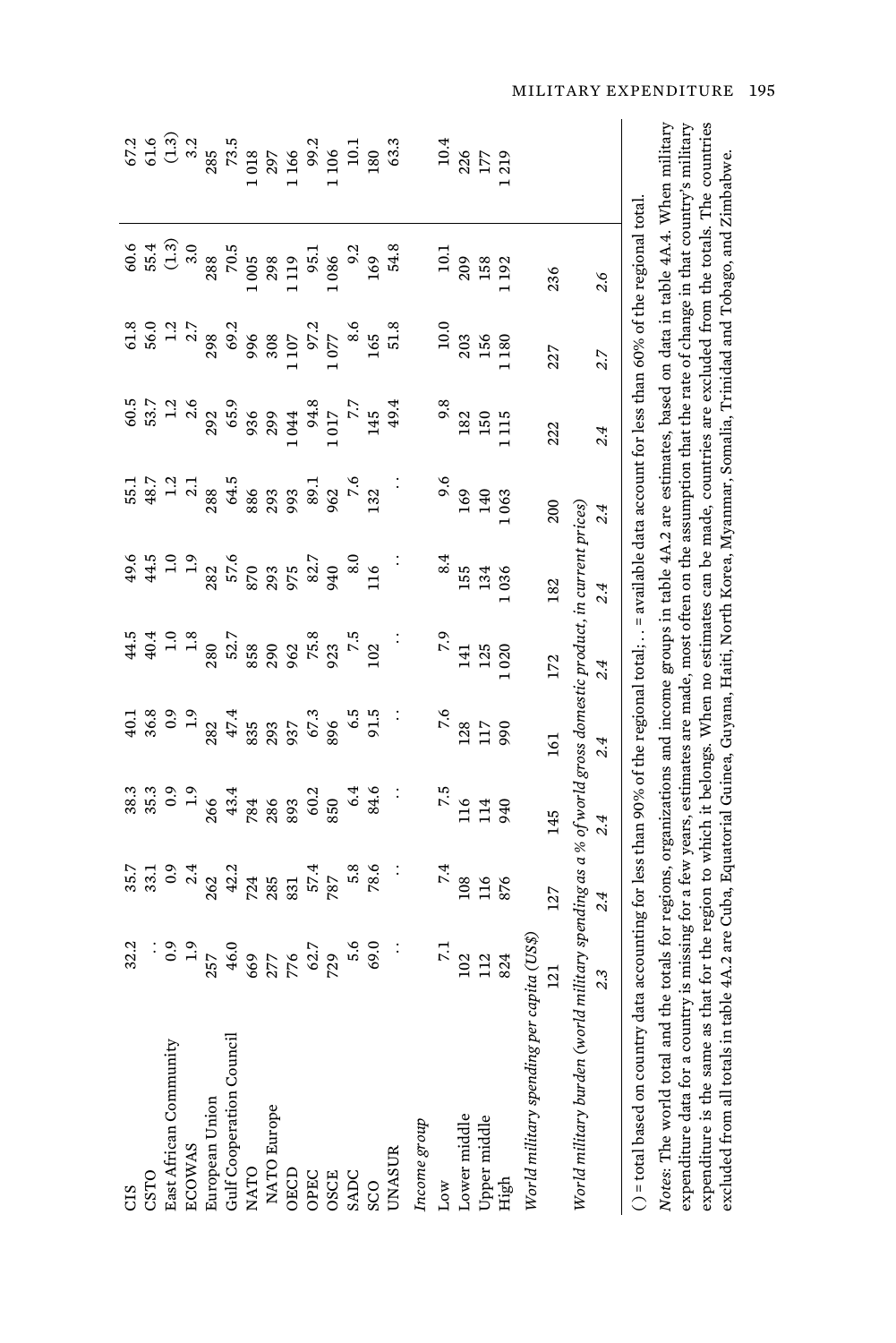| | | | | | | | | | | | |
|---|---|---|---|---|---|---|---|---|---|---|---|
| CIS | 32.2 | 35.7 | 38.3 | 40.1 | 44.5 | 49.6 | 55.1 | 60.5 | 61.8 | 60.6 | 67.2 |
| CSTO | . . | 33.1 | 35.3 | 36.8 | 40.4 | 44.5 | 48.7 | 53.7 | 56.0 | 55.4 | 61.6 |
| East African Community | 0.9 | 0.9 | 0.9 | 0.9 | 1.0 | 1.0 | 1.2 | 1.2 | 1.2 | (1.3) | (1.3) |
| ECOWAS | 1.9 | 2.4 | 1.9 | 1.9 | 1.8 | 1.9 | 2.1 | 2.6 | 2.7 | 3.0 | 3.2 |
| European Union | 257 | 262 | 266 | 282 | 280 | 282 | 288 | 292 | 298 | 288 | 285 |
| Gulf Cooperation Council | 46.0 | 42.2 | 43.4 | 47.4 | 52.7 | 57.6 | 64.5 | 65.9 | 69.2 | 70.5 | 73.5 |
| NATO | 669 | 724 | 784 | 835 | 858 | 870 | 886 | 936 | 996 | 1 005 | 1 018 |
| NATO Europe | 277 | 285 | 286 | 293 | 290 | 293 | 293 | 299 | 308 | 298 | 297 |
| OECD | 776 | 831 | 893 | 937 | 962 | 975 | 993 | 1 044 | 1 107 | 1 119 | 1 166 |
| OPEC | 62.7 | 57.4 | 60.2 | 67.3 | 75.8 | 82.7 | 89.1 | 94.8 | 97.2 | 95.1 | 99.2 |
| OSCE | 729 | 787 | 850 | 896 | 923 | 940 | 962 | 1 017 | 1 077 | 1 086 | 1 106 |
| SADC | 5.6 | 5.8 | 6.4 | 6.5 | 7.5 | 8.0 | 7.6 | 7.7 | 8.6 | 9.2 | 10.1 |
| SCO | 69.0 | 78.6 | 84.6 | 91.5 | 102 | 116 | 132 | 145 | 165 | 169 | 180 |
| UNASUR | . . | . . | . . | . . | . . | . . | . . | 49.4 | 51.8 | 54.8 | 63.3 |
| *Income group* | | | | | | | | | | | |
| Low | 7.1 | 7.4 | 7.5 | 7.6 | 7.9 | 8.4 | 9.6 | 9.8 | 10.0 | 10.1 | 10.4 |
| Lower middle | 102 | 108 | 116 | 128 | 141 | 155 | 169 | 182 | 203 | 209 | 226 |
| Upper middle | 112 | 116 | 114 | 117 | 125 | 134 | 140 | 150 | 156 | 158 | 177 |
| High | 824 | 876 | 940 | 990 | 1 020 | 1 036 | 1 063 | 1 115 | 1 180 | 1 192 | 1 219 |
| *World military spending per capita (US$)* | | | | | | | | | | | |
| | 121 | 127 | 145 | 161 | 172 | 182 | 200 | 222 | 227 | 236 | |
| *World military burden (world military spending as a % of world gross domestic product, in current prices)* | | | | | | | | | | | |
| | *2.3* | *2.4* | *2.4* | *2.4* | *2.4* | *2.4* | *2.4* | *2.4* | *2.7* | *2.6* | |

( ) = total based on country data accounting for less than 90% of the regional total; . . = available data account for less than 60% of the regional total.

*Notes*: The world total and the totals for regions, organizations and income groups in table 4A.2 are estimates, based on data in table 4A.4. When military expenditure data for a country is missing for a few years, estimates are made, most often on the assumption that the rate of change in that country's military expenditure is the same as that for the region to which it belongs. When no estimates can be made, countries are excluded from the totals. The countries excluded from all totals in table 4A.2 are Cuba, Equatorial Guinea, Guyana, Haiti, North Korea, Myanmar, Somalia, Trinidad and Tobago, and Zimbabwe.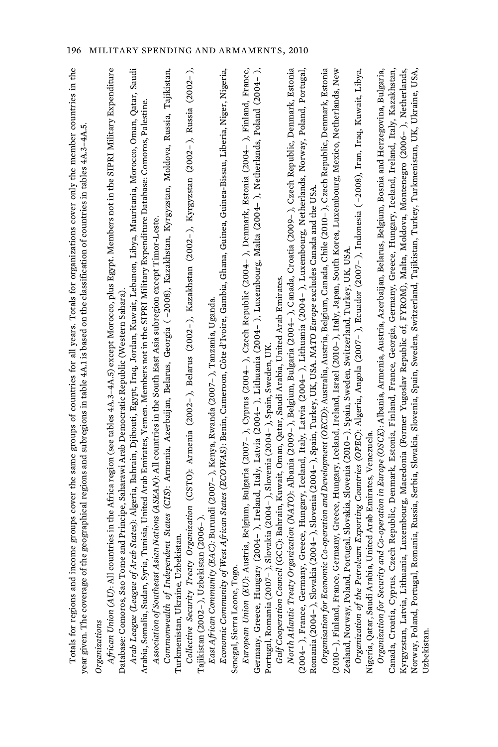Totals for regions and income groups cover the same groups of countries for all years. Totals for organizations cover only the member countries in the year given. The coverage of the geographical regions and subregions in table 4A.1 is based on the classification of countries in tables 4A.3–4A.5.

*Organizations*

*African Union (AU)*: All countries in the Africa region (see tables 4A.3–4A.5) except Morocco, plus Egypt. Members not in the SIPRI Military Expenditure Database: Comoros, Sao Tome and Principe, Saharawi Arab Democratic Republic (Western Sahara).

*Arab League (League of Arab States)*: Algeria, Bahrain, Djibouti, Egypt, Iraq, Jordan, Kuwait, Lebanon, Libya, Mauritania, Morocco, Oman, Qatar, Saudi Arabia, Somalia, Sudan, Syria, Tunisia, United Arab Emirates, Yemen. Members not in the SIPRI Military Expenditure Database: Comoros, Palestine.

*Association of Southeast Asian Nations (ASEAN)*: All countries in the South East Asia subregion except Timor-Leste.

*Commonwealth of Independent States (CIS)*: Armenia, Azerbaijan, Belarus, Georgia (–2008), Kazakhstan, Kyrgyzstan, Moldova, Russia, Tajikistan, Turkmenistan, Ukraine, Uzbekistan.

*Collective Security Treaty Organization* (CSTO): Armenia (2002–), Belarus (2002–), Kazakhstan (2002–), Kyrgyzstan (2002–), Russia (2002–), Tajikistan (2002–), Uzbekistan (2006–).

*East African Community (EAC)*: Burundi (2007–), Kenya, Rwanda (2007–), Tanzania, Uganda.

*Economic Community of West African States (ECOWAS)*: Benin, Cameroon, Côte d'Ivoire, Gambia, Ghana, Guinea, Guinea-Bissau, Liberia, Niger, Nigeria, Senegal, Sierra Leone, Togo.

*European Union (EU)*: Austria, Belgium, Bulgaria (2007–), Cyprus (2004–), Czech Republic (2004–), Denmark, Estonia (2004–), Finland, France, Germany, Greece, Hungary (2004–), Ireland, Italy, Latvia (2004–), Lithuania (2004–), Luxembourg, Malta (2004–), Netherlands, Poland (2004–), Portugal, Romania (2007–), Slovakia (2004–), Slovenia (2004–), Spain, Sweden, UK.

*Gulf Cooperation Council* (GCC): Bahrain, Kuwait, Oman, Qatar, Saudi Arabia, United Arab Emirates.

*North Atlantic Treaty Organization (NATO)*: Albania (2009–), Belgium, Bulgaria (2004–), Canada, Croatia (2009–), Czech Republic, Denmark, Estonia (2004–), France, Germany, Greece, Hungary, Iceland, Italy, Latvia (2004–), Lithuania (2004–), Luxembourg, Netherlands, Norway, Poland, Portugal, Romania (2004–), Slovakia (2004–), Slovenia (2004–), Spain, Turkey, UK, USA. *NATO Europe* excludes Canada and the USA.

*Organisation for Economic Co-operation and Development (OECD)*: Australia, Austria, Belgium, Canada, Chile (2010–), Czech Republic, Denmark, Estonia (2010–), Finland, France, Germany, Greece, Hungary, Iceland, Ireland, Israel (2010–), Italy, Japan, South Korea, Luxembourg, Mexico, Netherlands, New Zealand, Norway, Poland, Portugal, Slovakia, Slovenia (2010–), Spain, Sweden, Switzerland, Turkey, UK, USA.

*Organization of the Petroleum Exporting Countries (OPEC)*: Algeria, Angola (2007–), Ecuador (2007–), Indonesia ( –2008), Iran, Iraq, Kuwait, Libya, Nigeria, Qatar, Saudi Arabia, United Arab Emirates, Venezuela.

*Organization for Security and Co-operation in Europe (OSCE)*: Albania, Armenia, Austria, Azerbaijan, Belarus, Belgium, Bosnia and Herzegovina, Bulgaria, Canada, Croatia, Cyprus, Czech Republic, Denmark, Estonia, Finland, France, Georgia, Germany, Greece, Hungary, Iceland, Ireland, Italy, Kazakhstan, Kyrgyzstan, Latvia, Lithuania, Luxembourg, Macedonia (Former Yugoslav Republic of, FYROM), Malta, Moldova, Montenegro (2006–), Netherlands, Norway, Poland, Portugal, Romania, Russia, Serbia, Slovakia, Slovenia, Spain, Sweden, Switzerland, Tajikistan, Turkey, Turkmenistan, UK, Ukraine, USA, Uzbekistan.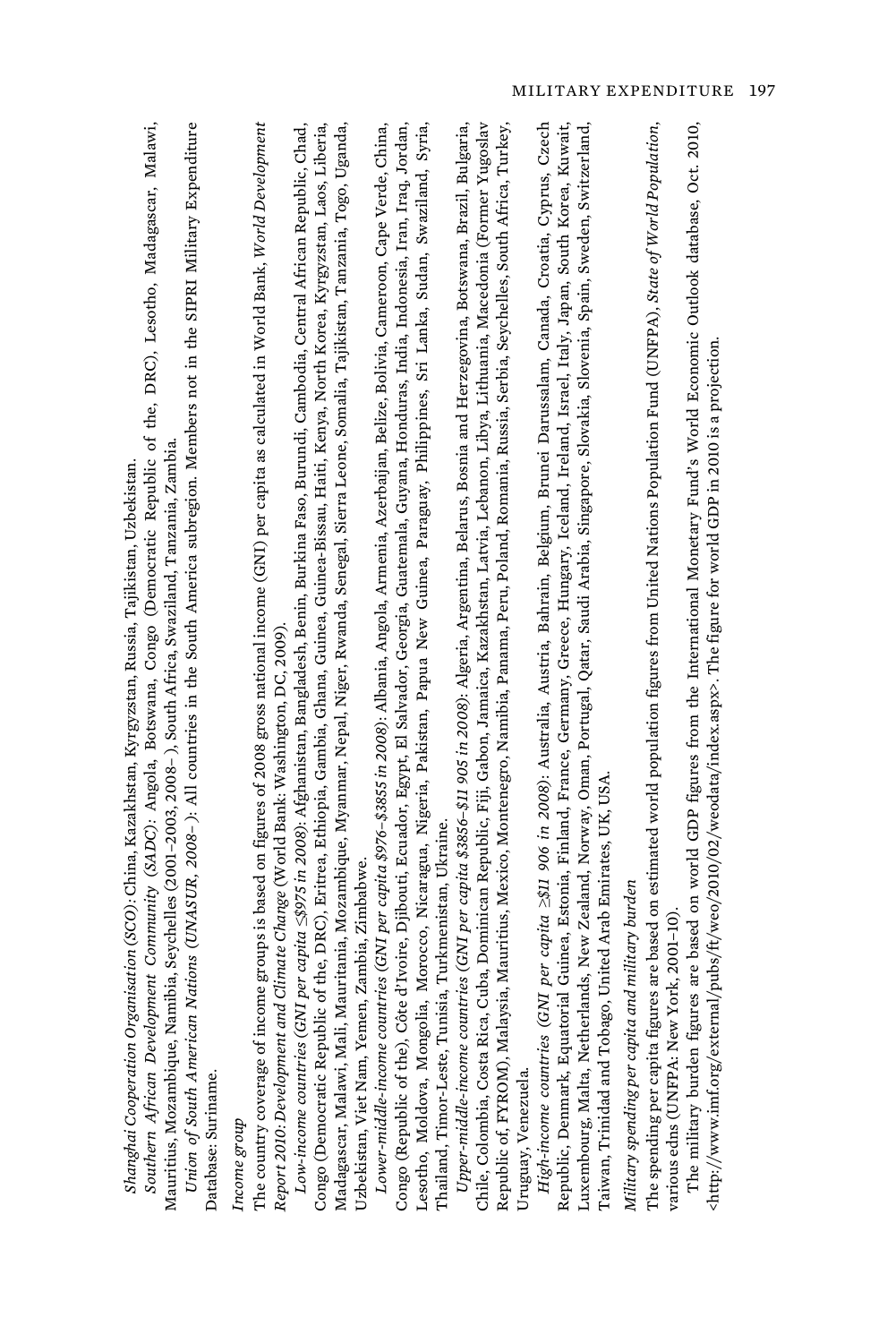*Shanghai Cooperation Organisation (SCO)*: China, Kazakhstan, Kyrgyzstan, Russia, Tajikistan, Uzbekistan.

*Southern African Development Community (SADC)*: Angola, Botswana, Congo (Democratic Republic of the, DRC), Lesotho, Madagascar, Malawi, Mauritius, Mozambique, Namibia, Seychelles (2001–2003, 2008– ), South Africa, Swaziland, Tanzania, Zambia.

*Union of South American Nations (UNASUR, 2008– )*: All countries in the South America subregion. Members not in the SIPRI Military Expenditure Database: Suriname.

*Income group*

The country coverage of income groups is based on figures of 2008 gross national income (GNI) per capita as calculated in World Bank, *World Development Report 2010: Development and Climate Change* (World Bank: Washington, DC, 2009).

*Low-income countries (GNI per capita ≤$975 in 2008)*: Afghanistan, Bangladesh, Benin, Burkina Faso, Burundi, Cambodia, Central African Republic, Chad, Congo (Democratic Republic of the, DRC), Eritrea, Ethiopia, Gambia, Ghana, Guinea, Guinea-Bissau, Haiti, Kenya, North Korea, Kyrgyzstan, Laos, Liberia, Madagascar, Malawi, Mali, Mauritania, Mozambique, Myanmar, Nepal, Niger, Rwanda, Senegal, Sierra Leone, Somalia, Tajikistan, Tanzania, Togo, Uganda, Uzbekistan, Viet Nam, Yemen, Zambia, Zimbabwe.

*Lower-middle-income countries (GNI per capita $976–$3855 in 2008)*: Albania, Angola, Armenia, Azerbaijan, Belize, Bolivia, Cameroon, Cape Verde, China, Congo (Republic of the), Côte d'Ivoire, Djibouti, Ecuador, Egypt, El Salvador, Georgia, Guatemala, Guyana, Honduras, India, Indonesia, Iran, Iraq, Jordan, Lesotho, Moldova, Mongolia, Morocco, Nicaragua, Nigeria, Pakistan, Papua New Guinea, Paraguay, Philippines, Sri Lanka, Sudan, Swaziland, Syria, Thailand, Timor-Leste, Tunisia, Turkmenistan, Ukraine.

*Upper-middle-income countries (GNI per capita $3856–$11 905 in 2008)*: Algeria, Argentina, Belarus, Bosnia and Herzegovina, Botswana, Brazil, Bulgaria, Chile, Colombia, Costa Rica, Cuba, Dominican Republic, Fiji, Gabon, Jamaica, Kazakhstan, Latvia, Lebanon, Libya, Lithuania, Macedonia (Former Yugoslav Republic of, FYROM), Malaysia, Mauritius, Mexico, Montenegro, Namibia, Panama, Peru, Poland, Romania, Russia, Serbia, Seychelles, South Africa, Turkey, Uruguay, Venezuela.

*High-income countries (GNI per capita ≥$11 906 in 2008)*: Australia, Austria, Bahrain, Belgium, Brunei Darussalam, Canada, Croatia, Cyprus, Czech Republic, Denmark, Equatorial Guinea, Estonia, Finland, France, Germany, Greece, Hungary, Iceland, Ireland, Israel, Italy, Japan, South Korea, Kuwait, Luxembourg, Malta, Netherlands, New Zealand, Norway, Oman, Portugal, Qatar, Saudi Arabia, Singapore, Slovakia, Slovenia, Spain, Sweden, Switzerland, Taiwan, Trinidad and Tobago, United Arab Emirates, UK, USA.

*Military spending per capita and military burden*

The spending per capita figures are based on estimated world population figures from United Nations Population Fund (UNFPA), *State of World Population*, various edns (UNFPA: New York, 2001–10).

The military burden figures are based on world GDP figures from the International Monetary Fund's World Economic Outlook database, Oct. 2010, <http://www.imf.org/external/pubs/ft/weo/2010/02/weodata/index.aspx>. The figure for world GDP in 2010 is a projection.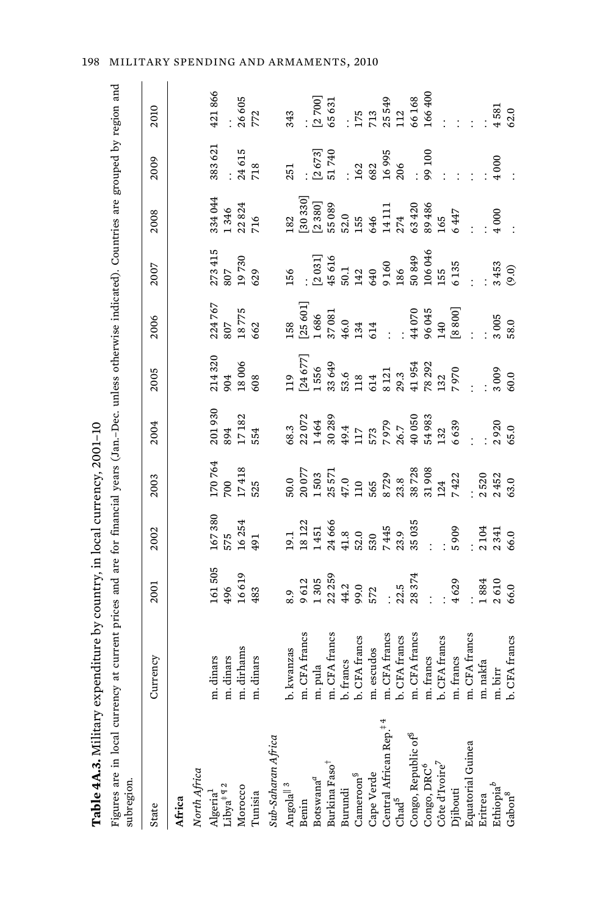**Table 4A.3.** Military expenditure by country, in local currency, 2001–10

Figures are in local currency at current prices and are for financial years (Jan.–Dec. unless otherwise indicated). Countries are grouped by region and subregion.

| State | Currency | 2001 | 2002 | 2003 | 2004 | 2005 | 2006 | 2007 | 2008 | 2009 | 2010 |
|---|---|---|---|---|---|---|---|---|---|---|---|
| **Africa** | | | | | | | | | | | |
| *North Africa* | | | | | | | | | | | |
| Algeria[1] | m. dinars | 161 505 | 167 380 | 170 764 | 201 930 | 214 320 | 224 767 | 273 415 | 334 044 | 383 621 | 421 866 |
| Libya[‡¶ 2] | m. dinars | 496 | 575 | 700 | 894 | 904 | 807 | 807 | 1 346 | . . | . . |
| Morocco | m. dirhams | 16 619 | 16 254 | 17 418 | 17 182 | 18 006 | 18 775 | 19 730 | 22 824 | 24 615 | 26 605 |
| Tunisia | m. dinars | 483 | 491 | 525 | 554 | 608 | 662 | 629 | 716 | 718 | 772 |
| *Sub-Saharan Africa* | | | | | | | | | | | |
| Angola[‖ 3] | b. kwanzas | 8.9 | 19.1 | 50.0 | 68.3 | 119 | 158 | 156 | 182 | 251 | 343 |
| Benin | m. CFA francs | 9 612 | 18 122 | 20 077 | 22 072 | [24 677] | [25 601] | . . | [30 330] | . . | . . |
| Botswana[a] | m. pula | 1 305 | 1 451 | 1 503 | 1 464 | 1 556 | 1 686 | [2 031] | [2 380] | [2 673] | [2 700] |
| Burkina Faso[†] | m. CFA francs | 22 259 | 24 666 | 25 571 | 30 289 | 33 649 | 37 081 | 45 616 | 55 089 | 51 740 | 65 631 |
| Burundi | b. francs | 44.2 | 41.8 | 47.0 | 49.4 | 53.6 | 46.0 | 50.1 | 52.0 | . . | . . |
| Cameroon[§] | b. CFA francs | 99.0 | 52.0 | 110 | 117 | 118 | 134 | 142 | 155 | 162 | 175 |
| Cape Verde | m. escudos | 572 | 530 | 565 | 573 | 614 | 614 | 640 | 646 | 682 | 713 |
| Central African Rep.[‡ 4] | m. CFA francs | . . | 7 445 | 8 729 | 7 979 | 8 121 | . . | 9 160 | 14 111 | 16 995 | 25 549 |
| Chad[5] | b. CFA francs | 22.5 | 23.9 | 23.8 | 26.7 | 29.3 | . . | 186 | 274 | 206 | 112 |
| Congo, Republic of[§] | m. CFA francs | 28 374 | 35 035 | 38 728 | 40 050 | 41 954 | 44 070 | 50 849 | 63 420 | . . | 66 168 |
| Congo, DRC[6] | m. francs | . . | . . | 31 908 | 54 983 | 78 292 | 96 045 | 106 046 | 89 486 | 99 100 | 166 400 |
| Côte d'Ivoire[7] | b. CFA francs | . . | . . | 124 | 132 | 132 | 140 | 155 | 165 | . . | . . |
| Djibouti | m. francs | 4 629 | 5 909 | 7 422 | 6 639 | 7 970 | [8 800] | 6 135 | 6 447 | . . | . . |
| Equatorial Guinea | m. CFA francs | . . | . . | . . | . . | . . | . . | . . | . . | . . | . . |
| Eritrea | m. nakfa | 1 884 | 2 104 | 2 520 | . . | . . | . . | . . | . . | . . | . . |
| Ethiopia[b] | m. birr | 2 610 | 2 341 | 2 452 | 2 920 | 3 009 | 3 005 | 3 453 | 4 000 | 4 000 | 4 581 |
| Gabon[8] | b. CFA francs | 66.0 | 66.0 | 63.0 | 65.0 | 60.0 | 58.0 | (9.0) | . . | . . | 62.0 |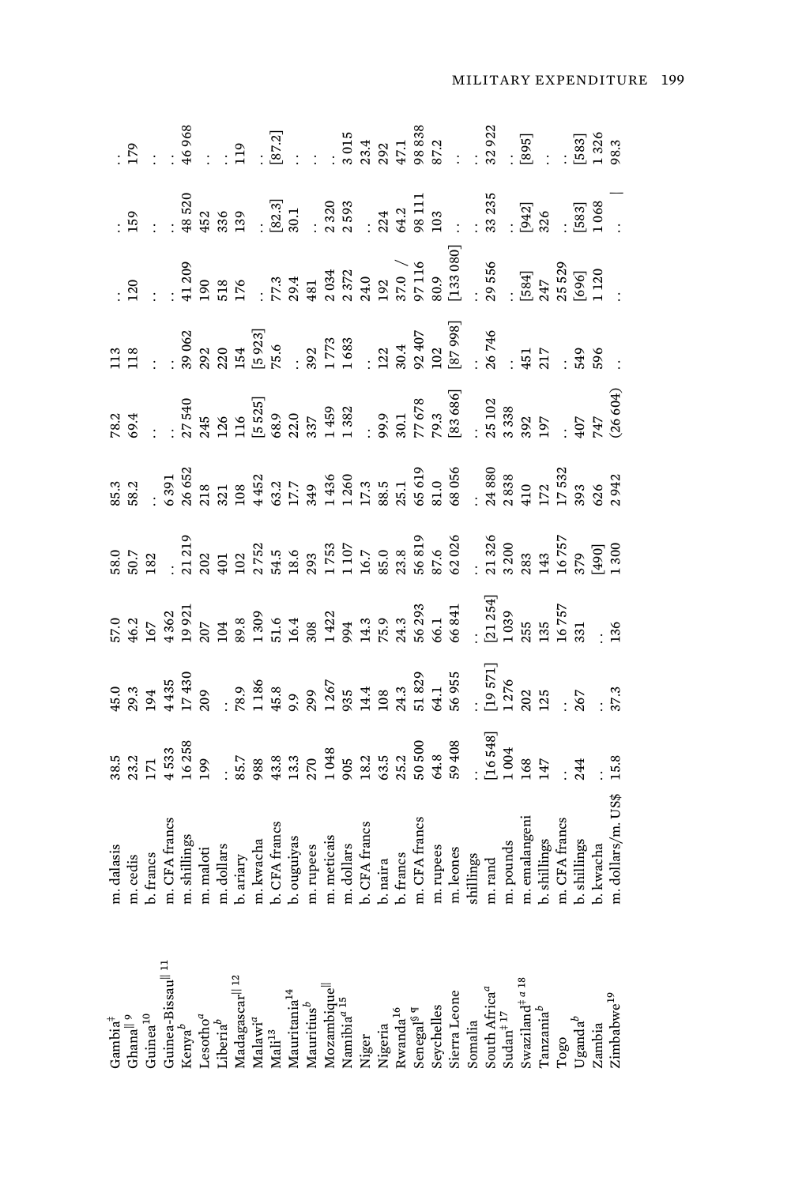| | | | | | | | | | | | |
|---|---|---|---|---|---|---|---|---|---|---|---|
| Gambia[‡] | m. dalasis | 38.5 | 45.0 | 57.0 | 58.0 | 85.3 | 78.2 | 113 | . . | . . | . . |
| Ghana[‖ 9] | m. cedis | 23.2 | 29.3 | 46.2 | 50.7 | 58.2 | 69.4 | 118 | 120 | 159 | 179 |
| Guinea[10] | b. francs | 171 | 194 | 167 | 182 | . . | . . | . . | . . | . . | . . |
| Guinea-Bissau[‖ 11] | m. CFA francs | 4 533 | 4 435 | 4 362 | . . | 6 391 | . . | . . | . . | . . | . . |
| Kenya[b] | m. shillings | 16 258 | 17 430 | 19 921 | 21 219 | 26 652 | 27 540 | 39 062 | 41 209 | 48 520 | 46 968 |
| Lesotho[a] | m. maloti | 199 | 209 | 207 | 202 | 218 | 245 | 292 | 190 | 452 | . . |
| Liberia[b] | m. dollars | . . | . . | 104 | 401 | 321 | 126 | 220 | 518 | 336 | . . |
| Madagascar[‖ 12] | b. ariary | 85.7 | 78.9 | 89.8 | 102 | 108 | 116 | 154 | 176 | 139 | 119 |
| Malawi[a] | m. kwacha | 988 | 1 186 | 1 309 | 2 752 | 4 452 | [5 525] | [5 923] | . . | . . | . . |
| Mali[13] | b. CFA francs | 43.8 | 45.8 | 51.6 | 54.5 | 63.2 | 68.9 | 75.6 | 77.3 | [82.3] | [87.2] |
| Mauritania[14] | b. ouguiyas | 13.3 | 9.9 | 16.4 | 18.6 | 17.7 | 22.0 | . . | 29.4 | 30.1 | . . |
| Mauritius[b] | m. rupees | 270 | 299 | 308 | 293 | 349 | 337 | 392 | 481 | . . | . . |
| Mozambique[‖] | m. meticais | 1 048 | 1 267 | 1 422 | 1 753 | 1 436 | 1 459 | 1 773 | 2 034 | 2 320 | . . |
| Namibia[a 15] | m. dollars | 905 | 935 | 994 | 1 107 | 1 260 | 1 382 | 1 683 | 2 372 | 2 593 | 3 015 |
| Niger | b. CFA francs | 18.2 | 14.4 | 14.3 | 16.7 | 17.3 | . . | . . | 24.0 | . . | 23.4 |
| Nigeria | b. naira | 63.5 | 108 | 75.9 | 85.0 | 88.5 | 99.9 | 122 | 192 | 224 | 292 |
| Rwanda[16] | b. francs | 25.2 | 24.3 | 24.3 | 23.8 | 25.1 | 30.1 | 30.4 | 37.0 | 64.2 | 47.1 |
| Senegal[§ ¶] | m. CFA francs | 50 500 | 51 829 | 56 293 | 56 819 | 65 619 | 77 678 | 92 407 | 97 116 | 98 111 | 98 838 |
| Seychelles | m. rupees | 64.8 | 64.1 | 66.1 | 87.6 | 81.0 | 79.3 | 102 | 80.9 | 103 | 87.2 |
| Sierra Leone | m. leones | 59 408 | 56 955 | 66 841 | 62 026 | 68 056 | [83 686] | [87 998] | [133 080] | . . | . . |
| Somalia | shillings | . . | . . | . . | . . | . . | . . | . . | . . | . . | . . |
| South Africa[a] | m. rand | [16 548] | [19 571] | [21 254] | 21 326 | 24 880 | 25 102 | 26 746 | 29 556 | 33 235 | 32 922 |
| Sudan[‡ 17] | m. pounds | 1 004 | 1 276 | 1 039 | 3 200 | 2 838 | 3 338 | . . | . . | . . | . . |
| Swaziland[‡ a 18] | m. emalangeni | 168 | 202 | 255 | 283 | 410 | 392 | 451 | [584] | [942] | [895] |
| Tanzania[b] | b. shillings | 147 | 125 | 135 | 143 | 172 | 197 | 217 | 247 | 326 | . . |
| Togo | m. CFA francs | . . | . . | 16 757 | 16 757 | 17 532 | . . | . . | 25 529 | . . | . . |
| Uganda[b] | b. shillings | 244 | 267 | 331 | 379 | 393 | 407 | 549 | [696] | [583] | [583] |
| Zambia | b. kwacha | . . | . . | . . | [490] | 626 | 747 | 596 | 1 120 | 1 068 | 1 326 |
| Zimbabwe[19] | m. dollars/m. US$ | 15.8 | 37.3 | 136 | 1 300 | 2 942 | (26 604) | . . | . . | . . | 98.3 |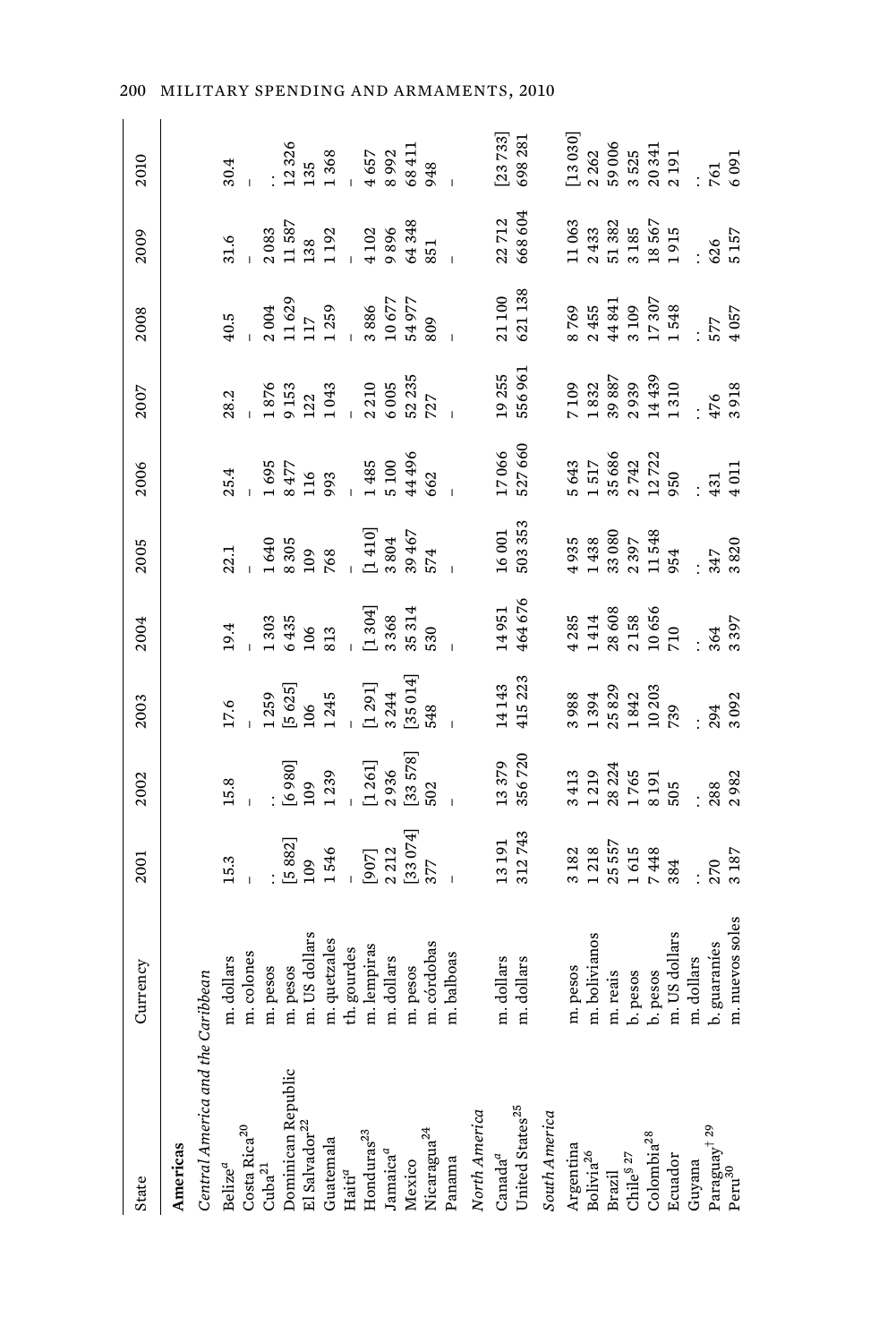| State | Currency | 2001 | 2002 | 2003 | 2004 | 2005 | 2006 | 2007 | 2008 | 2009 | 2010 |
|---|---|---|---|---|---|---|---|---|---|---|---|
| **Americas** | | | | | | | | | | | |
| *Central America and the Caribbean* | | | | | | | | | | | |
| Belize[a] | m. dollars | 15.3 | 15.8 | 17.6 | 19.4 | 22.1 | 25.4 | 28.2 | 40.5 | 31.6 | 30.4 |
| Costa Rica[20] | m. colones | – | – | – | – | – | – | – | – | – | – |
| Cuba[21] | m. pesos | . . | . . | 1 259 | 1 303 | 1 640 | 1 695 | 1 876 | 2 004 | 2 083 | . . |
| Dominican Republic | m. pesos | [5 882] | [6 980] | [5 625] | 6 435 | 8 305 | 8 477 | 9 153 | 11 629 | 11 587 | 12 326 |
| El Salvador[22] | m. US dollars | 109 | 109 | 106 | 106 | 109 | 116 | 122 | 117 | 138 | 135 |
| Guatemala | m. quetzales | 1 546 | 1 239 | 1 245 | 813 | 768 | 993 | 1 043 | 1 259 | 1 192 | 1 368 |
| Haiti[a] | th. gourdes | – | – | – | – | – | – | – | – | – | – |
| Honduras[23] | m. lempiras | [907] | [1 261] | [1 291] | [1 304] | [1 410] | 1 485 | 2 210 | 3 886 | 4 102 | 4 657 |
| Jamaica[a] | m. dollars | 2 212 | 2 936 | 3 244 | 3 368 | 3 804 | 5 100 | 6 005 | 10 677 | 9 896 | 8 992 |
| Mexico | m. pesos | [33 074] | [33 578] | [35 014] | 35 314 | 39 467 | 44 496 | 52 235 | 54 977 | 64 348 | 68 411 |
| Nicaragua[24] | m. córdobas | 377 | 502 | 548 | 530 | 574 | 662 | 727 | 809 | 851 | 948 |
| Panama | m. balboas | – | – | – | – | – | – | – | – | – | – |
| *North America* | | | | | | | | | | | |
| Canada[a] | m. dollars | 13 191 | 13 379 | 14 143 | 14 951 | 16 001 | 17 066 | 19 255 | 21 100 | 22 712 | [23 733] |
| United States[25] | m. dollars | 312 743 | 356 720 | 415 223 | 464 676 | 503 353 | 527 660 | 556 961 | 621 138 | 668 604 | 698 281 |
| *South America* | | | | | | | | | | | |
| Argentina | m. pesos | 3 182 | 3 413 | 3 988 | 4 285 | 4 935 | 5 643 | 7 109 | 8 769 | 11 063 | [13 030] |
| Bolivia[26] | m. bolivianos | 1 218 | 1 219 | 1 394 | 1 414 | 1 438 | 1 517 | 1 832 | 2 455 | 2 433 | 2 262 |
| Brazil | m. reais | 25 557 | 28 224 | 25 829 | 28 608 | 33 080 | 35 686 | 39 887 | 44 841 | 51 382 | 59 006 |
| Chile[§ 27] | b. pesos | 1 615 | 1 765 | 1 842 | 2 158 | 2 397 | 2 742 | 2 939 | 3 109 | 3 185 | 3 525 |
| Colombia[28] | b. pesos | 7 448 | 8 191 | 10 203 | 10 656 | 11 548 | 12 722 | 14 439 | 17 307 | 18 567 | 20 341 |
| Ecuador | m. US dollars | 384 | 505 | 739 | 710 | 954 | 950 | 1 310 | 1 548 | 1 915 | 2 191 |
| Guyana | m. dollars | . . | . . | . . | . . | . . | . . | . . | . . | . . | . . |
| Paraguay[† 29] | b. guaranies | 270 | 288 | 294 | 364 | 347 | 431 | 476 | 577 | 626 | 761 |
| Peru[30] | m. nuevos soles | 3 187 | 2 982 | 3 092 | 3 397 | 3 820 | 4 011 | 3 918 | 4 057 | 5 157 | 6 091 |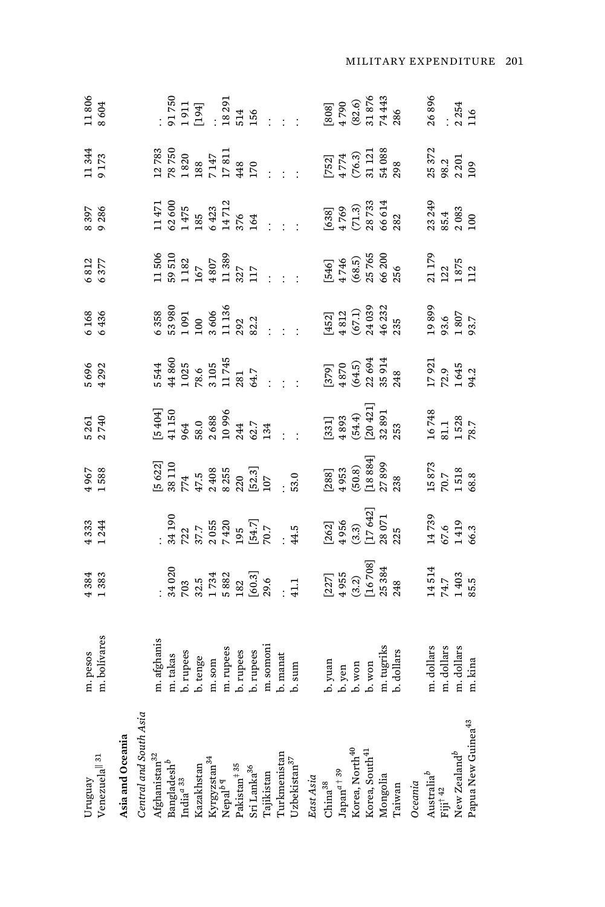| | | | | | | | | | | | |
|---|---|---|---|---|---|---|---|---|---|---|---|
| Uruguay | m. pesos | 4 384 | 4 333 | 4 967 | 5 261 | 5 696 | 6 168 | 6 812 | 8 397 | 11 344 | 11 806 |
| Venezuela[‖ 31] | m. bolívares | 1 383 | 1 244 | 1 588 | 2 740 | 4 292 | 6 436 | 6 377 | 9 286 | 9 173 | 8 604 |
| **Asia and Oceania** | | | | | | | | | | | |
| *Central and South Asia* | | | | | | | | | | | |
| Afghanistan[32] | m. afghanis | . . | . . | [5 622] | [5 404] | 5 544 | 6 358 | 11 506 | 11 471 | 12 783 | . . |
| Bangladesh[b] | m. takas | 34 020 | 34 190 | 38 110 | 41 150 | 44 860 | 53 980 | 59 510 | 62 600 | 78 750 | 91 750 |
| India[a 33] | b. rupees | 703 | 722 | 774 | 964 | 1 025 | 1 091 | 1 182 | 1 475 | 1 820 | 1 911 |
| Kazakhstan | b. tenge | 32.5 | 37.7 | 47.5 | 58.0 | 78.6 | 100 | 167 | 185 | 188 | [194] |
| Kyrgyzstan[34] | m. som | 1 734 | 2 055 | 2 408 | 2 688 | 3 105 | 3 606 | 4 807 | 6 423 | 7 147 | . . |
| Nepal[b ¶] | m. rupees | 5 882 | 7 420 | 8 255 | 10 996 | 11 745 | 11 136 | 11 389 | 14 712 | 17 811 | 18 291 |
| Pakistan[‡ 35] | b. rupees | 182 | 195 | 220 | 244 | 281 | 292 | 327 | 376 | 448 | 514 |
| Sri Lanka[36] | b. rupees | [60.3] | [54.7] | [52.3] | 62.7 | 64.7 | 82.2 | 117 | 164 | 170 | 156 |
| Tajikistan | m. somoni | 29.6 | 70.7 | 107 | 134 | . . | . . | . . | . . | . . | . . |
| Turkmenistan | b. manat | . . | . . | . . | . . | . . | . . | . . | . . | . . | . . |
| Uzbekistan[37] | b. sum | 41.1 | 44.5 | 53.0 | . . | . . | . . | . . | . . | . . | . . |
| *East Asia* | | | | | | | | | | | |
| China[38] | b. yuan | [227] | [262] | [288] | [331] | [379] | [452] | [546] | [638] | [752] | [808] |
| Japan[a † 39] | b. yen | 4 955 | 4 956 | 4 953 | 4 893 | 4 870 | 4 812 | 4 746 | 4 769 | 4 774 | 4 790 |
| Korea, North[40] | b. won | (3.2) | (3.3) | (50.8) | (54.4) | (64.5) | (67.1) | (68.5) | (71.3) | (76.3) | (82.6) |
| Korea, South[41] | b. won | [16 708] | [17 642] | [18 884] | [20 421] | 22 694 | 24 039 | 25 765 | 28 733 | 31 121 | 31 876 |
| Mongolia | m. tugriks | 25 384 | 28 071 | 27 899 | 32 891 | 35 914 | 46 232 | 66 200 | 66 614 | 54 088 | 74 443 |
| Taiwan | b. dollars | 248 | 225 | 238 | 253 | 248 | 235 | 256 | 282 | 298 | 286 |
| *Oceania* | | | | | | | | | | | |
| Australia[b] | m. dollars | 14 514 | 14 739 | 15 873 | 16 748 | 17 921 | 19 899 | 21 179 | 23 249 | 25 372 | 26 896 |
| Fiji[† 42] | m. dollars | 74.7 | 67.6 | 70.7 | 81.1 | 72.9 | 93.6 | 122 | 85.4 | 98.2 | . . |
| New Zealand[b] | m. dollars | 1 403 | 1 419 | 1 518 | 1 528 | 1 645 | 1 807 | 1 875 | 2 083 | 2 201 | 2 254 |
| Papua New Guinea[43] | m. kina | 85.5 | 66.3 | 68.8 | 78.7 | 94.2 | 93.7 | 112 | 100 | 109 | 116 |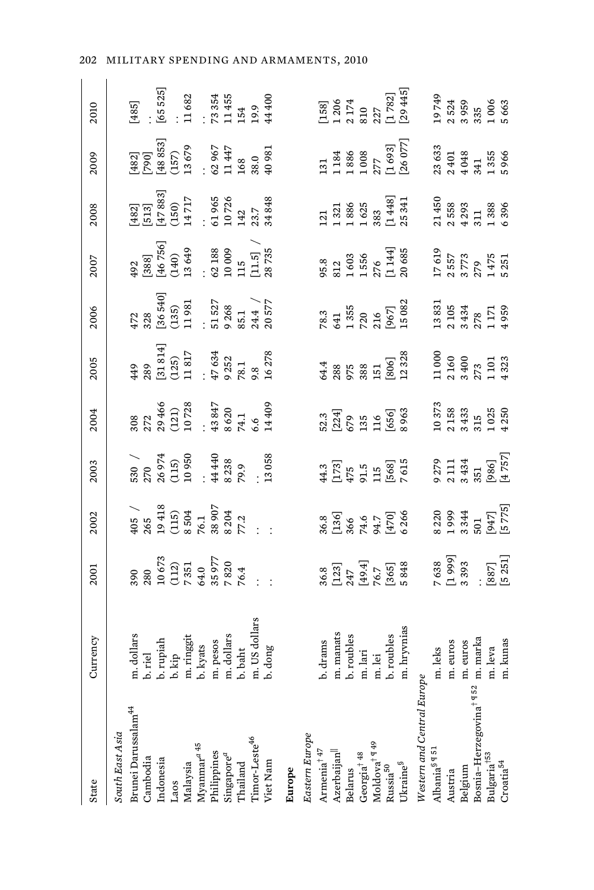| State | Currency | 2001 | 2002 | 2003 | 2004 | 2005 | 2006 | 2007 | 2008 | 2009 | 2010 |
|---|---|---|---|---|---|---|---|---|---|---|---|
| *South East Asia* | | | | | | | | | | | |
| Brunei Darussalam[44] | m. dollars | 390 | 405 / | 530 / | 308 | 449 | 472 | 492 | [482] | [482] | [485] |
| Cambodia | b. riel | 280 | 265 | 270 | 272 | 289 | 328 | [388] | [513] | [790] | . . |
| Indonesia | b. rupiah | 10 673 | 19 418 | 26 974 | 29 466 | [31 814] | [36 540] | [46 756] | [47 883] | [48 853] | [65 525] |
| Laos | b. kip | (112) | (115) | (115) | (121) | (125) | (135) | (140) | (150) | (157) | . . |
| Malaysia | m. ringgit | 7 351 | 8 504 | 10 950 | 10 728 | 11 817 | 11 981 | 13 649 | 14 717 | 13 679 | 11 682 |
| Myanmar[a 45] | b. kyats | 64.0 | 76.1 | . . | . . | . . | . . | . . | . . | . . | . . |
| Philippines | m. pesos | 35 977 | 38 907 | 44 440 | 43 847 | 47 634 | 51 527 | 62 188 | 61 965 | 62 967 | 73 354 |
| Singapore[a] | m. dollars | 7 820 | 8 204 | 8 238 | 8 620 | 9 252 | 9 268 | 10 009 | 10 726 | 11 447 | 11 455 |
| Thailand | b. baht | 76.4 | 77.2 | 79.9 | 74.1 | 78.1 | 85.1 | 115 | 142 | 168 | 154 |
| Timor-Leste[46] | m. US dollars | . . | . . | . . | 6.6 | 9.8 | 24.4 / | [11.5] / | 23.7 | 38.0 | 19.9 |
| Viet Nam | b. dong | . . | . . | 13 058 | 14 409 | 16 278 | 20 577 | 28 735 | 34 848 | 40 981 | 44 400 |
| **Europe** | | | | | | | | | | | |
| *Eastern Europe* | | | | | | | | | | | |
| Armenia[† 47] | b. drams | 36.8 | 36.8 | 44.3 | 52.3 | 64.4 | 78.3 | 95.8 | 121 | 131 | [158] |
| Azerbaijan[‖] | m. manats | [123] | [136] | [173] | [224] | 288 | 641 | 812 | 1 321 | 1 184 | 1 206 |
| Belarus | b. roubles | 247 | 366 | 475 | 679 | 975 | 1 355 | 1 603 | 1 886 | 1 886 | 2 174 |
| Georgia[† 48] | m. lari | [49.4] | 74.6 | 91.5 | 135 | 388 | 720 | 1 556 | 1 625 | 1 008 | 810 |
| Moldova[† ¶ 49] | m. lei | 76.7 | 94.7 | 115 | 116 | 151 | 216 | 276 | 383 | 277 | 227 |
| Russia[50] | b. roubles | [365] | [470] | [568] | [656] | [806] | [967] | [1 144] | [1 448] | [1 693] | [1 782] |
| Ukraine[§] | m. hryvnias | 5 848 | 6 266 | 7 615 | 8 963 | 12 328 | 15 082 | 20 685 | 25 341 | [26 077] | [29 445] |
| *Western and Central Europe* | | | | | | | | | | | |
| Albania[§ ¶ 51] | m. leks | 7 638 | 8 220 | 9 279 | 10 373 | 11 000 | 13 831 | 17 619 | 21 450 | 23 633 | 19 749 |
| Austria | m. euros | [1 999] | 1 999 | 2 111 | 2 158 | 2 160 | 2 105 | 2 557 | 2 558 | 2 401 | 2 524 |
| Belgium | m. euros | 3 393 | 3 344 | 3 434 | 3 433 | 3 400 | 3 434 | 3 773 | 4 293 | 4 048 | 3 959 |
| Bosnia–Herzegovina[† ¶ 52] | m. marka | . . | 501 | 351 | 315 | 273 | 278 | 279 | 311 | 341 | 335 |
| Bulgaria[† 53] | m. leva | [887] | [947] | [986] | 1 025 | 1 101 | 1 171 | 1 475 | 1 388 | 1 355 | 1 006 |
| Croatia[54] | m. kunas | [5 251] | [5 775] | [4 757] | 4 250 | 4 323 | 4 959 | 5 251 | 6 396 | 5 966 | 5 663 |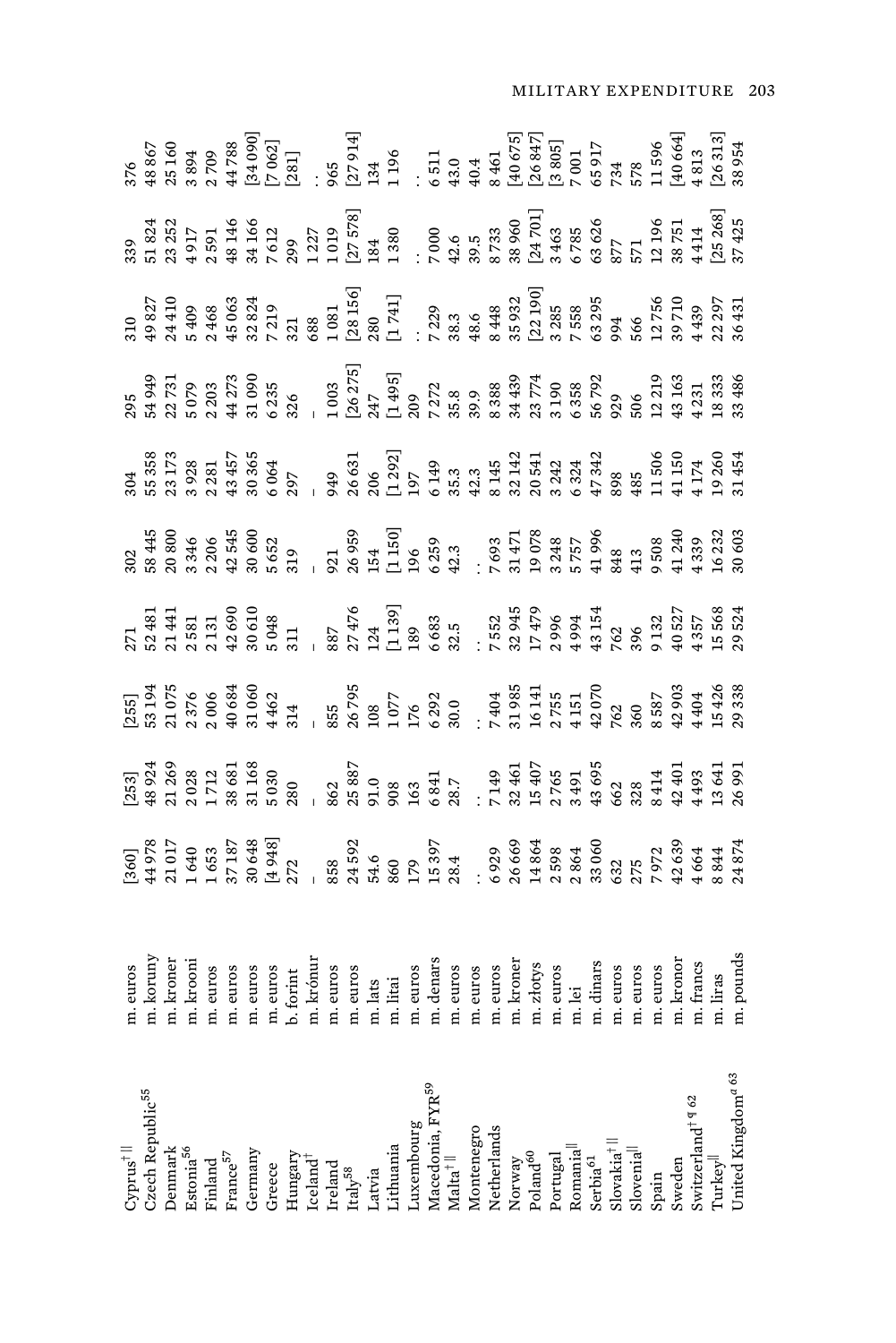| Cyprus[†] [‖] | m. euros | [360] | [253] | [255] | 271 | 302 | 304 | 295 | 310 | 339 | 376 |
|---|---|---|---|---|---|---|---|---|---|---|---|
| Czech Republic[55] | m. koruny | 44 978 | 48 924 | 53 194 | 52 481 | 58 445 | 55 358 | 54 949 | 49 827 | 51 824 | 48 867 |
| Denmark | m. kroner | 21 017 | 21 269 | 21 075 | 21 441 | 20 800 | 23 173 | 22 731 | 24 410 | 23 252 | 25 160 |
| Estonia[56] | m. krooni | 1 640 | 2 028 | 2 376 | 2 581 | 3 346 | 3 928 | 5 079 | 5 409 | 4 917 | 3 894 |
| Finland | m. euros | 1 653 | 1 712 | 2 006 | 2 131 | 2 206 | 2 281 | 2 203 | 2 468 | 2 591 | 2 709 |
| France[57] | m. euros | 37 187 | 38 681 | 40 684 | 42 690 | 42 545 | 43 457 | 44 273 | 45 063 | 48 146 | 44 788 |
| Germany | m. euros | 30 648 | 31 168 | 31 060 | 30 610 | 30 600 | 30 365 | 31 090 | 32 824 | 34 166 | [34 090] |
| Greece | m. euros | [4 948] | 5 030 | 4 462 | 5 048 | 5 652 | 6 064 | 6 235 | 7 219 | 7 612 | [7 062] |
| Hungary | b. forint | 272 | 280 | 314 | 311 | 319 | 297 | 326 | 321 | 299 | [281] |
| Iceland[†] | m. krónur | - | - | - | - | - | - | - | 688 | 1 227 | . . |
| Ireland | m. euros | 858 | 862 | 855 | 887 | 921 | 949 | 1 003 | 1 081 | 1 019 | 965 |
| Italy[58] | m. euros | 24 592 | 25 887 | 26 795 | 27 476 | 26 959 | 26 631 | [26 275] | [28 156] | [27 578] | [27 914] |
| Latvia | m. lats | 54.6 | 91.0 | 108 | 124 | 154 | 206 | 247 | 280 | 184 | 134 |
| Lithuania | m. litai | 860 | 908 | 1 077 | [1 139] | [1 150] | [1 292] | [1 495] | [1 741] | 1 380 | 1 196 |
| Luxembourg | m. euros | 179 | 163 | 176 | 189 | 196 | 197 | 209 | . . | . . | . . |
| Macedonia, FYR[59] | m. denars | 15 397 | 6 841 | 6 292 | 6 683 | 6 259 | 6 149 | 7 272 | 7 229 | 7 000 | 6 511 |
| Malta[†] [‖] | m. euros | 28.4 | 28.7 | 30.0 | 32.5 | 42.3 | 35.3 | 35.8 | 38.3 | 42.6 | 43.0 |
| Montenegro | m. euros | . . | . . | . . | . . | . . | 42.3 | 39.9 | 48.6 | 39.5 | 40.4 |
| Netherlands | m. euros | 6 929 | 7 149 | 7 404 | 7 552 | 7 693 | 8 145 | 8 388 | 8 448 | 8 733 | 8 461 |
| Norway | m. kroner | 26 669 | 32 461 | 31 985 | 32 945 | 31 471 | 32 142 | 34 439 | 35 932 | 38 960 | [40 675] |
| Poland[60] | m. złotys | 14 864 | 15 407 | 16 141 | 17 479 | 19 078 | 20 541 | 23 774 | [22 190] | [24 701] | [26 847] |
| Portugal | m. euros | 2 598 | 2 765 | 2 755 | 2 996 | 3 248 | 3 242 | 3 190 | 3 285 | 3 463 | [3 805] |
| Romania[‖] | m. lei | 2 864 | 3 491 | 4 151 | 4 994 | 5 757 | 6 324 | 6 358 | 7 558 | 6 785 | 7 001 |
| Serbia[61] | m. dinars | 33 060 | 43 695 | 42 070 | 43 154 | 41 996 | 47 342 | 56 792 | 63 295 | 63 626 | 65 917 |
| Slovakia[†] [‖] | m. euros | 632 | 662 | 762 | 762 | 848 | 898 | 929 | 994 | 877 | 734 |
| Slovenia[‖] | m. euros | 275 | 328 | 360 | 396 | 413 | 485 | 506 | 566 | 571 | 578 |
| Spain | m. euros | 7 972 | 8 414 | 8 587 | 9 132 | 9 508 | 11 506 | 12 219 | 12 756 | 12 196 | 11 596 |
| Sweden | m. kronor | 42 639 | 42 401 | 42 903 | 40 527 | 41 240 | 41 150 | 43 163 | 39 710 | 38 751 | [40 664] |
| Switzerland[†] [¶] [62] | m. francs | 4 664 | 4 493 | 4 404 | 4 357 | 4 339 | 4 174 | 4 231 | 4 439 | 4 414 | 4 813 |
| Turkey[‖] | m. liras | 8 844 | 13 641 | 15 426 | 15 568 | 16 232 | 19 260 | 18 333 | 22 297 | [25 268] | [26 313] |
| United Kingdom[a] [63] | m. pounds | 24 874 | 26 991 | 29 338 | 29 524 | 30 603 | 31 454 | 33 486 | 36 431 | 37 425 | 38 954 |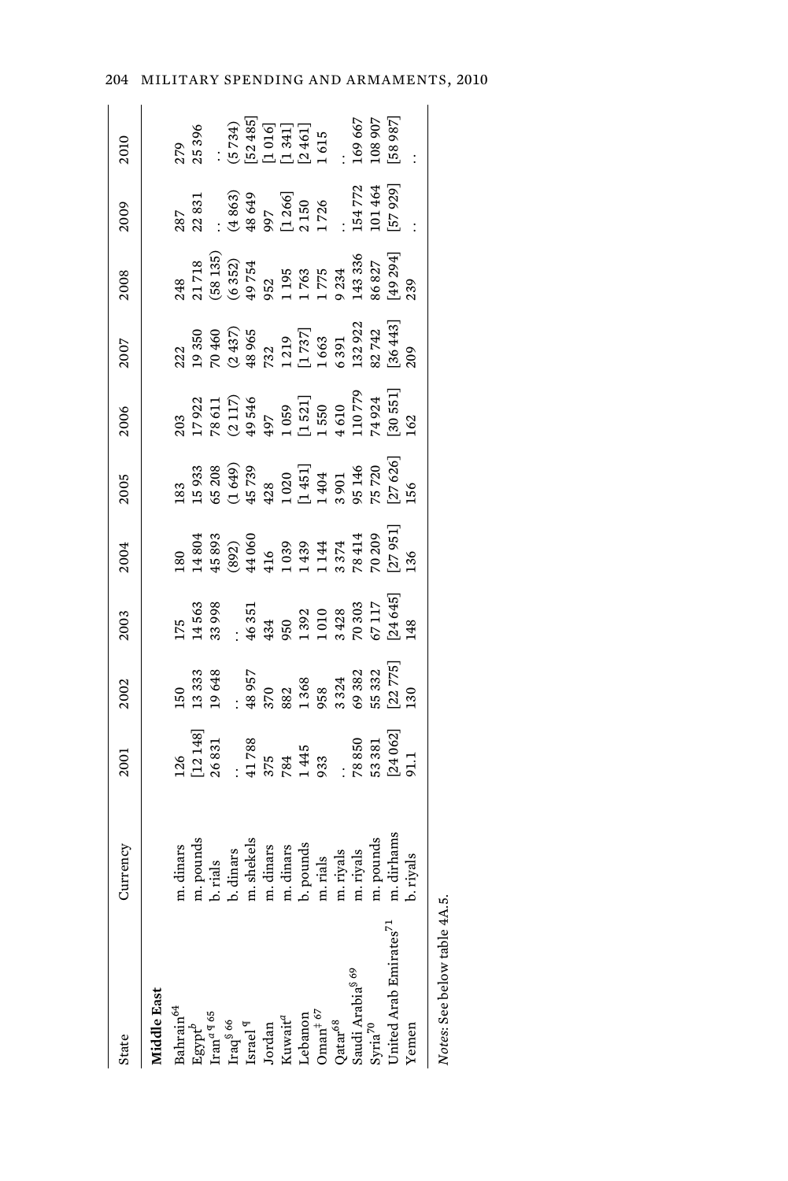| State | Currency | 2001 | 2002 | 2003 | 2004 | 2005 | 2006 | 2007 | 2008 | 2009 | 2010 |
|---|---|---|---|---|---|---|---|---|---|---|---|
| **Middle East** | | | | | | | | | | | |
| Bahrain[64] | m. dinars | 126 | 150 | 175 | 180 | 183 | 203 | 222 | 248 | 287 | 279 |
| Egypt[b] | m. pounds | [12 148] | 13 333 | 14 563 | 14 804 | 15 933 | 17 922 | 19 350 | 21 718 | 22 831 | 25 396 |
| Iran[a ¶ 65] | b. rials | 26 831 | 19 648 | 33 998 | 45 893 | 65 208 | 78 611 | 70 460 | (58 135) | . . | . . |
| Iraq[§ 66] | b. dinars | . . | . . | . . | (892) | (1 649) | (2 117) | (2 437) | (6 352) | (4 863) | (5 734) |
| Israel[¶] | m. shekels | 41 788 | 48 957 | 46 351 | 44 060 | 45 739 | 49 546 | 48 965 | 49 754 | 48 649 | [52 485] |
| Jordan | m. dinars | 375 | 370 | 434 | 416 | 428 | 497 | 732 | 952 | 997 | [1 016] |
| Kuwait[a] | m. dinars | 784 | 882 | 950 | 1 039 | 1 020 | 1 059 | 1 219 | 1 195 | [1 266] | [1 341] |
| Lebanon | b. pounds | 1 445 | 1 368 | 1 392 | 1 439 | [1 451] | [1 521] | [1 737] | 1 763 | 2 150 | [2 461] |
| Oman[‡ 67] | m. rials | 933 | 958 | 1 010 | 1 144 | 1 404 | 1 550 | 1 663 | 1 775 | 1 726 | 1 615 |
| Qatar[68] | m. riyals | . . | 3 324 | 3 428 | 3 374 | 3 901 | 4 610 | 6 391 | 9 234 | . . | . . |
| Saudi Arabia[§ 69] | m. riyals | 78 850 | 69 382 | 70 303 | 78 414 | 95 146 | 110 779 | 132 922 | 143 336 | 154 772 | 169 667 |
| Syria[70] | m. pounds | 53 381 | 55 332 | 67 117 | 70 209 | 75 720 | 74 924 | 82 742 | 86 827 | 101 464 | 108 907 |
| United Arab Emirates[71] | m. dirhams | [24 062] | [22 775] | [24 645] | [27 951] | [27 626] | [30 551] | [36 443] | [49 294] | [57 929] | [58 987] |
| Yemen | b. riyals | 91.1 | 130 | 148 | 136 | 156 | 162 | 209 | 239 | . . | . . |

*Notes*: See below table 4A.5.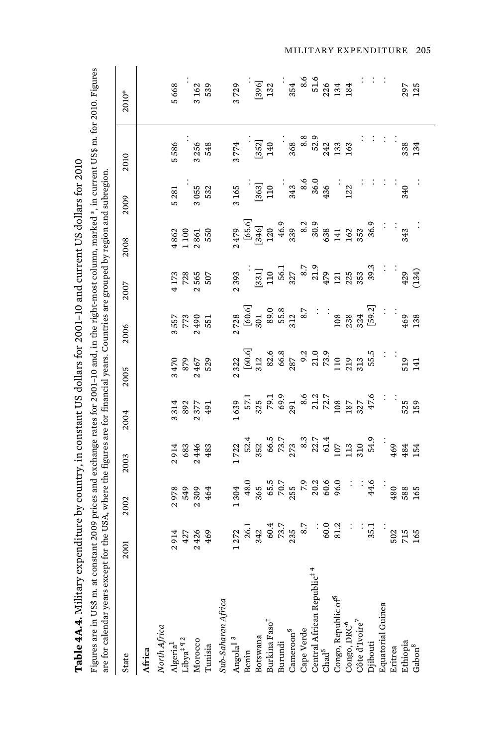**Table 4A.4.** Military expenditure by country, in constant US dollars for 2001–10 and current US dollars for 2010

Figures are in US$ m. at constant 2009 prices and exchange rates for 2001–10 and, in the right-most column, marked *, in current US$ m. for 2010. Figures are for calendar years except for the USA, where the figures are for financial years. Countries are grouped by region and subregion.

| State | 2001 | 2002 | 2003 | 2004 | 2005 | 2006 | 2007 | 2008 | 2009 | 2010 | 2010* |
|---|---|---|---|---|---|---|---|---|---|---|---|
| **Africa** | | | | | | | | | | | |
| *North Africa* | | | | | | | | | | | |
| Algeria[1] | 2 914 | 2 978 | 2 914 | 3 314 | 3 470 | 3 557 | 4 173 | 4 862 | 5 281 | 5 586 | 5 668 |
| Libya[‡ ¶ 2] | 427 | 549 | 683 | 892 | 879 | 773 | 728 | 1 100 | . . | . . | . . |
| Morocco | 2 426 | 2 309 | 2 446 | 2 377 | 2 467 | 2 490 | 2 565 | 2 861 | 3 055 | 3 256 | 3 162 |
| Tunisia | 469 | 464 | 483 | 491 | 529 | 551 | 507 | 550 | 532 | 548 | 539 |
| *Sub-Saharan Africa* | | | | | | | | | | | |
| Angola[‖ 3] | 1 272 | 1 304 | 1 722 | 1 639 | 2 322 | 2 728 | 2 393 | 2 479 | 3 165 | 3 774 | 3 729 |
| Benin | 26.1 | 48.0 | 52.4 | 57.1 | [60.6] | [60.6] | . . | [65.6] | . . | . . | . . |
| Botswana | 342 | 365 | 352 | 325 | 312 | 301 | [331] | [346] | [363] | [352] | [396] |
| Burkina Faso[†] | 60.4 | 65.5 | 66.5 | 79.1 | 82.6 | 89.0 | 110 | 120 | 110 | 140 | 132 |
| Burundi | 73.7 | 70.7 | 73.7 | 69.9 | 66.8 | 55.8 | 56.1 | 46.9 | . . | . . | . . |
| Cameroon[§] | 235 | 255 | 273 | 291 | 287 | 312 | 327 | 339 | 343 | 368 | 354 |
| Cape Verde | 8.7 | 7.9 | 8.3 | 8.6 | 9.2 | 8.7 | 8.7 | 8.2 | 8.6 | 8.8 | 8.6 |
| Central African Republic[‡ 4] | . . | 20.2 | 22.7 | 21.2 | 21.0 | . . | 21.9 | 30.9 | 36.0 | 52.9 | 51.6 |
| Chad[5] | 60.0 | 60.6 | 61.4 | 72.7 | 73.9 | . . | 479 | 638 | 436 | 242 | 226 |
| Congo, Republic of[§] | 81.2 | 96.0 | 107 | 108 | 110 | 108 | 121 | 141 | . . | 133 | 134 |
| Congo, DRC[6] | . . | . . | 113 | 187 | 219 | 238 | 225 | 162 | 122 | 163 | 184 |
| Côte d'Ivoire[7] | . . | . . | 310 | 327 | 313 | 324 | 353 | 353 | . . | . . | . . |
| Djibouti | 35.1 | 44.6 | 54.9 | 47.6 | 55.5 | [59.2] | 39.3 | 36.9 | . . | . . | . . |
| Equatorial Guinea | . . | . . | . . | . . | . . | . . | . . | . . | . . | . . | . . |
| Eritrea | 502 | 480 | 469 | . . | . . | . . | . . | . . | . . | . . | . . |
| Ethiopia | 715 | 588 | 484 | 525 | 519 | 469 | 429 | 343 | 340 | 338 | 297 |
| Gabon[8] | 165 | 165 | 154 | 159 | 141 | 138 | (134) | . . | . . | 134 | 125 |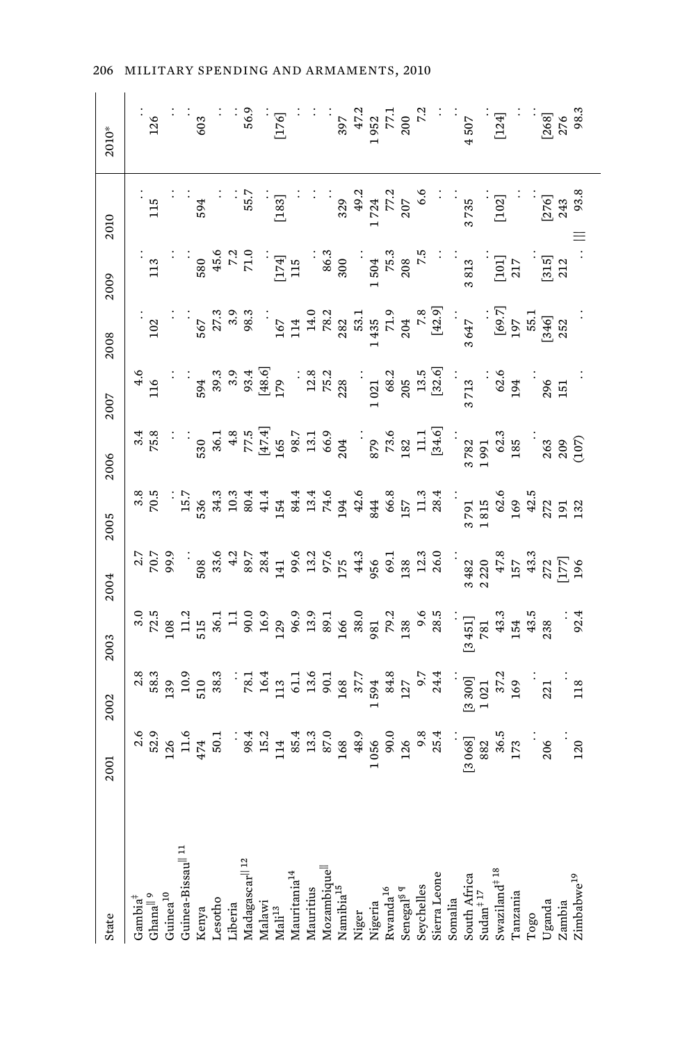| State | 2001 | 2002 | 2003 | 2004 | 2005 | 2006 | 2007 | 2008 | 2009 | 2010 | 2010* |
|---|---|---|---|---|---|---|---|---|---|---|---|
| Gambia‡ | 2.6 | 2.8 | 3.0 | 2.7 | 3.8 | 3.4 | 4.6 | . . | . . | . . | . . |
| Ghana‖ 9 | 52.9 | 58.3 | 72.5 | 70.7 | 70.5 | 75.8 | 116 | 102 | 113 | 115 | 126 |
| Guinea10 | 126 | 139 | 108 | 99.9 | . . | . . | . . | . . | . . | . . | . . |
| Guinea-Bissau‖ 11 | 11.6 | 10.9 | 11.2 | . . | 15.7 | . . | . . | . . | . . | . . | . . |
| Kenya | 474 | 510 | 515 | 508 | 536 | 530 | 594 | 567 | 580 | 594 | 603 |
| Lesotho | 50.1 | 38.3 | 36.1 | 33.6 | 34.3 | 36.1 | 39.3 | 27.3 | 45.6 | . . | . . |
| Liberia | . . | . . | 1.1 | 4.2 | 10.3 | 4.8 | 3.9 | 3.9 | 7.2 | . . | . . |
| Madagascar‖ 12 | 98.4 | 78.1 | 90.0 | 89.7 | 80.4 | 77.5 | 93.4 | 98.3 | 71.0 | 55.7 | 56.9 |
| Malawi | 15.2 | 16.4 | 16.9 | 28.4 | 41.4 | [47.4] | [48.6] | . . | . . | . . | . . |
| Mali13 | 114 | 113 | 129 | 141 | 154 | 165 | 179 | 167 | [174] | [183] | [176] |
| Mauritania14 | 85.4 | 61.1 | 96.9 | 99.6 | 84.4 | 98.7 | . . | 114 | 115 | . . | . . |
| Mauritius | 13.3 | 13.6 | 13.9 | 13.2 | 13.4 | 13.1 | 12.8 | 14.0 | . . | . . | . . |
| Mozambique‖ | 87.0 | 90.1 | 89.1 | 97.6 | 74.6 | 66.9 | 75.2 | 78.2 | 86.3 | . . | . . |
| Namibia15 | 168 | 168 | 166 | 175 | 194 | 204 | 228 | 282 | 300 | 329 | 397 |
| Niger | 48.9 | 37.7 | 38.0 | 44.3 | 42.6 | . . | . . | 53.1 | . . | 49.2 | 47.2 |
| Nigeria | 1 056 | 1 594 | 981 | 956 | 844 | 879 | 1 021 | 1 435 | 1 504 | 1 724 | 1 952 |
| Rwanda16 | 90.0 | 84.8 | 79.2 | 69.1 | 66.8 | 73.6 | 68.2 | 71.9 | 75.3 | 77.2 | 77.1 |
| Senegal§ ¶ | 126 | 127 | 138 | 138 | 157 | 182 | 205 | 204 | 208 | 207 | 200 |
| Seychelles | 9.8 | 9.7 | 9.6 | 12.3 | 11.3 | 11.1 | 13.5 | 7.8 | 7.5 | 6.6 | 7.2 |
| Sierra Leone | 25.4 | 24.4 | 28.5 | 26.0 | 28.4 | [34.6] | [32.6] | [42.9] | . . | . . | . . |
| Somalia | . . | . . | . . | . . | . . | . . | . . | . . | . . | . . | . . |
| South Africa | [3 068] | [3 300] | [3 451] | 3 482 | 3 791 | 3 782 | 3 713 | 3 647 | 3 813 | 3 735 | 4 507 |
| Sudan‡ 17 | 882 | 1 021 | 781 | 2 220 | 1 815 | 1 991 | . . | . . | . . | . . | . . |
| Swaziland‡ 18 | 36.5 | 37.2 | 43.3 | 47.8 | 62.6 | 62.3 | 62.6 | [69.7] | [101] | [102] | [124] |
| Tanzania | 173 | 169 | 154 | 157 | 169 | 185 | 194 | 197 | 217 | . . | . . |
| Togo | . . | . . | 43.5 | 43.3 | 42.5 | . . | . . | 55.1 | . . | . . | . . |
| Uganda | 206 | 221 | 238 | 272 | 272 | 263 | 296 | [346] | [315] | [276] | [268] |
| Zambia | . . | . . | . . | [177] | 191 | 209 | 151 | 252 | 212 | 243 | 276 |
| Zimbabwe19 | 120 | 118 | 92.4 | 196 | 132 | (107) | . . | . . | . . ‖ | 93.8 | 98.3 |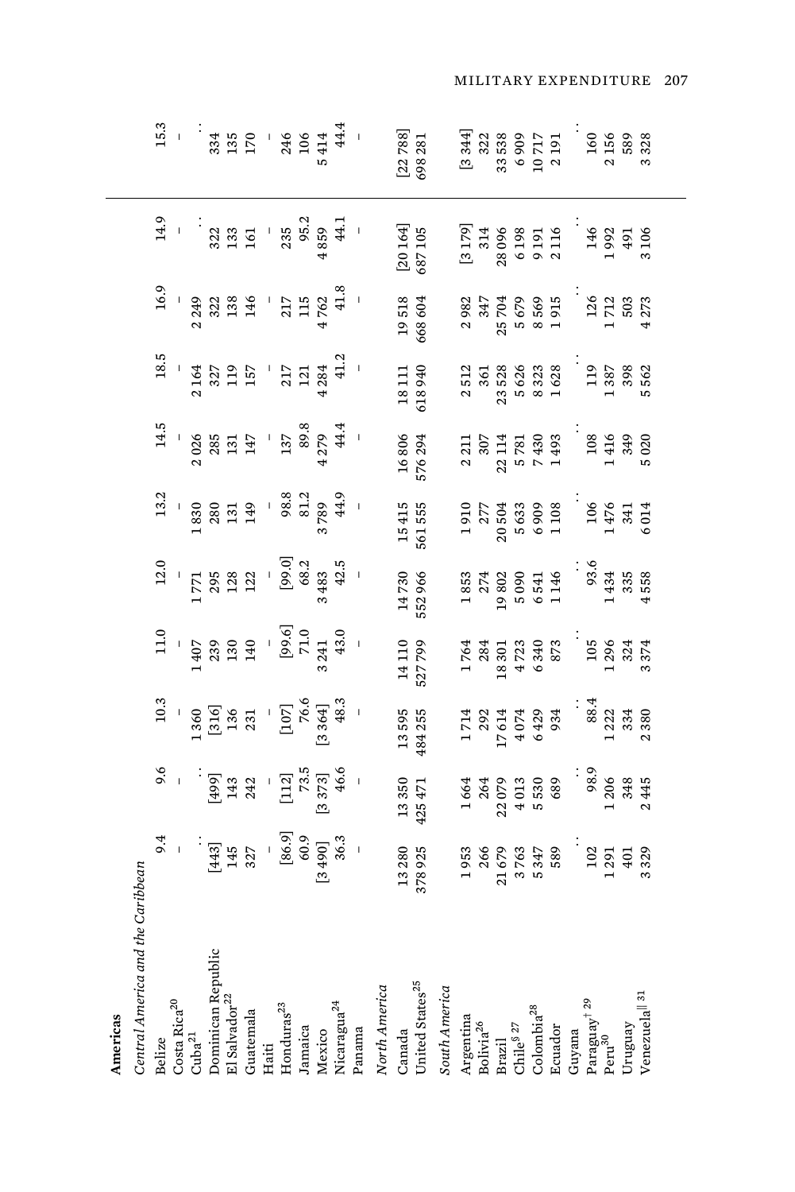| | | | | | | | | | | | |
|---|---|---|---|---|---|---|---|---|---|---|---|
| **Americas** | | | | | | | | | | | |
| *Central America and the Caribbean* | | | | | | | | | | | |
| Belize | 9.4 | 9.6 | 10.3 | 11.0 | 12.0 | 13.2 | 14.5 | 18.5 | 16.9 | 14.9 | 15.3 |
| Costa Rica[20] | – | – | – | – | – | – | – | – | – | – | – |
| Cuba[21] | . . | . . | 1 360 | 1 407 | 1 771 | 1 830 | 2 026 | 2 164 | 2 249 | . . | . . |
| Dominican Republic | [443] | [499] | [316] | 239 | 295 | 280 | 285 | 327 | 322 | 322 | 334 |
| El Salvador[22] | 145 | 143 | 136 | 130 | 128 | 131 | 131 | 119 | 138 | 133 | 135 |
| Guatemala | 327 | 242 | 231 | 140 | 122 | 149 | 147 | 157 | 146 | 161 | 170 |
| Haiti | – | – | – | – | – | – | – | – | – | – | – |
| Honduras[23] | [86.9] | [112] | [107] | [99.6] | [99.0] | 98.8 | 137 | 217 | 217 | 235 | 246 |
| Jamaica | 60.9 | 73.5 | 76.6 | 71.0 | 68.2 | 81.2 | 89.8 | 121 | 115 | 95.2 | 106 |
| Mexico | [3 490] | [3 373] | [3 364] | 3 241 | 3 483 | 3 789 | 4 279 | 4 284 | 4 762 | 4 859 | 5 414 |
| Nicaragua[24] | 36.3 | 46.6 | 48.3 | 43.0 | 42.5 | 44.9 | 44.4 | 41.2 | 41.8 | 44.1 | 44.4 |
| Panama | – | – | – | – | – | – | – | – | – | – | – |
| *North America* | | | | | | | | | | | |
| Canada | 13 280 | 13 350 | 13 595 | 14 110 | 14 730 | 15 415 | 16 806 | 18 111 | 19 518 | [20 164] | [22 788] |
| United States[25] | 378 925 | 425 471 | 484 255 | 527 799 | 552 966 | 561 555 | 576 294 | 618 940 | 668 604 | 687 105 | 698 281 |
| *South America* | | | | | | | | | | | |
| Argentina | 1 953 | 1 664 | 1 714 | 1 764 | 1 853 | 1 910 | 2 211 | 2 512 | 2 982 | [3 179] | [3 344] |
| Bolivia[26] | 266 | 264 | 292 | 284 | 274 | 277 | 307 | 361 | 347 | 314 | 322 |
| Brazil | 21 679 | 22 079 | 17 614 | 18 301 | 19 802 | 20 504 | 22 114 | 23 528 | 25 704 | 28 096 | 33 538 |
| Chile[§ 27] | 3 763 | 4 013 | 4 074 | 4 723 | 5 090 | 5 633 | 5 781 | 5 626 | 5 679 | 6 198 | 6 909 |
| Colombia[28] | 5 347 | 5 530 | 6 429 | 6 340 | 6 541 | 6 909 | 7 430 | 8 323 | 8 569 | 9 191 | 10 717 |
| Ecuador | 589 | 689 | 934 | 873 | 1 146 | 1 108 | 1 493 | 1 628 | 1 915 | 2 116 | 2 191 |
| Guyana | . . | . . | . . | . . | . . | . . | . . | . . | . . | . . | . . |
| Paraguay[† 29] | 102 | 98.9 | 88.4 | 105 | 93.6 | 106 | 108 | 119 | 126 | 146 | 160 |
| Peru[30] | 1 291 | 1 206 | 1 222 | 1 296 | 1 434 | 1 476 | 1 416 | 1 387 | 1 712 | 1 992 | 2 156 |
| Uruguay | 401 | 348 | 334 | 324 | 335 | 341 | 349 | 398 | 503 | 491 | 589 |
| Venezuela[‖ 31] | 3 329 | 2 445 | 2 380 | 3 374 | 4 558 | 6 014 | 5 020 | 5 562 | 4 273 | 3 106 | 3 328 |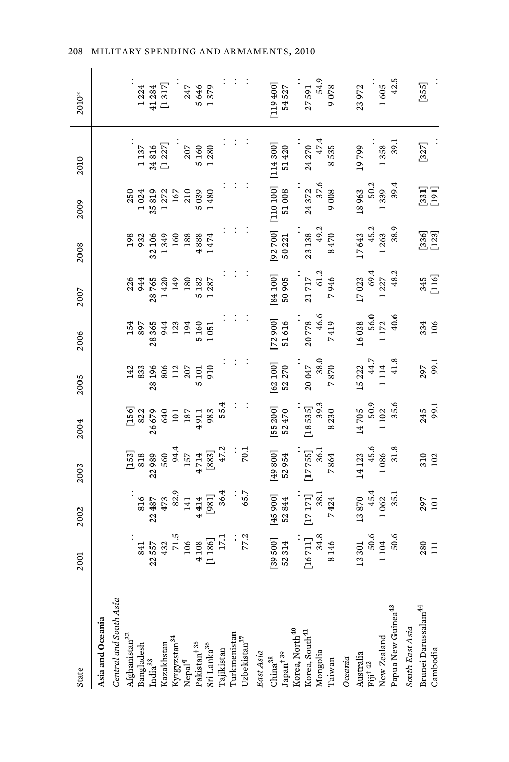| State | 2001 | 2002 | 2003 | 2004 | 2005 | 2006 | 2007 | 2008 | 2009 | 2010 | 2010* |
|---|---|---|---|---|---|---|---|---|---|---|---|
| **Asia and Oceania** | | | | | | | | | | | |
| *Central and South Asia* | | | | | | | | | | | |
| Afghanistan[32] | . . | . . | [153] | [156] | 142 | 154 | 226 | 198 | 250 | . . | . . |
| Bangladesh | 841 | 816 | 818 | 822 | 833 | 897 | 944 | 932 | 1 024 | 1 137 | 1 224 |
| India[33] | 22 557 | 22 487 | 22 989 | 26 679 | 28 196 | 28 365 | 28 765 | 32 106 | 35 819 | 34 816 | 41 284 |
| Kazakhstan | 432 | 473 | 560 | 640 | 806 | 944 | 1 420 | 1 349 | 1 272 | [1 227] | [1 317] |
| Kyrgyzstan[34] | 71.5 | 82.9 | 94.4 | 101 | 112 | 123 | 149 | 160 | 167 | . . | . . |
| Nepal¶ | 106 | 141 | 157 | 187 | 207 | 194 | 180 | 188 | 210 | 207 | 247 |
| Pakistan‡ [35] | 4 108 | 4 414 | 4 714 | 4 911 | 5 101 | 5 160 | 5 182 | 4 888 | 5 039 | 5 160 | 5 646 |
| Sri Lanka[36] | [1 186] | [981] | [883] | 983 | 910 | 1 051 | 1 287 | 1 474 | 1 480 | 1 280 | 1 379 |
| Tajikistan | 17.1 | 36.4 | 47.2 | 55.4 | . . | . . | . . | . . | . . | . . | . . |
| Turkmenistan | . . | . . | . . | . . | . . | . . | . . | . . | . . | . . | . . |
| Uzbekistan[37] | 77.2 | 65.7 | 70.1 | . . | . . | . . | . . | . . | . . | . . | . . |
| *East Asia* | | | | | | | | | | | |
| China[38] | [39 500] | [45 900] | [49 800] | [55 200] | [62 100] | [72 900] | [84 100] | [92 700] | [110 100] | [114 300] | [119 400] |
| Japan† [39] | 52 314 | 52 844 | 52 954 | 52 470 | 52 270 | 51 616 | 50 905 | 50 221 | 51 008 | 51 420 | 54 527 |
| Korea, North[40] | . . | . . | . . | . . | . . | . . | . . | . . | . . | . . | . . |
| Korea, South[41] | [16 711] | [17 171] | [17 755] | [18 535] | 20 047 | 20 778 | 21 717 | 23 138 | 24 372 | 24 270 | 27 591 |
| Mongolia | 34.8 | 38.1 | 36.1 | 39.3 | 38.0 | 46.6 | 61.2 | 49.2 | 37.6 | 47.4 | 54.9 |
| Taiwan | 8 146 | 7 424 | 7 864 | 8 230 | 7 870 | 7 419 | 7 946 | 8 470 | 9 008 | 8 535 | 9 078 |
| *Oceania* | | | | | | | | | | | |
| Australia | 13 301 | 13 870 | 14 123 | 14 705 | 15 222 | 16 038 | 17 023 | 17 643 | 18 963 | 19 799 | 23 972 |
| Fiji† [42] | 50.6 | 45.4 | 45.6 | 50.9 | 44.7 | 56.0 | 69.4 | 45.2 | 50.2 | . . | . . |
| New Zealand | 1 104 | 1 062 | 1 086 | 1 102 | 1 114 | 1 172 | 1 227 | 1 263 | 1 339 | 1 358 | 1 605 |
| Papua New Guinea[43] | 50.6 | 35.1 | 31.8 | 35.6 | 41.8 | 40.6 | 48.2 | 38.9 | 39.4 | 39.1 | 42.5 |
| *South East Asia* | | | | | | | | | | | |
| Brunei Darussalam[44] | 280 | 297 | 310 | 245 | 297 | 334 | 345 | [336] | [331] | [327] | [355] |
| Cambodia | 111 | 101 | 102 | 99.1 | 99.1 | 106 | [116] | [123] | [191] | . . | . . |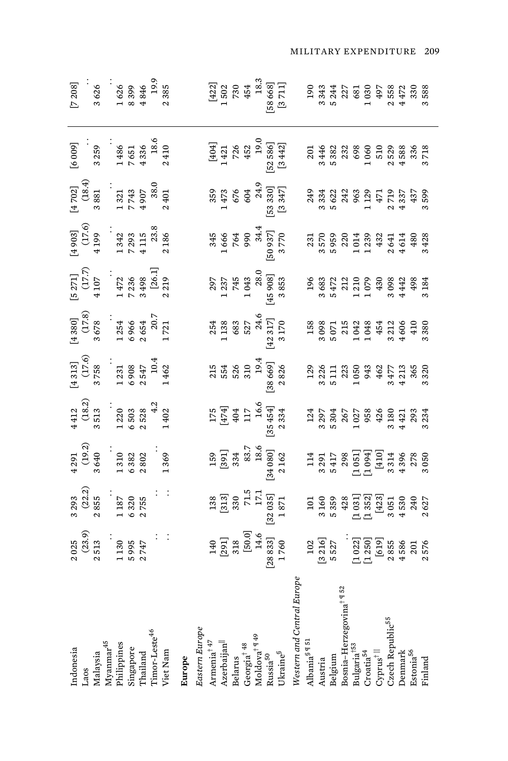| | | | | | | | | | | | |
|---|---|---|---|---|---|---|---|---|---|---|---|
| Indonesia | 2 025 | 3 293 | 4 291 | 4 412 | [4 313] | [4 380] | [5 271] | [4 903] | [4 702] | [6 009] | [7 208] |
| Laos | (23.9) | (22.2) | (19.2) | (18.2) | (17.6) | (17.8) | (17.7) | (17.6) | (18.4) | . . | . . |
| Malaysia | 2 513 | 2 855 | 3 640 | 3 513 | 3 758 | 3 678 | 4 107 | 4 199 | 3 881 | 3 259 | 3 626 |
| Myanmar[45] | . . | . . | . . | . . | . . | . . | . . | . . | . . | . . | . . |
| Philippines | 1 130 | 1 187 | 1 310 | 1 220 | 1 231 | 1 254 | 1 472 | 1 342 | 1 321 | 1 486 | 1 626 |
| Singapore | 5 995 | 6 320 | 6 382 | 6 503 | 6 908 | 6 966 | 7 236 | 7 293 | 7 743 | 7 651 | 8 399 |
| Thailand | 2 747 | 2 755 | 2 802 | 2 528 | 2 547 | 2 654 | 3 498 | 4 115 | 4 907 | 4 336 | 4 846 |
| Timor-Leste[46] | . . | . . | . . | 4.2 | 10.4 | 20.7 | [26.1] | 23.8 | 38.0 | 18.6 | 19.9 |
| Viet Nam | . . | . . | 1 369 | 1 402 | 1 462 | 1 721 | 2 219 | 2 186 | 2 401 | 2 410 | 2 385 |
| **Europe** | | | | | | | | | | | |
| *Eastern Europe* | | | | | | | | | | | |
| Armenia[† 47] | 140 | 138 | 159 | 175 | 215 | 254 | 297 | 345 | 359 | [404] | [422] |
| Azerbaijan[‖] | [291] | [313] | [391] | [474] | 554 | 1 138 | 1 237 | 1 666 | 1 473 | 1 421 | 1 502 |
| Belarus | 318 | 330 | 334 | 404 | 526 | 683 | 745 | 764 | 676 | 726 | 730 |
| Georgia[† 48] | [50.0] | 71.5 | 83.7 | 117 | 310 | 527 | 1 043 | 990 | 604 | 452 | 454 |
| Moldova[† ¶ 49] | 14.6 | 17.1 | 18.6 | 16.6 | 19.4 | 24.6 | 28.0 | 34.4 | 24.9 | 19.0 | 18.3 |
| Russia[50] | [28 833] | [32 035] | [34 080] | [35 454] | [38 669] | [42 317] | [45 908] | [50 937] | [53 330] | [52 586] | [58 668] |
| Ukraine[§] | 1 760 | 1 871 | 2 162 | 2 334 | 2 826 | 3 170 | 3 853 | 3 770 | [3 347] | [3 442] | [3 711] |
| *Western and Central Europe* | | | | | | | | | | | |
| Albania[§ ¶ 51] | 102 | 101 | 114 | 124 | 129 | 158 | 196 | 231 | 249 | 201 | 190 |
| Austria | [3 216] | 3 160 | 3 291 | 3 297 | 3 226 | 3 098 | 3 683 | 3 570 | 3 334 | 3 446 | 3 343 |
| Belgium | 5 527 | 5 359 | 5 417 | 5 304 | 5 111 | 5 071 | 5 472 | 5 959 | 5 622 | 5 382 | 5 244 |
| Bosnia–Herzegovina[† ¶ 52] | . . | 428 | 298 | 267 | 223 | 215 | 212 | 220 | 242 | 232 | 227 |
| Bulgaria[† 53] | [1 022] | [1 031] | [1 051] | 1 027 | 1 050 | 1 042 | 1 210 | 1 014 | 963 | 698 | 681 |
| Croatia[54] | [1 250] | [1 352] | [1 094] | 958 | 943 | 1 048 | 1 079 | 1 239 | 1 129 | 1 060 | 1 030 |
| Cyprus[† ‖] | [619] | [423] | [410] | 426 | 462 | 454 | 430 | 432 | 471 | 510 | 497 |
| Czech Republic[55] | 2 855 | 3 051 | 3 314 | 3 180 | 3 477 | 3 212 | 3 098 | 2 641 | 2 719 | 2 529 | 2 558 |
| Denmark | 4 586 | 4 530 | 4 396 | 4 421 | 4 213 | 4 606 | 4 442 | 4 614 | 4 337 | 4 588 | 4 472 |
| Estonia[56] | 201 | 240 | 278 | 293 | 365 | 410 | 498 | 480 | 437 | 336 | 330 |
| Finland | 2 576 | 2 627 | 3 050 | 3 234 | 3 320 | 3 380 | 3 184 | 3 428 | 3 599 | 3 718 | 3 588 |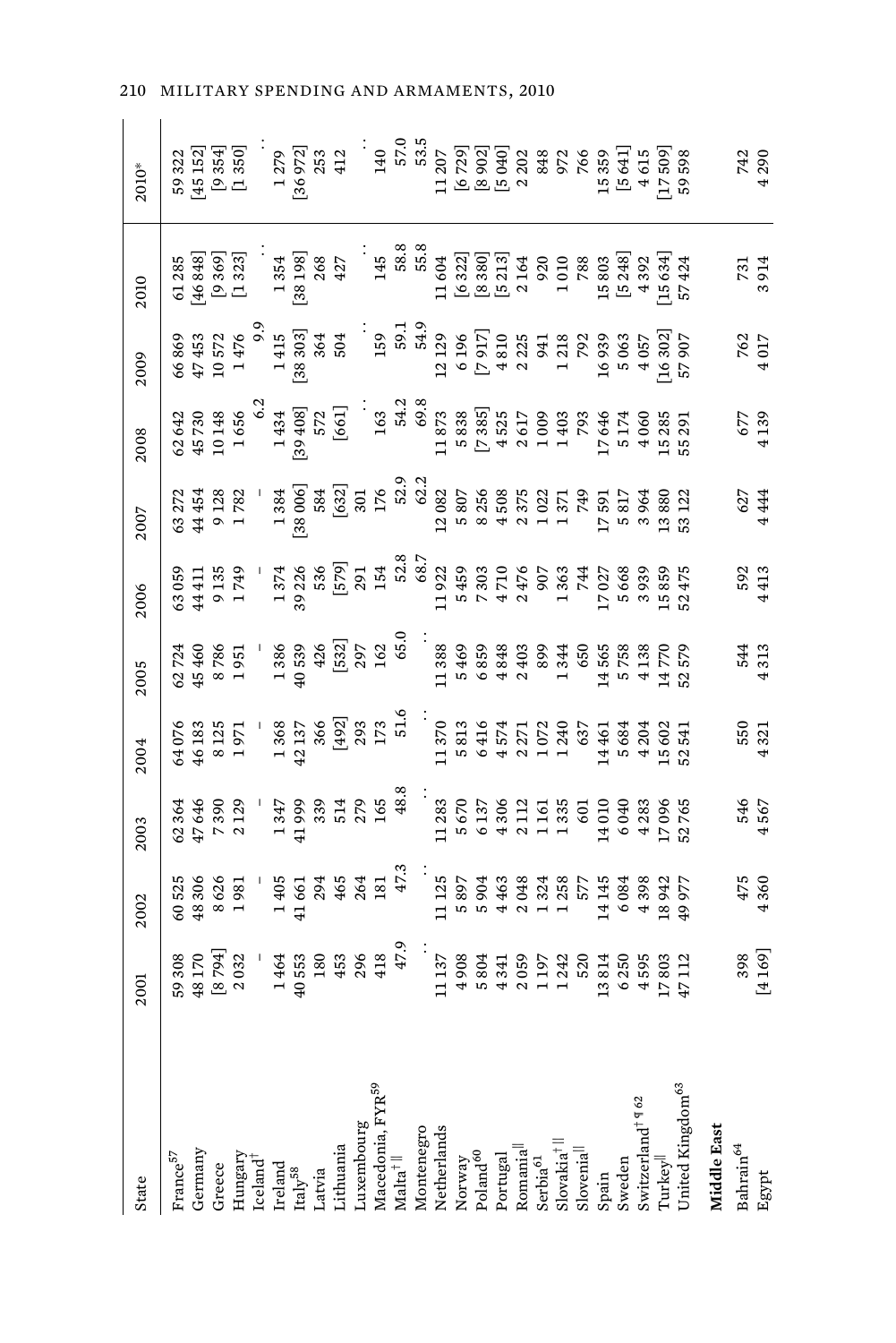| State | 2001 | 2002 | 2003 | 2004 | 2005 | 2006 | 2007 | 2008 | 2009 | 2010 | 2010* |
|---|---|---|---|---|---|---|---|---|---|---|---|
| France[57] | 59 308 | 60 525 | 62 364 | 64 076 | 62 724 | 63 059 | 63 272 | 62 642 | 66 869 | 61 285 | 59 322 |
| Germany | 48 170 | 48 306 | 47 646 | 46 183 | 45 460 | 44 411 | 44 454 | 45 730 | 47 453 | [46 848] | [45 152] |
| Greece | [8 794] | 8 626 | 7 390 | 8 125 | 8 786 | 9 135 | 9 128 | 10 148 | 10 572 | [9 369] | [9 354] |
| Hungary | 2 032 | 1 981 | 2 129 | 1 971 | 1 951 | 1 749 | 1 782 | 1 656 | 1 476 | [1 323] | [1 350] |
| Iceland[†] | – | – | – | – | – | – | – | 6.2 | 9.9 | . . | . . |
| Ireland | 1 464 | 1 405 | 1 347 | 1 368 | 1 386 | 1 374 | 1 384 | 1 434 | 1 415 | 1 354 | 1 279 |
| Italy[58] | 40 553 | 41 661 | 41 999 | 42 137 | 40 539 | 39 226 | [38 006] | [39 408] | [38 303] | [38 198] | [36 972] |
| Latvia | 180 | 294 | 339 | 366 | 426 | 536 | 584 | 572 | 364 | 268 | 253 |
| Lithuania | 453 | 465 | 514 | [492] | [532] | [579] | [632] | [661] | 504 | 427 | 412 |
| Luxembourg | 296 | 264 | 279 | 293 | 297 | 291 | 301 | . . | . . | . . | . . |
| Macedonia, FYR[59] | 418 | 181 | 165 | 173 | 162 | 154 | 176 | 163 | 159 | 145 | 140 |
| Malta[† ‖] | 47.9 | 47.3 | 48.8 | 51.6 | 65.0 | 52.8 | 52.9 | 54.2 | 59.1 | 58.8 | 57.0 |
| Montenegro | . . | . . | . . | . . | . . | 68.7 | 62.2 | 69.8 | 54.9 | 55.8 | 53.5 |
| Netherlands | 11 137 | 11 125 | 11 283 | 11 370 | 11 388 | 11 922 | 12 082 | 11 873 | 12 129 | 11 604 | 11 207 |
| Norway | 4 908 | 5 897 | 5 670 | 5 813 | 5 469 | 5 459 | 5 807 | 5 838 | 6 196 | [6 322] | [6 729] |
| Poland[60] | 5 804 | 5 904 | 6 137 | 6 416 | 6 859 | 7 303 | 8 256 | [7 385] | [7 917] | [8 380] | [8 902] |
| Portugal | 4 341 | 4 463 | 4 306 | 4 574 | 4 848 | 4 710 | 4 508 | 4 525 | 4 810 | [5 213] | [5 040] |
| Romania[‖] | 2 059 | 2 048 | 2 112 | 2 271 | 2 403 | 2 476 | 2 375 | 2 617 | 2 225 | 2 164 | 2 202 |
| Serbia[61] | 1 197 | 1 324 | 1 161 | 1 072 | 899 | 907 | 1 022 | 1 009 | 941 | 920 | 848 |
| Slovakia[† ‖] | 1 242 | 1 258 | 1 335 | 1 240 | 1 344 | 1 363 | 1 371 | 1 403 | 1 218 | 1 010 | 972 |
| Slovenia[‖] | 520 | 577 | 601 | 637 | 650 | 744 | 749 | 793 | 792 | 788 | 766 |
| Spain | 13 814 | 14 145 | 14 010 | 14 461 | 14 565 | 17 027 | 17 591 | 17 646 | 16 939 | 15 803 | 15 359 |
| Sweden | 6 250 | 6 084 | 6 040 | 5 684 | 5 758 | 5 668 | 5 817 | 5 174 | 5 063 | [5 248] | [5 641] |
| Switzerland[† ¶ 62] | 4 595 | 4 398 | 4 283 | 4 204 | 4 138 | 3 939 | 3 964 | 4 060 | 4 057 | 4 392 | 4 615 |
| Turkey[‖] | 17 803 | 18 942 | 17 096 | 15 602 | 14 770 | 15 859 | 13 880 | 15 285 | [16 302] | [15 634] | [17 509] |
| United Kingdom[63] | 47 112 | 49 977 | 52 765 | 52 541 | 52 579 | 52 475 | 53 122 | 55 291 | 57 907 | 57 424 | 59 598 |
| **Middle East** | | | | | | | | | | | |
| Bahrain[64] | 398 | 475 | 546 | 550 | 544 | 592 | 627 | 677 | 762 | 731 | 742 |
| Egypt | [4 169] | 4 360 | 4 567 | 4 321 | 4 313 | 4 413 | 4 444 | 4 139 | 4 017 | 3 914 | 4 290 |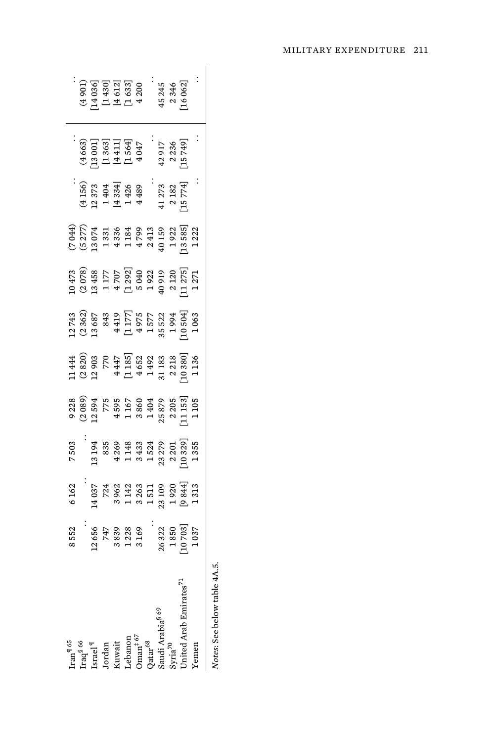| | | | | | | | | | | | |
|---|---|---|---|---|---|---|---|---|---|---|---|
| Iran[¶ 65] | 8 552 | 6 162 | 7 503 | 9 228 | 11 444 | 12 743 | 10 473 | (7 044) | . . | . . | . . |
| Iraq[§ 66] | . . | . . | . . | (2 089) | (2 820) | (2 362) | (2 078) | (5 277) | (4 156) | (4 663) | (4 901) |
| Israel[¶] | 12 656 | 14 037 | 13 194 | 12 594 | 12 903 | 13 687 | 13 458 | 13 074 | 12 373 | [13 001] | [14 036] |
| Jordan | 747 | 724 | 835 | 775 | 770 | 843 | 1 177 | 1 331 | 1 404 | [1 363] | [1 430] |
| Kuwait | 3 839 | 3 962 | 4 269 | 4 595 | 4 447 | 4 419 | 4 707 | 4 336 | [4 334] | [4 411] | [4 612] |
| Lebanon | 1 228 | 1 142 | 1 148 | 1 167 | [1 185] | [1 177] | [1 292] | 1 184 | 1 426 | [1 564] | [1 633] |
| Oman[‡ 67] | 3 169 | 3 263 | 3 433 | 3 860 | 4 652 | 4 975 | 5 040 | 4 799 | 4 489 | 4 047 | 4 200 |
| Qatar[68] | . . | 1 511 | 1 524 | 1 404 | 1 492 | 1 577 | 1 922 | 2 413 | . . | . . | . . |
| Saudi Arabia[§ 69] | 26 322 | 23 109 | 23 279 | 25 879 | 31 183 | 35 522 | 40 919 | 40 159 | 41 273 | 42 917 | 45 245 |
| Syria[70] | 1 850 | 1 920 | 2 201 | 2 205 | 2 218 | 1 994 | 2 120 | 1 922 | 2 182 | 2 236 | 2 346 |
| United Arab Emirates[71] | [10 703] | [9 844] | [10 329] | [11 153] | [10 380] | [10 504] | [11 275] | [13 585] | [15 774] | [15 749] | [16 062] |
| Yemen | 1 037 | 1 313 | 1 355 | 1 105 | 1 136 | 1 063 | 1 271 | 1 222 | . . | . . | . . |

*Notes*: See below table 4A.5.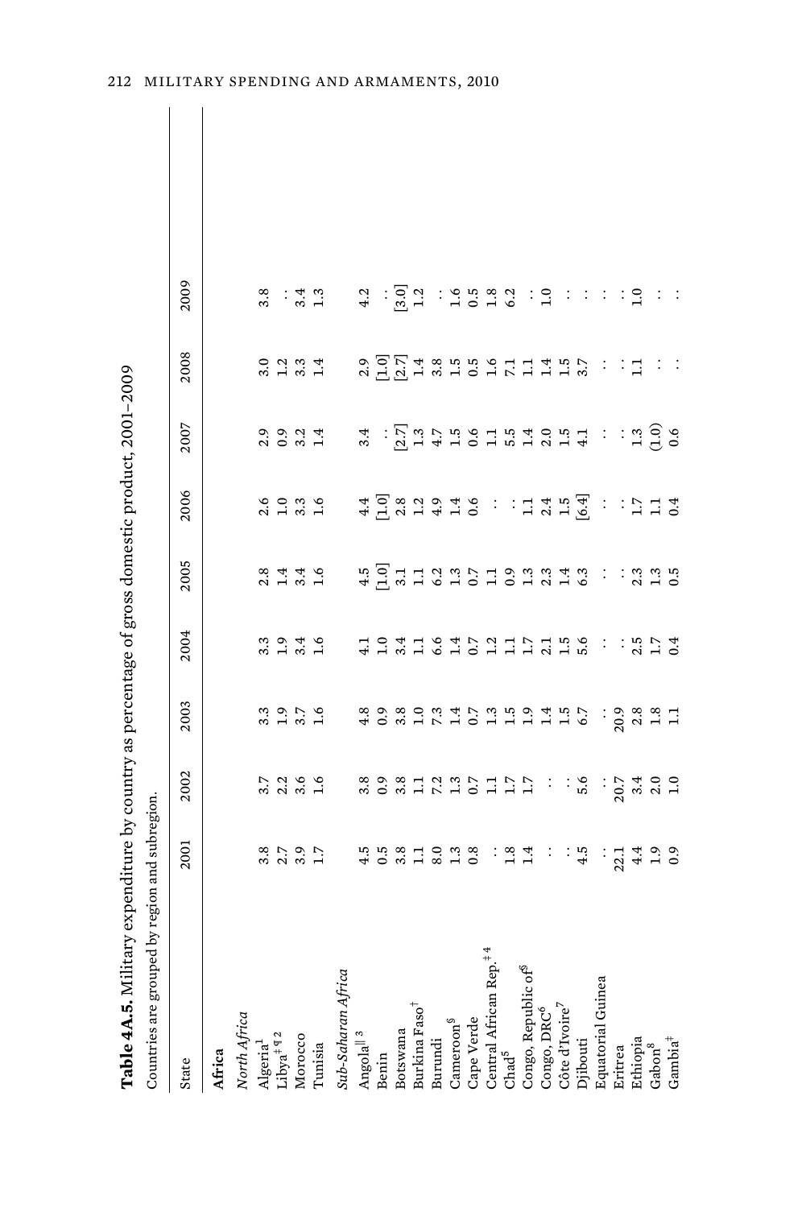**Table 4A.5.** Military expenditure by country as percentage of gross domestic product, 2001–2009

Countries are grouped by region and subregion.

| State | 2001 | 2002 | 2003 | 2004 | 2005 | 2006 | 2007 | 2008 | 2009 |
|---|---|---|---|---|---|---|---|---|---|
| **Africa** | | | | | | | | | |
| *North Africa* | | | | | | | | | |
| Algeria[1] | 3.8 | 3.7 | 3.3 | 3.3 | 2.8 | 2.6 | 2.9 | 3.0 | 3.8 |
| Libya[‡ ¶ 2] | 2.7 | 2.2 | 1.9 | 1.9 | 1.4 | 1.0 | 0.9 | 1.2 | . . |
| Morocco | 3.9 | 3.6 | 3.7 | 3.4 | 3.4 | 3.3 | 3.2 | 3.3 | 3.4 |
| Tunisia | 1.7 | 1.6 | 1.6 | 1.6 | 1.6 | 1.6 | 1.4 | 1.4 | 1.3 |
| *Sub-Saharan Africa* | | | | | | | | | |
| Angola[‖ 3] | 4.5 | 3.8 | 4.8 | 4.1 | 4.5 | 4.4 | 3.4 | 2.9 | 4.2 |
| Benin | 0.5 | 0.9 | 0.9 | 1.0 | [1.0] | [1.0] | . . | [1.0] | . . |
| Botswana | 3.8 | 3.8 | 3.8 | 3.4 | 3.1 | 2.8 | [2.7] | [2.7] | [3.0] |
| Burkina Faso[†] | 1.1 | 1.1 | 1.0 | 1.1 | 1.1 | 1.2 | 1.3 | 1.4 | 1.2 |
| Burundi | 8.0 | 7.2 | 7.3 | 6.6 | 6.2 | 4.9 | 4.7 | 3.8 | . . |
| Cameroon[§] | 1.3 | 1.3 | 1.4 | 1.4 | 1.3 | 1.4 | 1.5 | 1.5 | 1.6 |
| Cape Verde | 0.8 | 0.7 | 0.7 | 0.7 | 0.7 | 0.6 | 0.6 | 0.5 | 0.5 |
| Central African Rep.[‡ 4] | . . | 1.1 | 1.3 | 1.2 | 1.1 | . . | 1.1 | 1.6 | 1.8 |
| Chad[5] | 1.8 | 1.7 | 1.5 | 1.1 | 0.9 | . . | 5.5 | 7.1 | 6.2 |
| Congo, Republic of[§] | 1.4 | 1.7 | 1.9 | 1.7 | 1.3 | 1.1 | 1.4 | 1.1 | . . |
| Congo, DRC[6] | . . | . . | 1.4 | 2.1 | 2.3 | 2.4 | 2.0 | 1.4 | 1.0 |
| Côte d'Ivoire[7] | . . | . . | 1.5 | 1.5 | 1.4 | 1.5 | 1.5 | 1.5 | . . |
| Djibouti | 4.5 | 5.6 | 6.7 | 5.6 | 6.3 | [6.4] | 4.1 | 3.7 | . . |
| Equatorial Guinea | . . | . . | . . | . . | . . | . . | . . | . . | . . |
| Eritrea | 22.1 | 20.7 | 20.9 | . . | . . | . . | . . | . . | . . |
| Ethiopia | 4.4 | 3.4 | 2.8 | 2.5 | 2.3 | 1.7 | 1.3 | 1.1 | 1.0 |
| Gabon[8] | 1.9 | 2.0 | 1.8 | 1.7 | 1.3 | 1.1 | (1.0) | . . | . . |
| Gambia[‡] | 0.9 | 1.0 | 1.1 | 0.4 | 0.5 | 0.4 | 0.6 | . . | . . |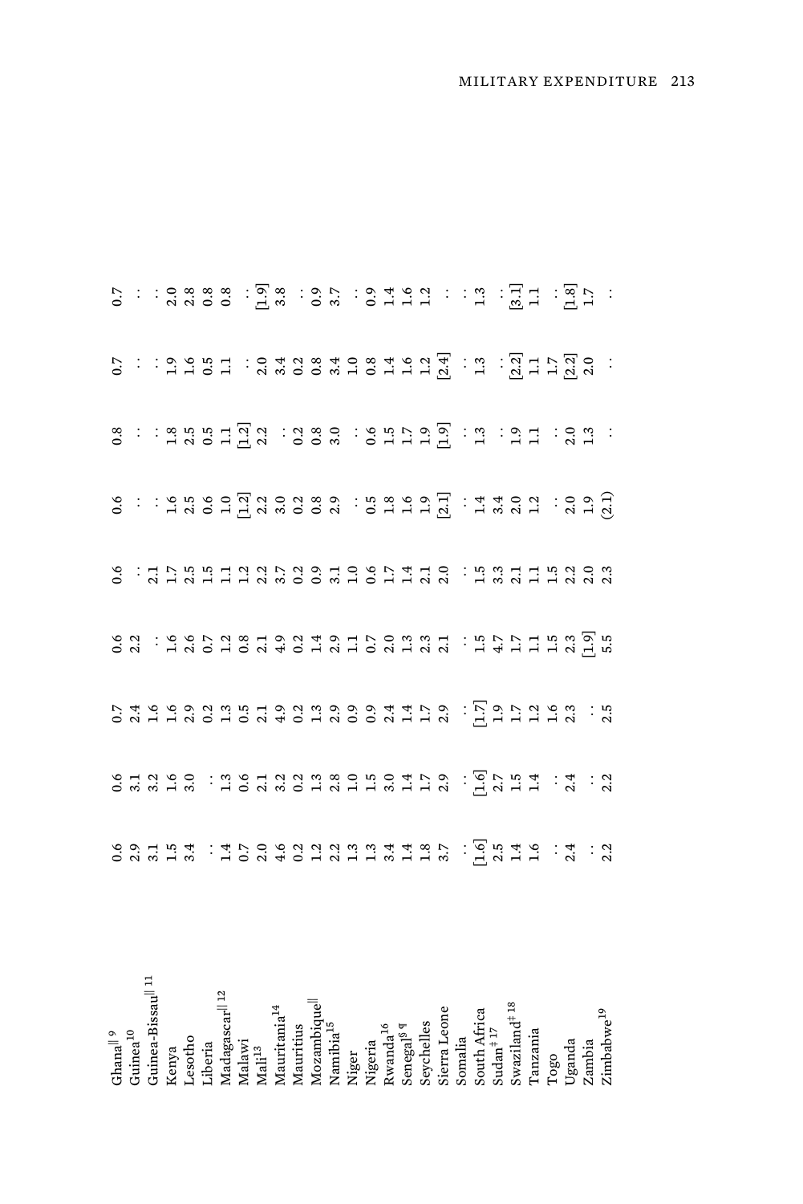| | | | | | | | | | |
|---|---|---|---|---|---|---|---|---|---|
| Ghana[|| 9] | 0.6 | 0.6 | 0.7 | 0.6 | 0.6 | 0.6 | 0.8 | 0.7 | 0.7 |
| Guinea[10] | 2.9 | 3.1 | 2.4 | 2.2 | . . | . . | . . | . . | . . |
| Guinea-Bissau[|| 11] | 3.1 | 3.2 | 1.6 | . . | 2.1 | . . | . . | . . | . . |
| Kenya | 1.5 | 1.6 | 1.6 | 1.6 | 1.7 | 1.6 | 1.8 | 1.9 | 2.0 |
| Lesotho | 3.4 | 3.0 | 2.9 | 2.6 | 2.5 | 2.5 | 2.5 | 1.6 | 2.8 |
| Liberia | . . | . . | 0.2 | 0.7 | 1.5 | 0.6 | 0.5 | 0.5 | 0.8 |
| Madagascar[|| 12] | 1.4 | 1.3 | 1.3 | 1.2 | 1.1 | 1.0 | 1.1 | 1.1 | 0.8 |
| Malawi | 0.7 | 0.6 | 0.5 | 0.8 | 1.2 | [1.2] | [1.2] | . . | . . |
| Mali[13] | 2.0 | 2.1 | 2.1 | 2.1 | 2.2 | 2.2 | 2.2 | 2.0 | [1.9] |
| Mauritania[14] | 4.6 | 3.2 | 4.9 | 4.9 | 3.7 | 3.0 | . . | 3.4 | 3.8 |
| Mauritius | 0.2 | 0.2 | 0.2 | 0.2 | 0.2 | 0.2 | 0.2 | 0.2 | . . |
| Mozambique[||] | 1.2 | 1.3 | 1.3 | 1.4 | 0.9 | 0.8 | 0.8 | 0.8 | 0.9 |
| Namibia[15] | 2.2 | 2.8 | 2.9 | 2.9 | 3.1 | 2.9 | 3.0 | 3.4 | 3.7 |
| Niger | 1.3 | 1.0 | 0.9 | 1.1 | 1.0 | . . | . . | 1.0 | . . |
| Nigeria | 1.3 | 1.5 | 0.9 | 0.7 | 0.6 | 0.5 | 0.6 | 0.8 | 0.9 |
| Rwanda[16] | 3.4 | 3.0 | 2.4 | 2.0 | 1.7 | 1.8 | 1.5 | 1.4 | 1.4 |
| Senegal[§ ¶] | 1.4 | 1.4 | 1.4 | 1.3 | 1.4 | 1.6 | 1.7 | 1.6 | 1.6 |
| Seychelles | 1.8 | 1.7 | 1.7 | 2.3 | 2.1 | 1.9 | 1.9 | 1.2 | 1.2 |
| Sierra Leone | 3.7 | 2.9 | 2.9 | 2.1 | 2.0 | [2.1] | [1.9] | [2.4] | . . |
| Somalia | . . | . . | . . | . . | . . | . . | . . | . . | . . |
| South Africa | [1.6] | [1.6] | [1.7] | 1.5 | 1.5 | 1.4 | 1.3 | 1.3 | 1.3 |
| Sudan[‡ 17] | 2.5 | 2.7 | 1.9 | 4.7 | 3.3 | 3.4 | . . | . . | . . |
| Swaziland[‡ 18] | 1.4 | 1.5 | 1.7 | 1.7 | 2.1 | 2.0 | 1.9 | [2.2] | [3.1] |
| Tanzania | 1.6 | 1.4 | 1.2 | 1.1 | 1.1 | 1.2 | 1.1 | 1.1 | 1.1 |
| Togo | . . | . . | 1.6 | 1.5 | 1.5 | . . | . . | 1.7 | . . |
| Uganda | 2.4 | 2.4 | 2.3 | 2.3 | 2.2 | 2.0 | 2.0 | [2.2] | [1.8] |
| Zambia | . . | . . | . . | [1.9] | 2.0 | 1.9 | 1.3 | 2.0 | 1.7 |
| Zimbabwe[19] | 2.2 | 2.2 | 2.5 | 5.5 | 2.3 | (2.1) | . . | . . | . . |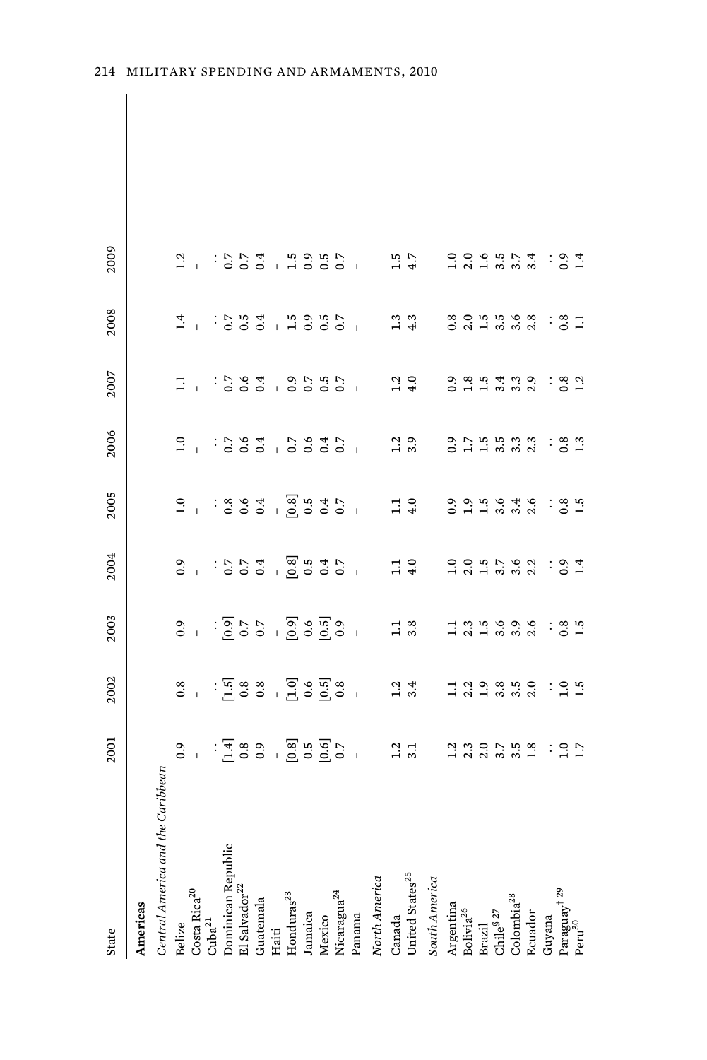| State | 2001 | 2002 | 2003 | 2004 | 2005 | 2006 | 2007 | 2008 | 2009 |
|---|---|---|---|---|---|---|---|---|---|
| **Americas** | | | | | | | | | |
| *Central America and the Caribbean* | | | | | | | | | |
| Belize | 0.9 | 0.8 | 0.9 | 0.9 | 1.0 | 1.0 | 1.1 | 1.4 | 1.2 |
| Costa Rica[20] | – | – | – | – | – | – | – | – | – |
| Cuba[21] | . . | . . | . . | . . | . . | . . | . . | . . | . . |
| Dominican Republic | [1.4] | [1.5] | [0.9] | 0.7 | 0.8 | 0.7 | 0.7 | 0.7 | 0.7 |
| El Salvador[22] | 0.8 | 0.8 | 0.7 | 0.7 | 0.6 | 0.6 | 0.6 | 0.5 | 0.7 |
| Guatemala | 0.9 | 0.8 | 0.7 | 0.4 | 0.4 | 0.4 | 0.4 | 0.4 | 0.4 |
| Haiti | – | – | – | – | – | – | – | – | – |
| Honduras[23] | [0.8] | [1.0] | [0.9] | [0.8] | [0.8] | 0.7 | 0.9 | 1.5 | 1.5 |
| Jamaica | 0.5 | 0.6 | 0.6 | 0.5 | 0.5 | 0.6 | 0.7 | 0.9 | 0.9 |
| Mexico | [0.6] | [0.5] | [0.5] | 0.4 | 0.4 | 0.4 | 0.5 | 0.5 | 0.5 |
| Nicaragua[24] | 0.7 | 0.8 | 0.9 | 0.7 | 0.7 | 0.7 | 0.7 | 0.7 | 0.7 |
| Panama | – | – | – | – | – | – | – | – | – |
| *North America* | | | | | | | | | |
| Canada | 1.2 | 1.2 | 1.1 | 1.1 | 1.1 | 1.2 | 1.2 | 1.3 | 1.5 |
| United States[25] | 3.1 | 3.4 | 3.8 | 4.0 | 4.0 | 3.9 | 4.0 | 4.3 | 4.7 |
| *South America* | | | | | | | | | |
| Argentina | 1.2 | 1.1 | 1.1 | 1.0 | 0.9 | 0.9 | 0.9 | 0.8 | 1.0 |
| Bolivia[26] | 2.3 | 2.2 | 2.3 | 2.0 | 1.9 | 1.7 | 1.8 | 2.0 | 2.0 |
| Brazil | 2.0 | 1.9 | 1.5 | 1.5 | 1.5 | 1.5 | 1.5 | 1.5 | 1.6 |
| Chile[§ 27] | 3.7 | 3.8 | 3.6 | 3.7 | 3.6 | 3.5 | 3.4 | 3.5 | 3.5 |
| Colombia[28] | 3.5 | 3.5 | 3.9 | 3.6 | 3.4 | 3.3 | 3.3 | 3.6 | 3.7 |
| Ecuador | 1.8 | 2.0 | 2.6 | 2.2 | 2.6 | 2.3 | 2.9 | 2.8 | 3.4 |
| Guyana | . . | . . | . . | . . | . . | . . | . . | . . | . . |
| Paraguay[† 29] | 1.0 | 1.0 | 0.8 | 0.9 | 0.8 | 0.8 | 0.8 | 0.8 | 0.9 |
| Peru[30] | 1.7 | 1.5 | 1.5 | 1.4 | 1.5 | 1.3 | 1.2 | 1.1 | 1.4 |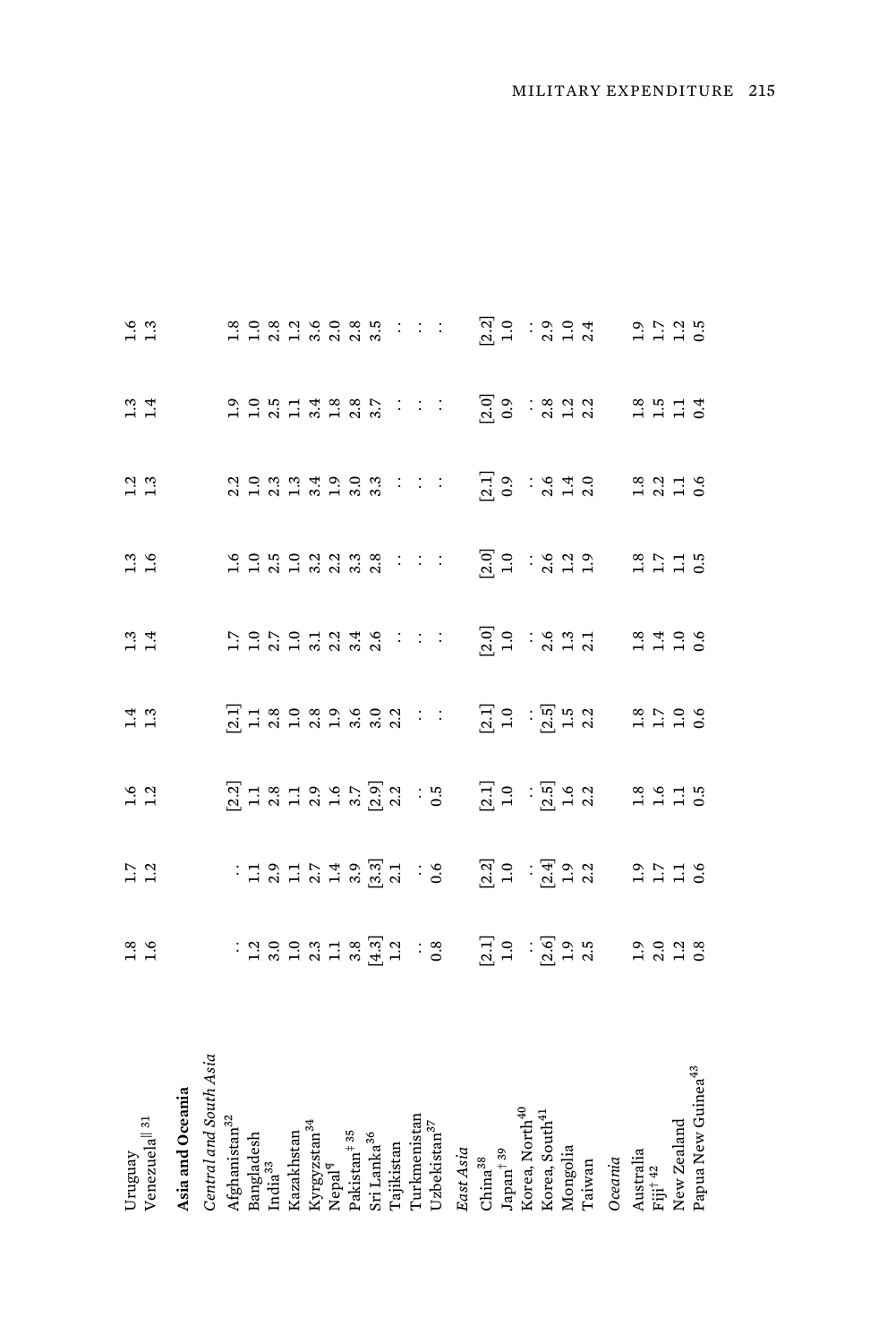| | | | | | | | | | |
|---|---|---|---|---|---|---|---|---|---|
| Uruguay | 1.8 | 1.7 | 1.6 | 1.4 | 1.3 | 1.3 | 1.2 | 1.3 | 1.6 |
| Venezuela‖ [31] | 1.6 | 1.2 | 1.2 | 1.3 | 1.4 | 1.6 | 1.3 | 1.4 | 1.3 |
| **Asia and Oceania** | | | | | | | | | |
| *Central and South Asia* | | | | | | | | | |
| Afghanistan[32] | : | : | [2.2] | [2.1] | 1.7 | 1.6 | 2.2 | 1.9 | 1.8 |
| Bangladesh | 1.2 | 1.1 | 1.1 | 1.1 | 1.0 | 1.0 | 1.0 | 1.0 | 1.0 |
| India[33] | 3.0 | 2.9 | 2.8 | 2.8 | 2.7 | 2.5 | 2.3 | 2.5 | 2.8 |
| Kazakhstan | 1.0 | 1.1 | 1.1 | 1.0 | 1.0 | 1.0 | 1.3 | 1.1 | 1.2 |
| Kyrgyzstan[34] | 2.3 | 2.7 | 2.9 | 2.8 | 3.1 | 3.2 | 3.4 | 3.4 | 3.6 |
| Nepal¶ | 1.1 | 1.4 | 1.6 | 1.9 | 2.2 | 2.2 | 1.9 | 1.8 | 2.0 |
| Pakistan‡ [35] | 3.8 | 3.9 | 3.7 | 3.6 | 3.4 | 3.3 | 3.0 | 2.8 | 2.8 |
| Sri Lanka[36] | [4.3] | [3.3] | [2.9] | 3.0 | 2.6 | 2.8 | 3.3 | 3.7 | 3.5 |
| Tajikistan | 1.2 | 2.1 | 2.2 | 2.2 | : | : | : | : | : |
| Turkmenistan | : | : | : | : | : | : | : | : | : |
| Uzbekistan[37] | 0.8 | 0.6 | 0.5 | : | : | : | : | : | : |
| *East Asia* | | | | | | | | | |
| China[38] | [2.1] | [2.2] | [2.1] | [2.1] | [2.0] | [2.0] | [2.1] | [2.0] | [2.2] |
| Japan† [39] | 1.0 | 1.0 | 1.0 | 1.0 | 1.0 | 1.0 | 0.9 | 0.9 | 1.0 |
| Korea, North[40] | : | : | : | : | : | : | : | : | : |
| Korea, South[41] | [2.6] | [2.4] | [2.5] | [2.5] | 2.6 | 2.6 | 2.6 | 2.8 | 2.9 |
| Mongolia | 1.9 | 1.9 | 1.6 | 1.5 | 1.3 | 1.2 | 1.4 | 1.2 | 1.0 |
| Taiwan | 2.5 | 2.2 | 2.2 | 2.2 | 2.1 | 1.9 | 2.0 | 2.2 | 2.4 |
| *Oceania* | | | | | | | | | |
| Australia | 1.9 | 1.9 | 1.8 | 1.8 | 1.8 | 1.8 | 1.8 | 1.8 | 1.9 |
| Fiji† [42] | 2.0 | 1.7 | 1.6 | 1.7 | 1.4 | 1.7 | 2.2 | 1.5 | 1.7 |
| New Zealand | 1.2 | 1.1 | 1.1 | 1.0 | 1.0 | 1.1 | 1.1 | 1.1 | 1.2 |
| Papua New Guinea[43] | 0.8 | 0.6 | 0.5 | 0.6 | 0.6 | 0.5 | 0.6 | 0.4 | 0.5 |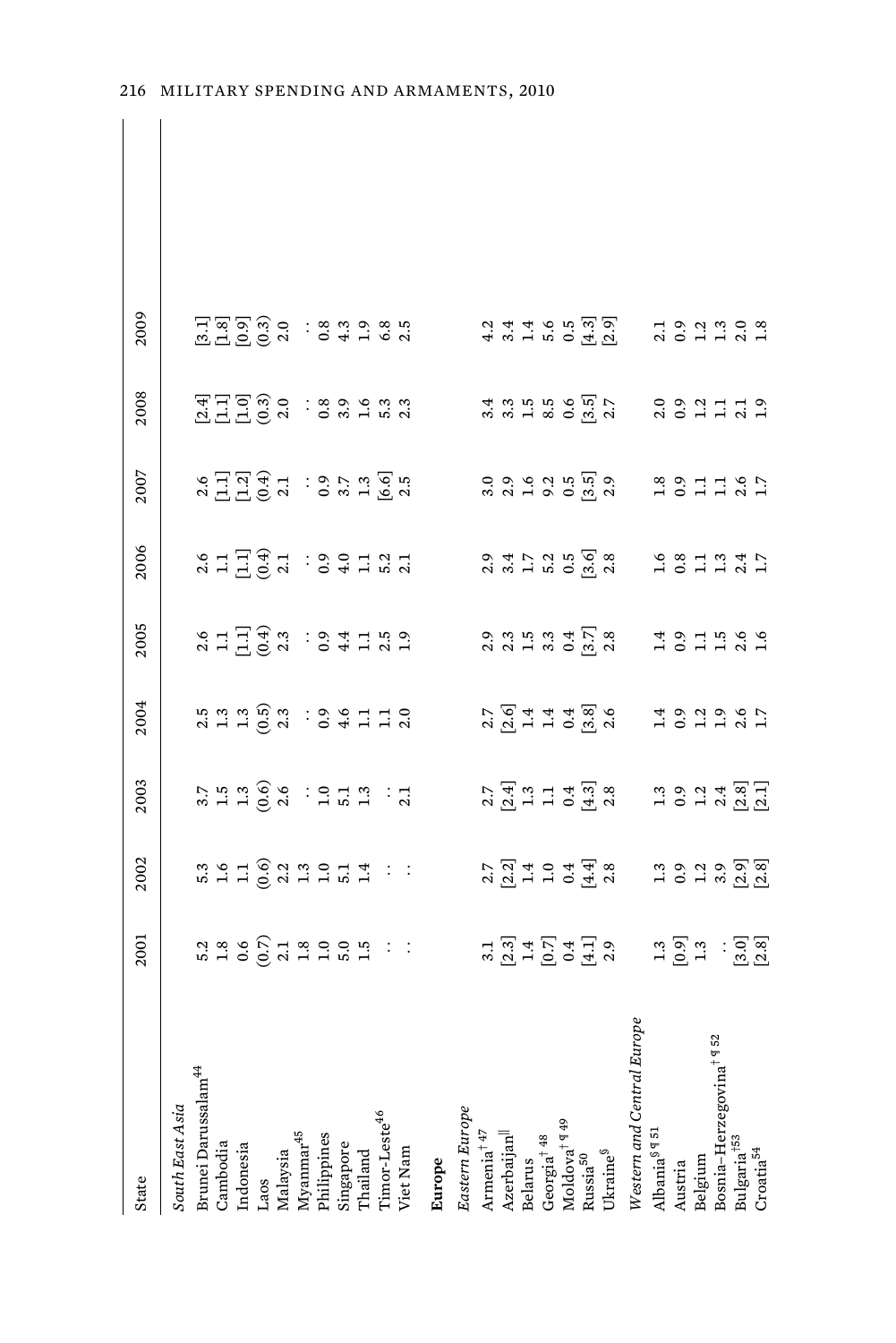| State | 2001 | 2002 | 2003 | 2004 | 2005 | 2006 | 2007 | 2008 | 2009 |
|---|---|---|---|---|---|---|---|---|---|
| *South East Asia* | | | | | | | | | |
| Brunei Darussalam[44] | 5.2 | 5.3 | 3.7 | 2.5 | 2.6 | 2.6 | 2.6 | [2.4] | [3.1] |
| Cambodia | 1.8 | 1.6 | 1.5 | 1.3 | 1.1 | 1.1 | [1.1] | [1.1] | [1.8] |
| Indonesia | 0.6 | 1.1 | 1.3 | 1.3 | [1.1] | [1.1] | [1.2] | [1.0] | [0.9] |
| Laos | (0.7) | (0.6) | (0.6) | (0.5) | (0.4) | (0.4) | (0.4) | (0.3) | (0.3) |
| Malaysia | 2.1 | 2.2 | 2.6 | 2.3 | 2.3 | 2.1 | 2.1 | 2.0 | 2.0 |
| Myanmar[45] | 1.8 | 1.3 | . . | . . | . . | . . | . . | . . | . . |
| Philippines | 1.0 | 1.0 | 1.0 | 0.9 | 0.9 | 0.9 | 0.9 | 0.8 | 0.8 |
| Singapore | 5.0 | 5.1 | 5.1 | 4.6 | 4.4 | 4.0 | 3.7 | 3.9 | 4.3 |
| Thailand | 1.5 | 1.4 | 1.3 | 1.1 | 1.1 | 1.1 | 1.3 | 1.6 | 1.9 |
| Timor-Leste[46] | . . | . . | . . | 1.1 | 2.5 | 5.2 | [6.6] | 5.3 | 6.8 |
| Viet Nam | . . | . . | 2.1 | 2.0 | 1.9 | 2.1 | 2.5 | 2.3 | 2.5 |
| **Europe** | | | | | | | | | |
| *Eastern Europe* | | | | | | | | | |
| Armenia†[47] | 3.1 | 2.7 | 2.7 | 2.7 | 2.9 | 2.9 | 3.0 | 3.4 | 4.2 |
| Azerbaijan‖ | [2.3] | [2.2] | [2.4] | [2.6] | 2.3 | 3.4 | 2.9 | 3.3 | 3.4 |
| Belarus | 1.4 | 1.4 | 1.3 | 1.4 | 1.5 | 1.7 | 1.6 | 1.5 | 1.4 |
| Georgia†[48] | [0.7] | 1.0 | 1.1 | 1.4 | 3.3 | 5.2 | 9.2 | 8.5 | 5.6 |
| Moldova†¶[49] | 0.4 | 0.4 | 0.4 | 0.4 | 0.4 | 0.5 | 0.5 | 0.6 | 0.5 |
| Russia[50] | [4.1] | [4.4] | [4.3] | [3.8] | [3.7] | [3.6] | [3.5] | [3.5] | [4.3] |
| Ukraine§ | 2.9 | 2.8 | 2.8 | 2.6 | 2.8 | 2.8 | 2.9 | 2.7 | [2.9] |
| *Western and Central Europe* | | | | | | | | | |
| Albania§¶[51] | 1.3 | 1.3 | 1.3 | 1.4 | 1.4 | 1.6 | 1.8 | 2.0 | 2.1 |
| Austria | [0.9] | 0.9 | 0.9 | 0.9 | 0.9 | 0.8 | 0.9 | 0.9 | 0.9 |
| Belgium | 1.3 | 1.2 | 1.2 | 1.2 | 1.1 | 1.1 | 1.1 | 1.2 | 1.2 |
| Bosnia–Herzegovina†¶[52] | . . | 3.9 | 2.4 | 1.9 | 1.5 | 1.3 | 1.1 | 1.1 | 1.3 |
| Bulgaria†[53] | [3.0] | [2.9] | [2.8] | 2.6 | 2.6 | 2.4 | 2.6 | 2.1 | 2.0 |
| Croatia[54] | [2.8] | [2.8] | [2.1] | 1.7 | 1.6 | 1.7 | 1.7 | 1.9 | 1.8 |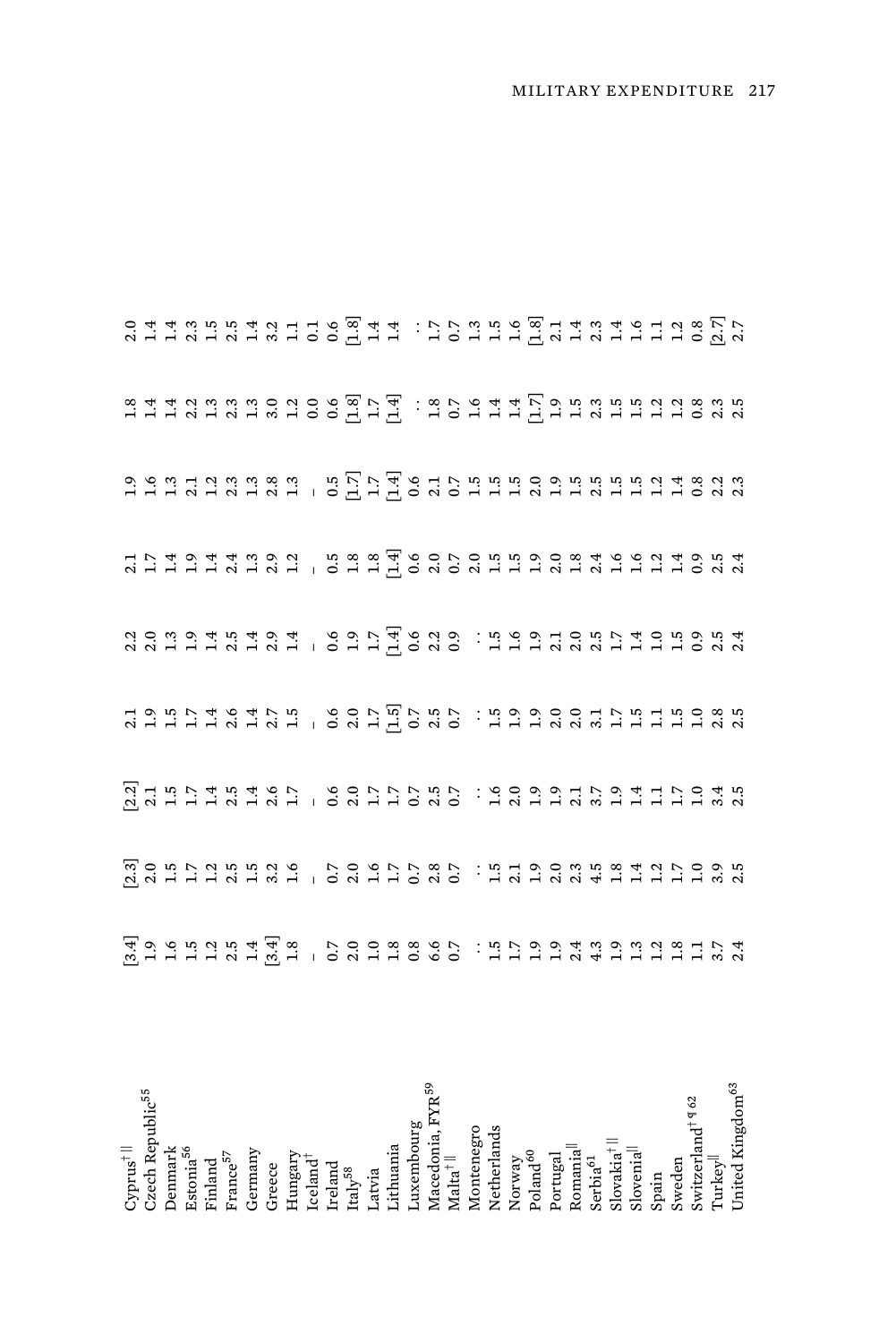| Country | | | | | | | | | |
|---|---|---|---|---|---|---|---|---|---|
| Cyprus†‖ | [3.4] | [2.3] | [2.2] | 2.1 | 2.2 | 2.1 | 1.9 | 1.8 | 2.0 |
| Czech Republic[55] | 1.9 | 2.0 | 2.1 | 1.9 | 2.0 | 1.7 | 1.6 | 1.4 | 1.4 |
| Denmark | 1.6 | 1.5 | 1.5 | 1.5 | 1.3 | 1.4 | 1.3 | 1.4 | 1.4 |
| Estonia[56] | 1.5 | 1.7 | 1.7 | 1.7 | 1.9 | 1.9 | 2.1 | 2.2 | 2.3 |
| Finland | 1.2 | 1.2 | 1.4 | 1.4 | 1.4 | 1.4 | 1.2 | 1.3 | 1.5 |
| France[57] | 2.5 | 2.5 | 2.5 | 2.6 | 2.5 | 2.4 | 2.3 | 2.3 | 2.5 |
| Germany | 1.4 | 1.5 | 1.4 | 1.4 | 1.4 | 1.3 | 1.3 | 1.3 | 1.4 |
| Greece | [3.4] | 3.2 | 2.6 | 2.7 | 2.9 | 2.9 | 2.8 | 3.0 | 3.2 |
| Hungary | 1.8 | 1.6 | 1.7 | 1.5 | 1.4 | 1.2 | 1.3 | 1.2 | 1.1 |
| Iceland† | - | - | - | - | - | - | - | 0.0 | 0.1 |
| Ireland | 0.7 | 0.7 | 0.6 | 0.6 | 0.6 | 0.5 | 0.5 | 0.6 | 0.6 |
| Italy[58] | 2.0 | 2.0 | 2.0 | 2.0 | 1.9 | 1.8 | [1.7] | [1.8] | [1.8] |
| Latvia | 1.0 | 1.6 | 1.7 | 1.7 | 1.7 | 1.8 | 1.7 | 1.7 | 1.4 |
| Lithuania | 1.8 | 1.7 | 1.7 | [1.5] | [1.4] | [1.4] | [1.4] | [1.4] | 1.4 |
| Luxembourg | 0.8 | 0.7 | 0.7 | 0.7 | 0.6 | 0.6 | 0.6 | : | : |
| Macedonia, FYR[59] | 6.6 | 2.8 | 2.5 | 2.5 | 2.2 | 2.0 | 2.1 | 1.8 | 1.7 |
| Malta†‖ | 0.7 | 0.7 | 0.7 | 0.7 | 0.9 | 0.7 | 0.7 | 0.7 | 0.7 |
| Montenegro | : | : | : | : | : | 2.0 | 1.5 | 1.6 | 1.3 |
| Netherlands | 1.5 | 1.5 | 1.6 | 1.5 | 1.5 | 1.5 | 1.5 | 1.4 | 1.5 |
| Norway | 1.7 | 2.1 | 2.0 | 1.9 | 1.6 | 1.5 | 1.5 | 1.4 | 1.6 |
| Poland[60] | 1.9 | 1.9 | 1.9 | 1.9 | 1.9 | 1.9 | 2.0 | [1.7] | [1.8] |
| Portugal | 1.9 | 2.0 | 1.9 | 2.0 | 2.1 | 2.0 | 1.9 | 1.9 | 2.1 |
| Romania‖ | 2.4 | 2.3 | 2.1 | 2.0 | 2.0 | 1.8 | 1.5 | 1.5 | 1.4 |
| Serbia[61] | 4.3 | 4.5 | 3.7 | 3.1 | 2.5 | 2.4 | 2.5 | 2.3 | 2.3 |
| Slovakia†‖ | 1.9 | 1.8 | 1.9 | 1.7 | 1.7 | 1.6 | 1.5 | 1.5 | 1.4 |
| Slovenia‖ | 1.3 | 1.4 | 1.4 | 1.5 | 1.4 | 1.6 | 1.5 | 1.5 | 1.6 |
| Spain | 1.2 | 1.2 | 1.1 | 1.1 | 1.0 | 1.2 | 1.2 | 1.2 | 1.1 |
| Sweden | 1.8 | 1.7 | 1.7 | 1.5 | 1.5 | 1.4 | 1.4 | 1.2 | 1.2 |
| Switzerland†¶[62] | 1.1 | 1.0 | 1.0 | 1.0 | 0.9 | 0.9 | 0.8 | 0.8 | 0.8 |
| Turkey‖ | 3.7 | 3.9 | 3.4 | 2.8 | 2.5 | 2.5 | 2.2 | 2.3 | [2.7] |
| United Kingdom[63] | 2.4 | 2.5 | 2.5 | 2.5 | 2.4 | 2.4 | 2.3 | 2.5 | 2.7 |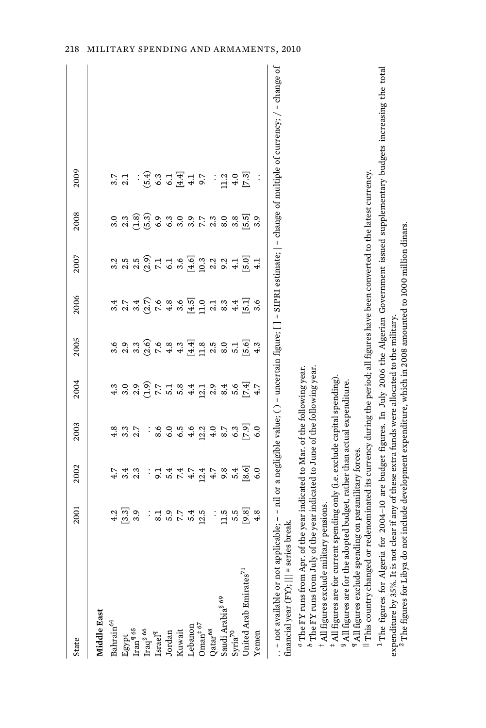| State | 2001 | 2002 | 2003 | 2004 | 2005 | 2006 | 2007 | 2008 | 2009 |
|---|---|---|---|---|---|---|---|---|---|
| **Middle East** | | | | | | | | | |
| Bahrain[64] | 4.2 | 4.7 | 4.8 | 4.3 | 3.6 | 3.4 | 3.2 | 3.0 | 3.7 |
| Egypt | [3.3] | 3.4 | 3.3 | 3.0 | 2.9 | 2.7 | 2.5 | 2.3 | 2.1 |
| Iran[¶ 65] | 3.9 | 2.3 | 2.7 | 2.9 | 3.3 | 3.4 | 2.5 | (1.8) | . . |
| Iraq[§ 66] | . . | . . | . . | (1.9) | (2.6) | (2.7) | (2.9) | (5.3) | (5.4) |
| Israel[¶] | 8.1 | 9.1 | 8.6 | 7.7 | 7.6 | 7.6 | 7.1 | 6.9 | 6.3 |
| Jordan | 5.9 | 5.4 | 6.0 | 5.1 | 4.8 | 4.8 | 6.1 | 6.3 | 6.1 |
| Kuwait | 7.7 | 7.4 | 6.5 | 5.8 | 4.3 | 3.6 | 3.6 | 3.0 | [4.4] |
| Lebanon | 5.4 | 4.7 | 4.6 | 4.4 | [4.4] | [4.5] | [4.6] | 3.9 | 4.1 |
| Oman[† 67] | 12.5 | 12.4 | 12.2 | 12.1 | 11.8 | 11.0 | 10.3 | 7.7 | 9.7 |
| Qatar[68] | . . | 4.7 | 4.0 | 2.9 | 2.5 | 2.1 | 2.2 | 2.3 | . . |
| Saudi Arabia[§ 69] | 11.5 | 9.8 | 8.7 | 8.4 | 8.0 | 8.3 | 9.2 | 8.0 | 11.2 |
| Syria[70] | 5.5 | 5.4 | 6.3 | 5.6 | 5.1 | 4.4 | 4.1 | 3.8 | 4.0 |
| United Arab Emirates[71] | [9.8] | [8.6] | [7.9] | [7.4] | [5.6] | [5.1] | [5.0] | [5.5] | [7.3] |
| Yemen | 4.8 | 6.0 | 6.0 | 4.7 | 4.3 | 3.6 | 4.1 | 3.9 | . . |

. . = not available or not applicable; – = nil or a negligible value; ( ) = uncertain figure; [ ] = SIPRI estimate; | = change of multiple of currency; / = change of financial year (FY); ||| = series break.

[a] The FY runs from Apr. of the year indicated to Mar. of the following year.

[b] The FY runs from July of the year indicated to June of the following year.

[†] All figures exclude military pensions.

[‡] All figures are for current spending only (i.e. exclude capital spending).

[§] All figures are for the adopted budget, rather than actual expenditure.

[¶] All figures exclude spending on paramilitary forces.

[||] This country changed or redenominated its currency during the period; all figures have been converted to the latest currency.

[1] The figures for Algeria for 2004–10 are budget figures. In July 2006 the Algerian Government issued supplementary budgets increasing the total expenditure by 35%. It is not clear if any of these extra funds were allocated to the military.

[2] The figures for Libya do not include development expenditure, which in 2008 amounted to 1000 million dinars.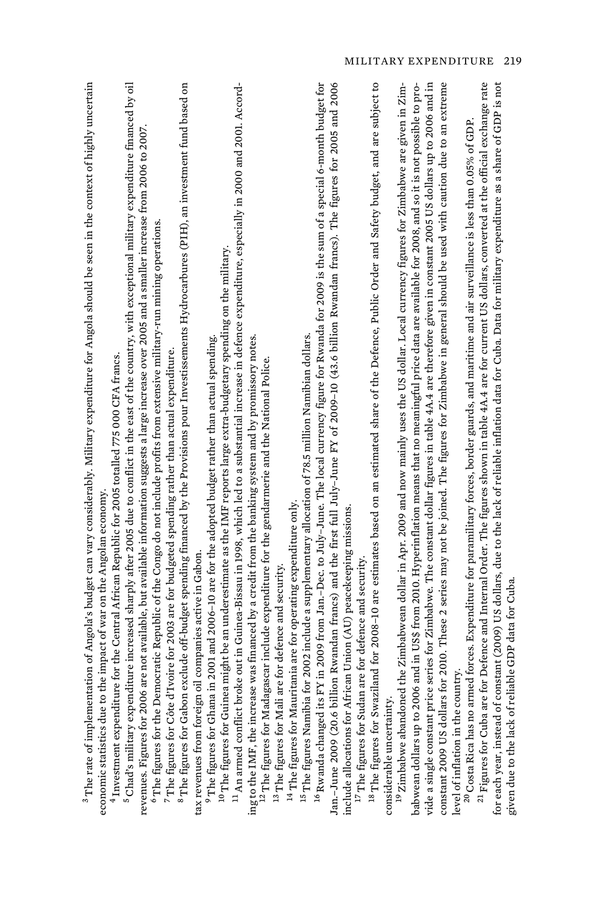[3] The rate of implementation of Angola's budget can vary considerably. Military expenditure for Angola should be seen in the context of highly uncertain economic statistics due to the impact of war on the Angolan economy.

[4] Investment expenditure for the Central African Republic for 2005 totalled 775 000 CFA francs.

[5] Chad's military expenditure increased sharply after 2005 due to conflict in the east of the country, with exceptional military expenditure financed by oil revenues. Figures for 2006 are not available, but available information suggests a large increase over 2005 and a smaller increase from 2006 to 2007.

[6] The figures for the Democratic Republic of the Congo do not include profits from extensive military-run mining operations.

[7] The figures for Côte d'Ivoire for 2003 are for budgeted spending rather than actual expenditure.

[8] The figures for Gabon exclude off-budget spending financed by the Provisions pour Investissements Hydrocarbures (PIH), an investment fund based on tax revenues from foreign oil companies active in Gabon.

[9] The figures for Ghana in 2001 and 2006–10 are for the adopted budget rather than actual spending.

[10] The figures for Guinea might be an underestimate as the IMF reports large extra-budgetary spending on the military.

[11] An armed conflict broke out in Guinea-Bissau in 1998, which led to a substantial increase in defence expenditure, especially in 2000 and 2001. According to the IMF, the increase was financed by a credit from the banking system and by promissory notes.

[12] The figures for Madagascar include expenditure for the gendarmerie and the National Police.

[13] The figures for Mali are for defence and security.

[14] The figures for Mauritania are for operating expenditure only.

[15] The figures Namibia for 2002 include a supplementary allocation of 78.5 million Namibian dollars.

[16] Rwanda changed its FY in 2009 from Jan.–Dec. to July–June. The local currency figure for Rwanda for 2009 is the sum of a special 6-month budget for Jan.–June 2009 (20.6 billion Rwandan francs) and the first full July–June FY of 2009–10 (43.6 billion Rwandan francs). The figures for 2005 and 2006 include allocations for African Union (AU) peacekeeping missions.

[17] The figures for Sudan are for defence and security.

[18] The figures for Swaziland for 2008–10 are estimates based on an estimated share of the Defence, Public Order and Safety budget, and are subject to considerable uncertainty.

[19] Zimbabwe abandoned the Zimbabwean dollar in Apr. 2009 and now mainly uses the US dollar. Local currency figures for Zimbabwe are given in Zimbabwean dollars up to 2006 and in US$ from 2010. Hyperinflation means that no meaningful price data are available for 2008, and so it is not possible to provide a single constant price series for Zimbabwe. The constant dollar figures in table 4A.4 are therefore given in constant 2005 US dollars up to 2006 and in constant 2009 US dollars for 2010. These 2 series may not be joined. The figures for Zimbabwe in general should be used with caution due to an extreme level of inflation in the country.

[20] Costa Rica has no armed forces. Expenditure for paramilitary forces, border guards, and maritime and air surveillance is less than 0.05% of GDP.

[21] Figures for Cuba are for Defence and Internal Order. The figures shown in table 4A.4 are for current US dollars, converted at the official exchange rate for each year, instead of constant (2009) US dollars, due to the lack of reliable inflation data for Cuba. Data for military expenditure as a share of GDP is not given due to the lack of reliable GDP data for Cuba.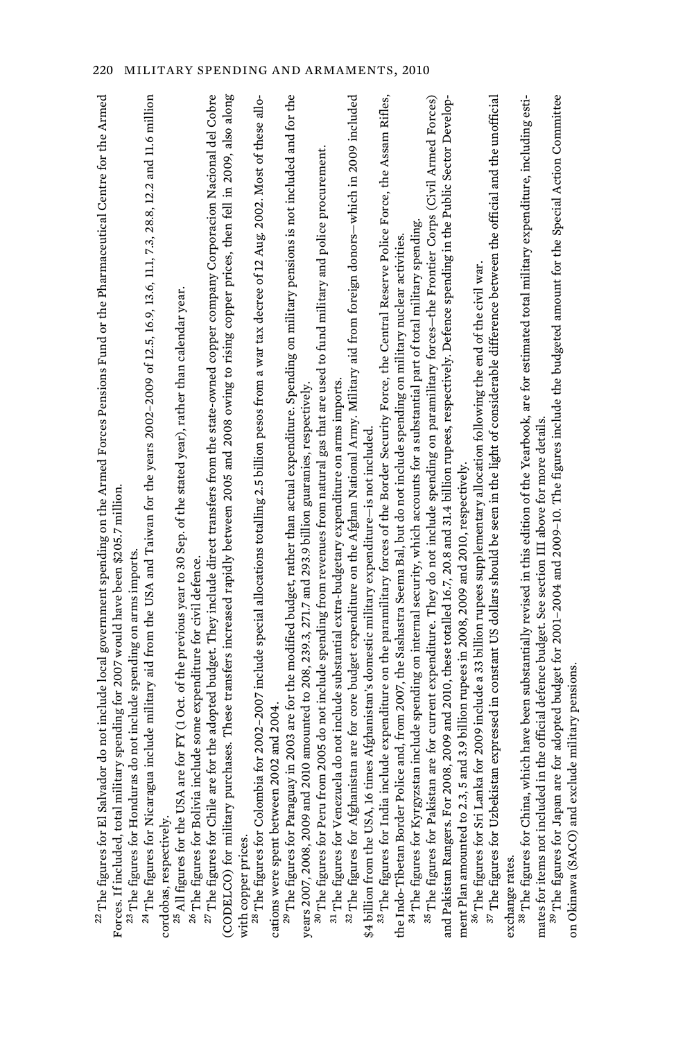[22] The figures for El Salvador do not include local government spending on the Armed Forces Pensions Fund or the Pharmaceutical Centre for the Armed Forces. If included, total military spending for 2007 would have been $205.7 million.

[23] The figures for Honduras do not include spending on arms imports.

[24] The figures for Nicaragua include military aid from the USA and Taiwan for the years 2002–2009 of 12.5, 16.9, 13.6, 11.1, 7.3, 28.8, 12.2 and 11.6 million cordobas, respectively.

[25] All figures for the USA are for FY (1 Oct. of the previous year to 30 Sep. of the stated year), rather than calendar year.

[26] The figures for Bolivia include some expenditure for civil defence.

[27] The figures for Chile are for the adopted budget. They include direct transfers from the state-owned copper company Corporacion Nacional del Cobre (CODELCO) for military purchases. These transfers increased rapidly between 2005 and 2008 owing to rising copper prices, then fell in 2009, also along with copper prices.

[28] The figures for Colombia for 2002–2007 include special allocations totalling 2.5 billion pesos from a war tax decree of 12 Aug. 2002. Most of these allocations were spent between 2002 and 2004.

[29] The figures for Paraguay in 2003 are for the modified budget, rather than actual expenditure. Spending on military pensions is not included and for the years 2007, 2008, 2009 and 2010 amounted to 208, 239.3, 271.7 and 293.9 billion guaranies, respectively.

[30] The figures for Peru from 2005 do not include spending from revenues from natural gas that are used to fund military and police procurement.

[31] The figures for Venezuela do not include substantial extra-budgetary expenditure on arms imports.

[32] The figures for Afghanistan are for core budget expenditure on the Afghan National Army. Military aid from foreign donors—which in 2009 included $4 billion from the USA, 16 times Afghanistan's domestic military expenditure—is not included.

[33] The figures for India include expenditure on the paramilitary forces of the Border Security Force, the Central Reserve Police Force, the Assam Rifles, the Indo-Tibetan Border Police and, from 2007, the Sashastra Seema Bal, but do not include spending on military nuclear activities.

[34] The figures for Kyrgyzstan include spending on internal security, which accounts for a substantial part of total military spending.

[35] The figures for Pakistan are for current expenditure. They do not include spending on paramilitary forces—the Frontier Corps (Civil Armed Forces) and Pakistan Rangers. For 2008, 2009 and 2010, these totalled 16.7, 20.8 and 31.4 billion rupees, respectively. Defence spending in the Public Sector Development Plan amounted to 2.3, 5 and 3.9 billion rupees in 2008, 2009 and 2010, respectively.

[36] The figures for Sri Lanka for 2009 include a 33 billion rupees supplementary allocation following the end of the civil war.

[37] The figures for Uzbekistan expressed in constant US dollars should be seen in the light of considerable difference between the official and the unofficial exchange rates.

[38] The figures for China, which have been substantially revised in this edition of the Yearbook, are for estimated total military expenditure, including estimates for items not included in the official defence budget. See section III above for more details.

[39] The figures for Japan are for adopted budget for 2001–2004 and 2009–10. The figures include the budgeted amount for the Special Action Committee on Okinawa (SACO) and exclude military pensions.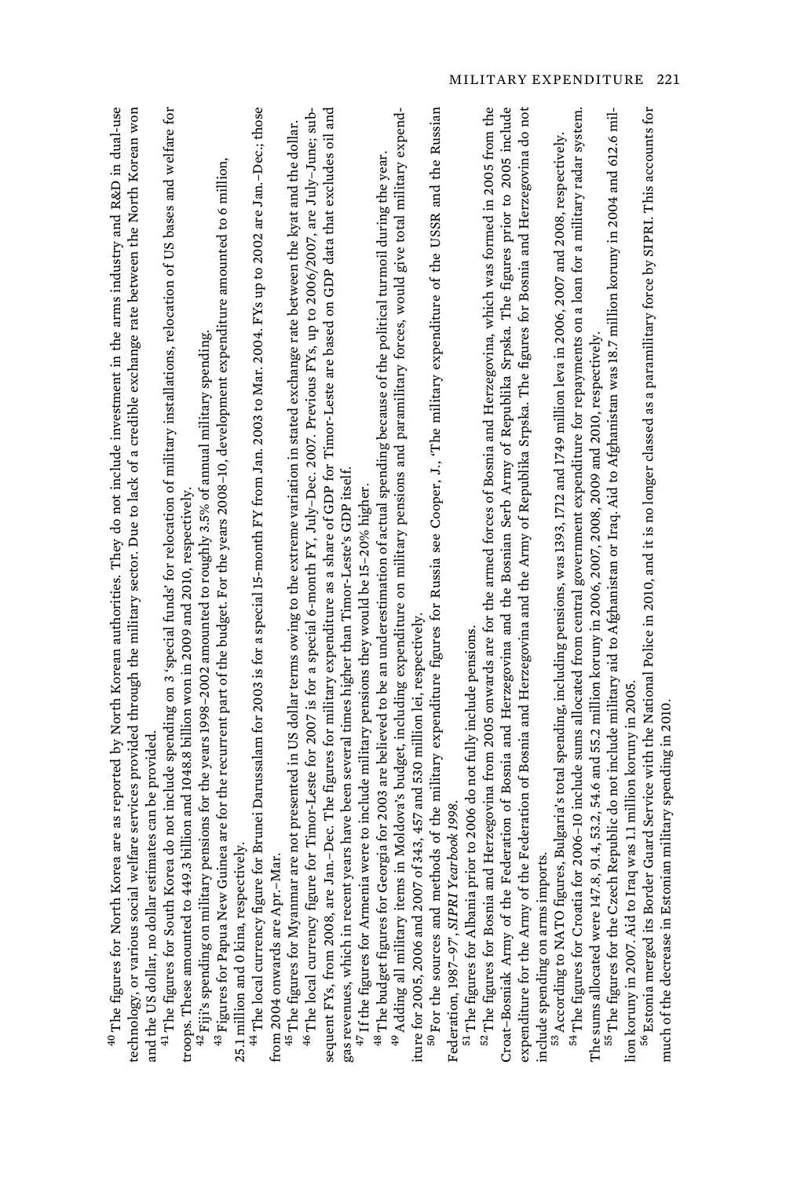[40] The figures for North Korea are as reported by North Korean authorities. They do not include investment in the arms industry and R&D in dual-use technology, or various social welfare services provided through the military sector. Due to lack of a credible exchange rate between the North Korean won and the US dollar, no dollar estimates can be provided.

[41] The figures for South Korea do not include spending on 3 'special funds' for relocation of military installations, relocation of US bases and welfare for troops. These amounted to 449.3 billion and 1048.8 billion won in 2009 and 2010, respectively.

[42] Fiji's spending on military pensions for the years 1998–2002 amounted to roughly 3.5% of annual military spending.

[43] Figures for Papua New Guinea are for the recurrent part of the budget. For the years 2008–10, development expenditure amounted to 6 million, 25.1 million and 0 kina, respectively.

[44] The local currency figure for Brunei Darussalam for 2003 is for a special 15-month FY from Jan. 2003 to Mar. 2004. FYs up to 2002 are Jan.–Dec.; those from 2004 onwards are Apr.–Mar.

[45] The figures for Myanmar are not presented in US dollar terms owing to the extreme variation in stated exchange rate between the kyat and the dollar.

[46] The local currency figure for Timor-Leste for 2007 is for a special 6-month FY, July–Dec. 2007. Previous FYs, up to 2006/2007, are July–June; subsequent FYs, from 2008, are Jan.–Dec. The figures for military expenditure as a share of GDP for Timor-Leste are based on GDP data that excludes oil and gas revenues, which in recent years have been several times higher than Timor-Leste's GDP itself.

[47] If the figures for Armenia were to include military pensions they would be 15–20% higher.

[48] The budget figures for Georgia for 2003 are believed to be an underestimation of actual spending because of the political turmoil during the year.

[49] Adding all military items in Moldova's budget, including expenditure on military pensions and paramilitary forces, would give total military expenditure for 2005, 2006 and 2007 of 343, 457 and 530 million lei, respectively.

[50] For the sources and methods of the military expenditure figures for Russia see Cooper, J., 'The military expenditure of the USSR and the Russian Federation, 1987–97', *SIPRI Yearbook 1998*.

[51] The figures for Albania prior to 2006 do not fully include pensions.

[52] The figures for Bosnia and Herzegovina from 2005 onwards are for the armed forces of Bosnia and Herzegovina, which was formed in 2005 from the Croat–Bosniak Army of the Federation of Bosnia and Herzegovina and the Bosnian Serb Army of Republika Srpska. The figures prior to 2005 include expenditure for the Army of the Federation of Bosnia and Herzegovina and the Army of Republika Srpska. The figures for Bosnia and Herzegovina do not include spending on arms imports.

[53] According to NATO figures, Bulgaria's total spending, including pensions, was 1393, 1712 and 1749 million leva in 2006, 2007 and 2008, respectively.

[54] The figures for Croatia for 2006–10 include sums allocated from central government expenditure for repayments on a loan for a military radar system. The sums allocated were 147.8, 91.4, 53.2, 54.6 and 55.2 million koruny in 2006, 2007, 2008, 2009 and 2010, respectively.

[55] The figures for the Czech Republic do not include military aid to Afghanistan or Iraq. Aid to Afghanistan was 18.7 million koruny in 2004 and 612.6 million koruny in 2007. Aid to Iraq was 1.1 million koruny in 2005.

[56] Estonia merged its Border Guard Service with the National Police in 2010, and it is no longer classed as a paramilitary force by SIPRI. This accounts for much of the decrease in Estonian military spending in 2010.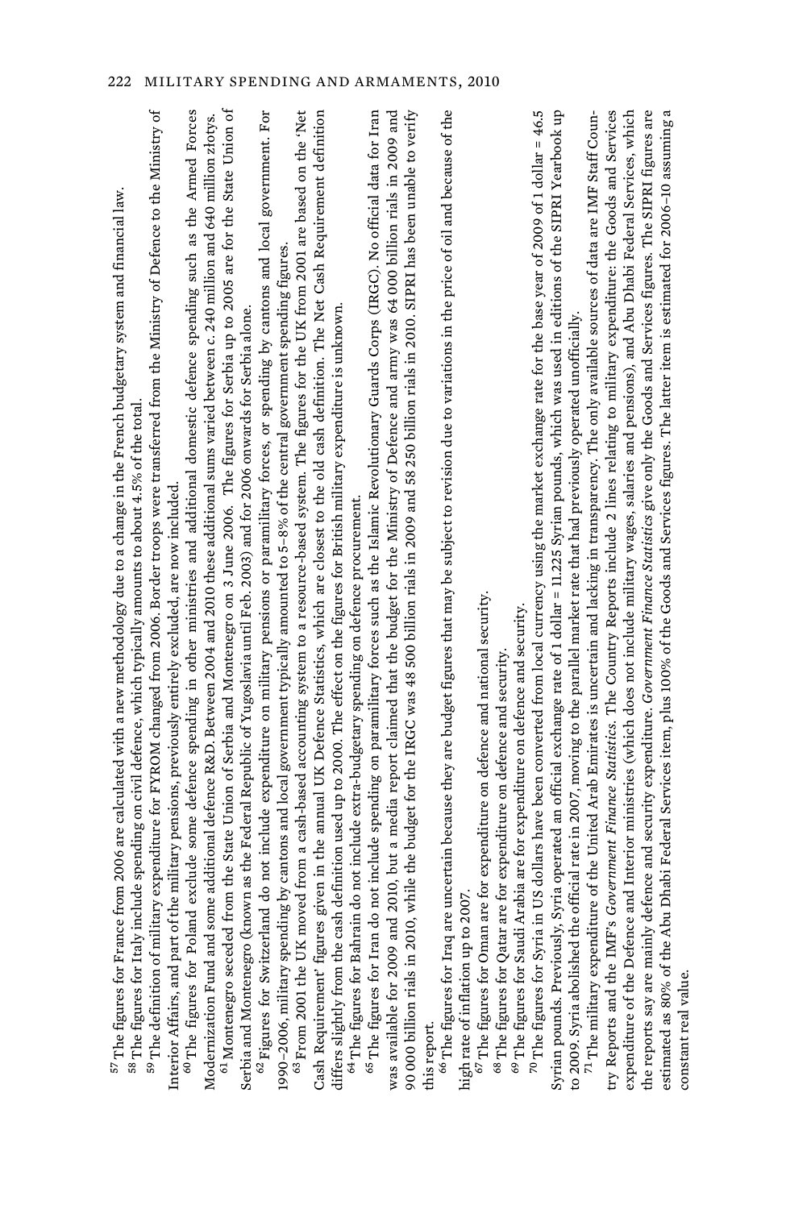[57] The figures for France from 2006 are calculated with a new methodology due to a change in the French budgetary system and financial law.

[58] The figures for Italy include spending on civil defence, which typically amounts to about 4.5% of the total.

[59] The definition of military expenditure for FYROM changed from 2006. Border troops were transferred from the Ministry of Defence to the Ministry of Interior Affairs, and part of the military pensions, previously entirely excluded, are now included.

[60] The figures for Poland exclude some defence spending in other ministries and additional domestic defence spending such as the Armed Forces Modernization Fund and some additional defence R&D. Between 2004 and 2010 these additional sums varied between c. 240 million and 640 million złotys.

[61] Montenegro seceded from the State Union of Serbia and Montenegro on 3 June 2006. The figures for Serbia up to 2005 are for the State Union of Serbia and Montenegro (known as the Federal Republic of Yugoslavia until Feb. 2003) and for 2006 onwards for Serbia alone.

[62] Figures for Switzerland do not include expenditure on military pensions or paramilitary forces, or spending by cantons and local government. For 1990–2006, military spending by cantons and local government typically amounted to 5–8% of the central government spending figures.

[63] From 2001 the UK moved from a cash-based accounting system to a resource-based system. The figures for the UK from 2001 are based on the 'Net Cash Requirement' figures given in the annual UK Defence Statistics, which are closest to the old cash definition. The Net Cash Requirement definition differs slightly from the cash definition used up to 2000. The effect on the figures for British military expenditure is unknown.

[64] The figures for Bahrain do not include extra-budgetary spending on defence procurement.

[65] The figures for Iran do not include spending on paramilitary forces such as the Islamic Revolutionary Guards Corps (IRGC). No official data for Iran was available for 2009 and 2010, but a media report claimed that the budget for the Ministry of Defence and army was 64 000 billion rials in 2009 and 90 000 billion rials in 2010, while the budget for the IRGC was 48 500 billion rials in 2009 and 58 250 billion rials in 2010. SIPRI has been unable to verify this report.

[66] The figures for Iraq are uncertain because they are budget figures that may be subject to revision due to variations in the price of oil and because of the high rate of inflation up to 2007.

[67] The figures for Oman are for expenditure on defence and national security.

[68] The figures for Qatar are for expenditure on defence and security.

[69] The figures for Saudi Arabia are for expenditure on defence and security.

[70] The figures for Syria in US dollars have been converted from local currency using the market exchange rate for the base year of 2009 of 1 dollar = 46.5 Syrian pounds. Previously, Syria operated an official exchange rate of 1 dollar = 11.225 Syrian pounds, which was used in editions of the SIPRI Yearbook up to 2009. Syria abolished the official rate in 2007, moving to the parallel market rate that had previously operated unofficially.

[71] The military expenditure of the United Arab Emirates is uncertain and lacking in transparency. The only available sources of data are IMF Staff Country Reports and the IMF's *Government Finance Statistics*. The Country Reports include 2 lines relating to military expenditure: the Goods and Services expenditure of the Defence and Interior ministries (which does not include military wages, salaries and pensions), and Abu Dhabi Federal Services, which the reports say are mainly defence and security expenditure. *Government Finance Statistics* give only the Goods and Services figures. The SIPRI figures are estimated as 80% of the Abu Dhabi Federal Services item, plus 100% of the Goods and Services figures. The latter item is estimated for 2006–10 assuming a constant real value.